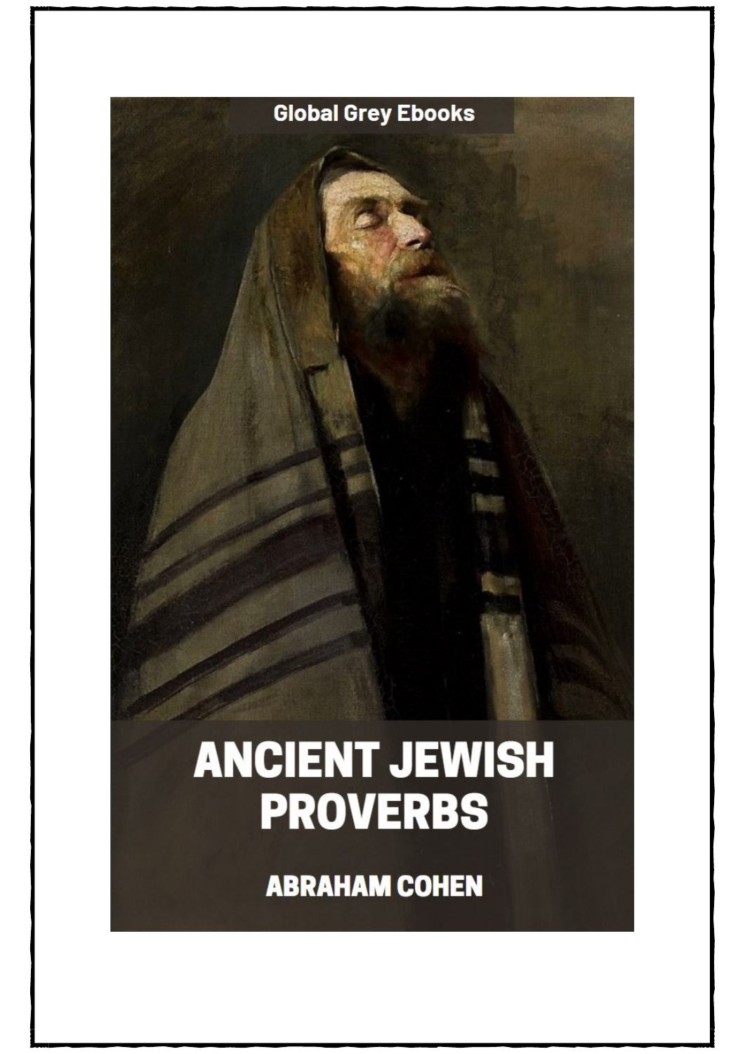Global Grey Ebooks

# ANCIENT JEWISH PROVERBS

ABRAHAM COHEN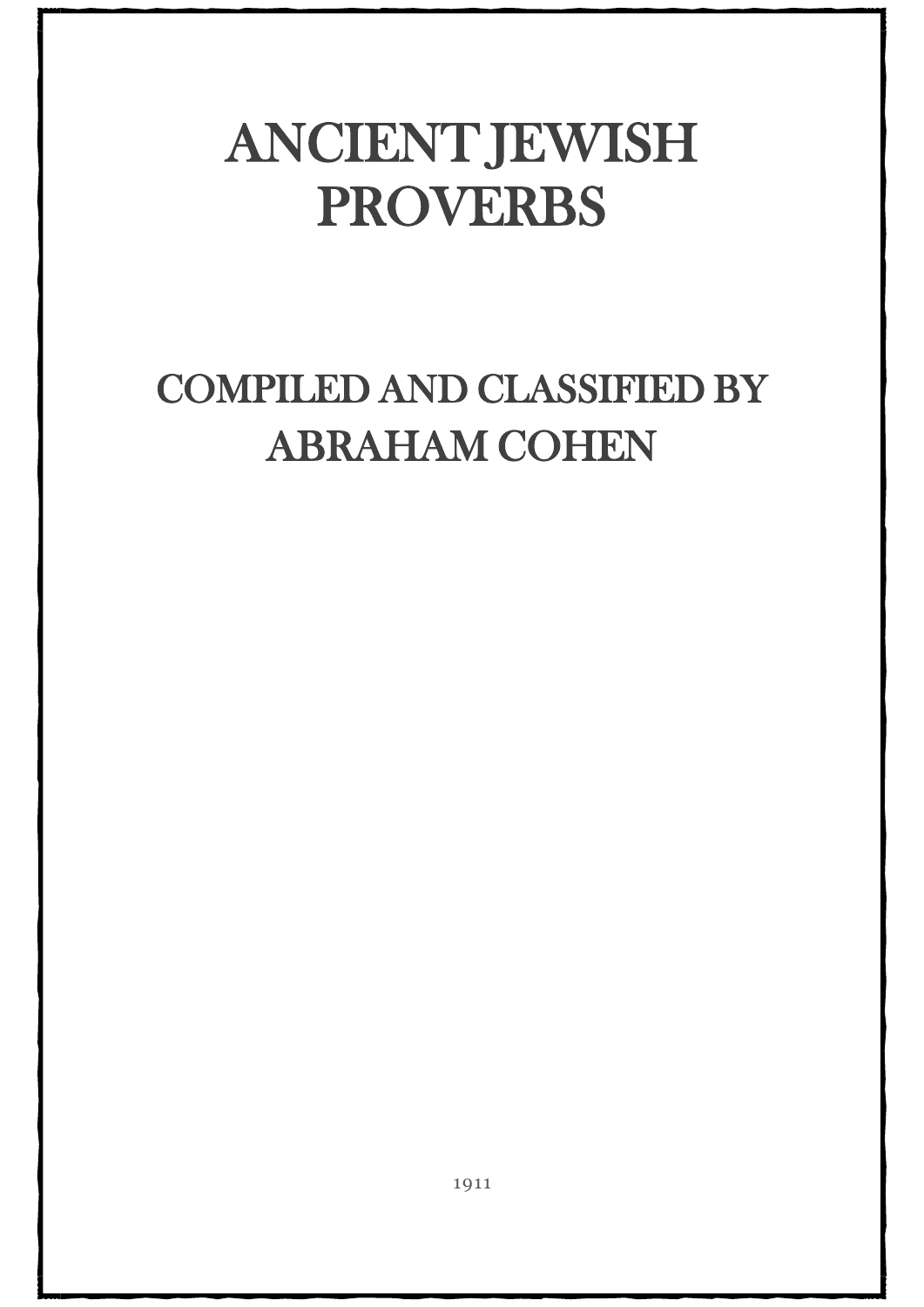# ANCIENT JEWISH PROVERBS

## COMPILED AND CLASSIFIED BY ABRAHAM COHEN

1911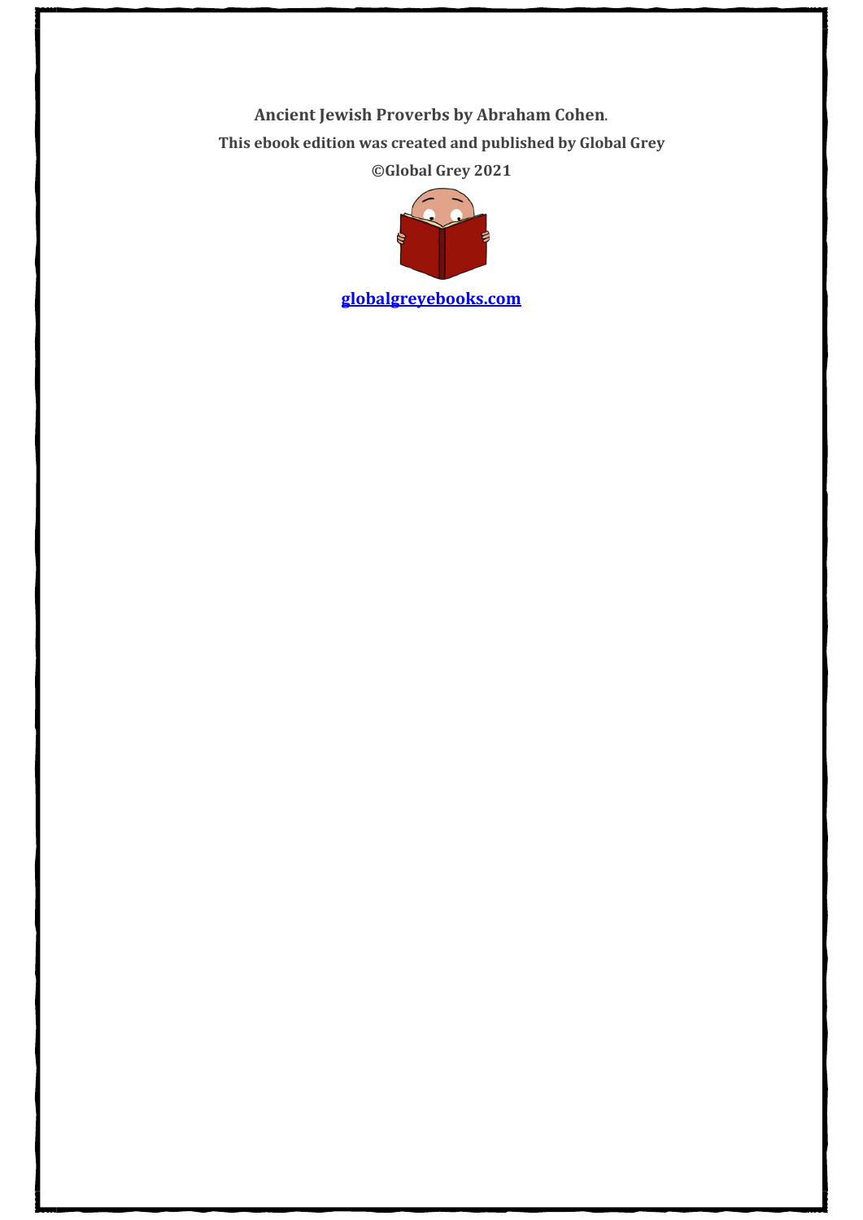**Ancient Jewish Proverbs by Abraham Cohen.**

**This ebook edition was created and published by Global Grey**

**©Global Grey 2021**

**[globalgreyebooks.com](https://www.globalgreyebooks.com)**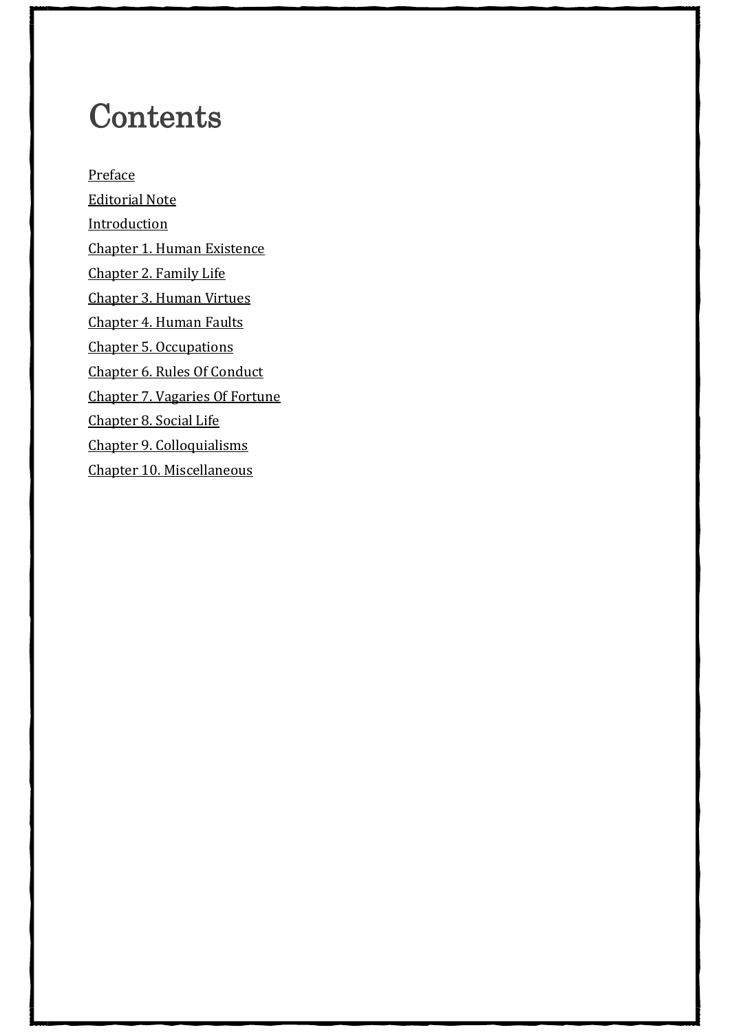# Contents

Preface

Editorial Note

Introduction

Chapter 1. Human Existence

Chapter 2. Family Life

Chapter 3. Human Virtues

Chapter 4. Human Faults

Chapter 5. Occupations

Chapter 6. Rules Of Conduct

Chapter 7. Vagaries Of Fortune

Chapter 8. Social Life

Chapter 9. Colloquialisms

Chapter 10. Miscellaneous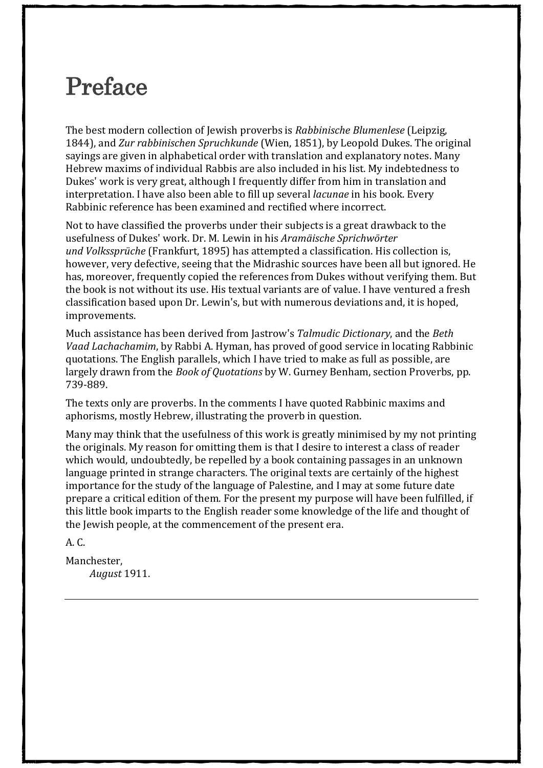# Preface

The best modern collection of Jewish proverbs is *Rabbinische Blumenlese* (Leipzig, 1844), and *Zur rabbinischen Spruchkunde* (Wien, 1851), by Leopold Dukes. The original sayings are given in alphabetical order with translation and explanatory notes. Many Hebrew maxims of individual Rabbis are also included in his list. My indebtedness to Dukes' work is very great, although I frequently differ from him in translation and interpretation. I have also been able to fill up several *lacunae* in his book. Every Rabbinic reference has been examined and rectified where incorrect.

Not to have classified the proverbs under their subjects is a great drawback to the usefulness of Dukes' work. Dr. M. Lewin in his *Aramäische Sprichwörter und Volkssprüche* (Frankfurt, 1895) has attempted a classification. His collection is, however, very defective, seeing that the Midrashic sources have been all but ignored. He has, moreover, frequently copied the references from Dukes without verifying them. But the book is not without its use. His textual variants are of value. I have ventured a fresh classification based upon Dr. Lewin's, but with numerous deviations and, it is hoped, improvements.

Much assistance has been derived from Jastrow's *Talmudic Dictionary*, and the *Beth Vaad Lachachamim*, by Rabbi A. Hyman, has proved of good service in locating Rabbinic quotations. The English parallels, which I have tried to make as full as possible, are largely drawn from the *Book of Quotations* by W. Gurney Benham, section Proverbs, pp. 739-889.

The texts only are proverbs. In the comments I have quoted Rabbinic maxims and aphorisms, mostly Hebrew, illustrating the proverb in question.

Many may think that the usefulness of this work is greatly minimised by my not printing the originals. My reason for omitting them is that I desire to interest a class of reader which would, undoubtedly, be repelled by a book containing passages in an unknown language printed in strange characters. The original texts are certainly of the highest importance for the study of the language of Palestine, and I may at some future date prepare a critical edition of them. For the present my purpose will have been fulfilled, if this little book imparts to the English reader some knowledge of the life and thought of the Jewish people, at the commencement of the present era.

A. C.

Manchester,
*August* 1911.

---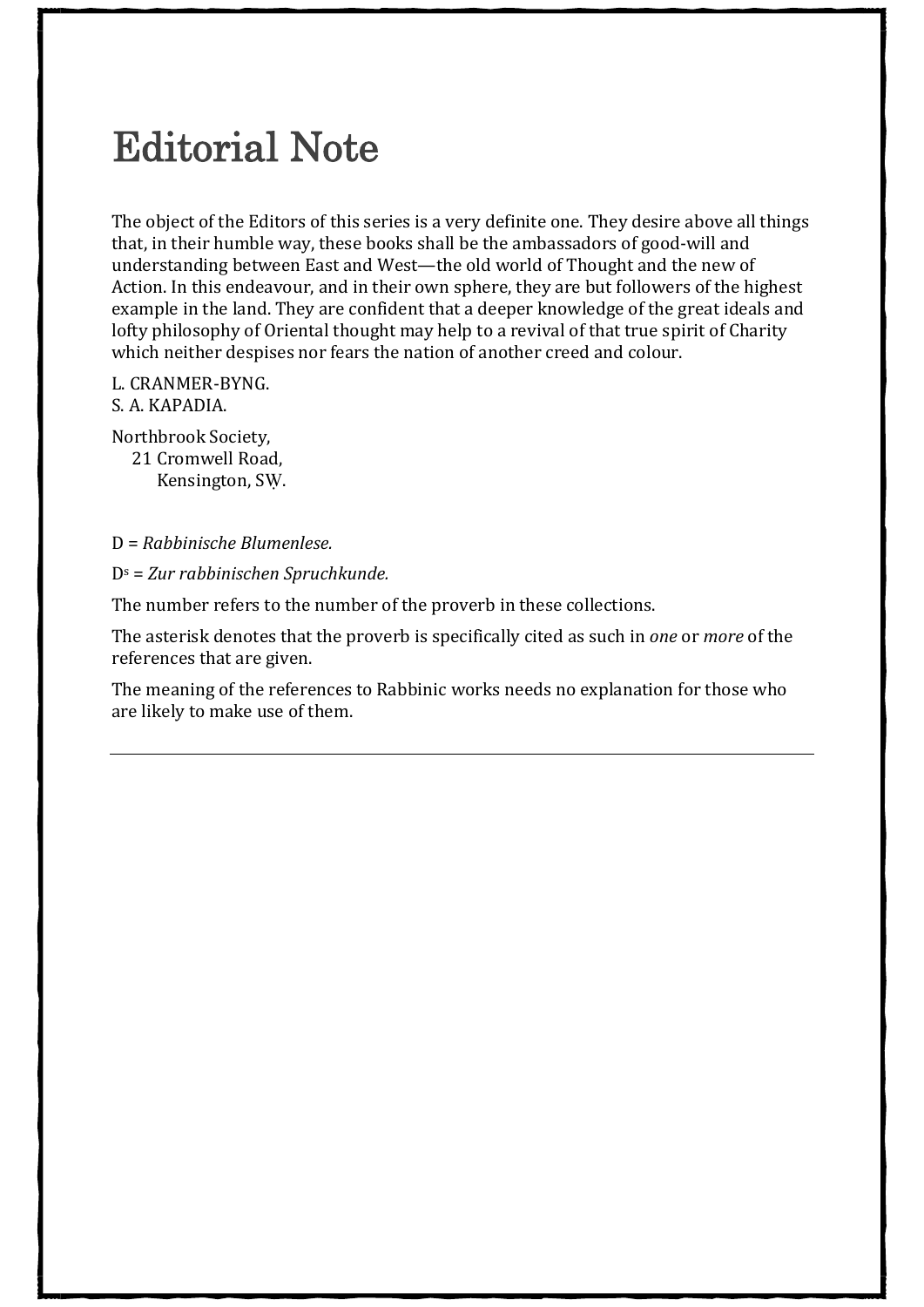# Editorial Note

The object of the Editors of this series is a very definite one. They desire above all things that, in their humble way, these books shall be the ambassadors of good-will and understanding between East and West—the old world of Thought and the new of Action. In this endeavour, and in their own sphere, they are but followers of the highest example in the land. They are confident that a deeper knowledge of the great ideals and lofty philosophy of Oriental thought may help to a revival of that true spirit of Charity which neither despises nor fears the nation of another creed and colour.

L. CRANMER-BYNG.
S. A. KAPADIA.

Northbrook Society,
21 Cromwell Road,
Kensington, S.W.

D = *Rabbinische Blumenlese.*

D[s] = *Zur rabbinischen Spruchkunde.*

The number refers to the number of the proverb in these collections.

The asterisk denotes that the proverb is specifically cited as such in *one* or *more* of the references that are given.

The meaning of the references to Rabbinic works needs no explanation for those who are likely to make use of them.

---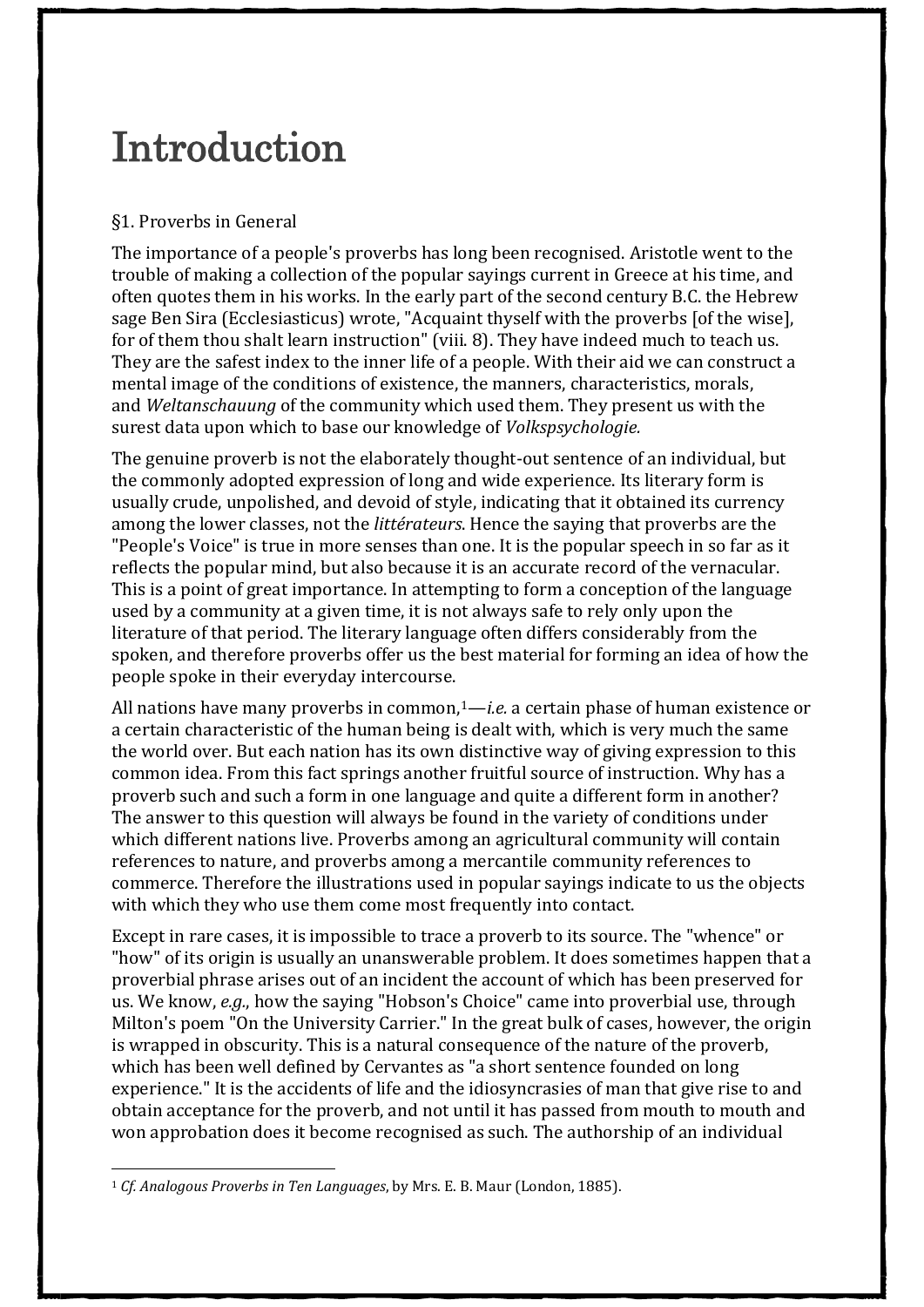# Introduction

§1. Proverbs in General

The importance of a people's proverbs has long been recognised. Aristotle went to the trouble of making a collection of the popular sayings current in Greece at his time, and often quotes them in his works. In the early part of the second century B.C. the Hebrew sage Ben Sira (Ecclesiasticus) wrote, "Acquaint thyself with the proverbs [of the wise], for of them thou shalt learn instruction" (viii. 8). They have indeed much to teach us. They are the safest index to the inner life of a people. With their aid we can construct a mental image of the conditions of existence, the manners, characteristics, morals, and *Weltanschauung* of the community which used them. They present us with the surest data upon which to base our knowledge of *Volkspsychologie.*

The genuine proverb is not the elaborately thought-out sentence of an individual, but the commonly adopted expression of long and wide experience. Its literary form is usually crude, unpolished, and devoid of style, indicating that it obtained its currency among the lower classes, not the *littérateurs*. Hence the saying that proverbs are the "People's Voice" is true in more senses than one. It is the popular speech in so far as it reflects the popular mind, but also because it is an accurate record of the vernacular. This is a point of great importance. In attempting to form a conception of the language used by a community at a given time, it is not always safe to rely only upon the literature of that period. The literary language often differs considerably from the spoken, and therefore proverbs offer us the best material for forming an idea of how the people spoke in their everyday intercourse.

All nations have many proverbs in common,[1]—*i.e.* a certain phase of human existence or a certain characteristic of the human being is dealt with, which is very much the same the world over. But each nation has its own distinctive way of giving expression to this common idea. From this fact springs another fruitful source of instruction. Why has a proverb such and such a form in one language and quite a different form in another? The answer to this question will always be found in the variety of conditions under which different nations live. Proverbs among an agricultural community will contain references to nature, and proverbs among a mercantile community references to commerce. Therefore the illustrations used in popular sayings indicate to us the objects with which they who use them come most frequently into contact.

Except in rare cases, it is impossible to trace a proverb to its source. The "whence" or "how" of its origin is usually an unanswerable problem. It does sometimes happen that a proverbial phrase arises out of an incident the account of which has been preserved for us. We know, *e.g.*, how the saying "Hobson's Choice" came into proverbial use, through Milton's poem "On the University Carrier." In the great bulk of cases, however, the origin is wrapped in obscurity. This is a natural consequence of the nature of the proverb, which has been well defined by Cervantes as "a short sentence founded on long experience." It is the accidents of life and the idiosyncrasies of man that give rise to and obtain acceptance for the proverb, and not until it has passed from mouth to mouth and won approbation does it become recognised as such. The authorship of an individual

---

[1] *Cf. Analogous Proverbs in Ten Languages*, by Mrs. E. B. Maur (London, 1885).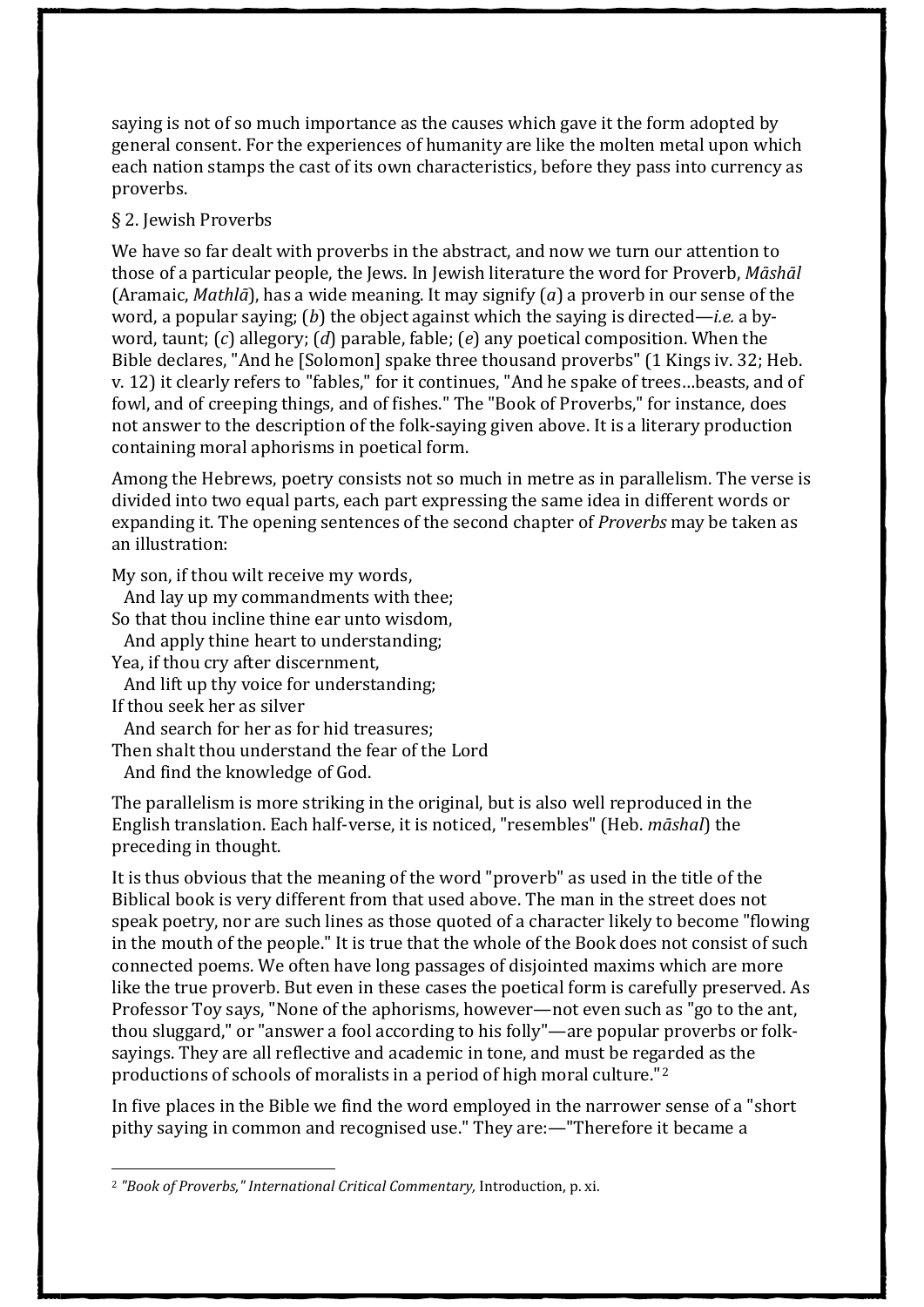saying is not of so much importance as the causes which gave it the form adopted by general consent. For the experiences of humanity are like the molten metal upon which each nation stamps the cast of its own characteristics, before they pass into currency as proverbs.

## § 2. Jewish Proverbs

We have so far dealt with proverbs in the abstract, and now we turn our attention to those of a particular people, the Jews. In Jewish literature the word for Proverb, *Māshāl* (Aramaic, *Mathlā*), has a wide meaning. It may signify (*a*) a proverb in our sense of the word, a popular saying; (*b*) the object against which the saying is directed—*i.e.* a by-word, taunt; (*c*) allegory; (*d*) parable, fable; (*e*) any poetical composition. When the Bible declares, "And he [Solomon] spake three thousand proverbs" (1 Kings iv. 32; Heb. v. 12) it clearly refers to "fables," for it continues, "And he spake of trees…beasts, and of fowl, and of creeping things, and of fishes." The "Book of Proverbs," for instance, does not answer to the description of the folk-saying given above. It is a literary production containing moral aphorisms in poetical form.

Among the Hebrews, poetry consists not so much in metre as in parallelism. The verse is divided into two equal parts, each part expressing the same idea in different words or expanding it. The opening sentences of the second chapter of *Proverbs* may be taken as an illustration:

My son, if thou wilt receive my words,
  And lay up my commandments with thee;
So that thou incline thine ear unto wisdom,
  And apply thine heart to understanding;
Yea, if thou cry after discernment,
  And lift up thy voice for understanding;
If thou seek her as silver
  And search for her as for hid treasures;
Then shalt thou understand the fear of the Lord
  And find the knowledge of God.

The parallelism is more striking in the original, but is also well reproduced in the English translation. Each half-verse, it is noticed, "resembles" (Heb. *māshal*) the preceding in thought.

It is thus obvious that the meaning of the word "proverb" as used in the title of the Biblical book is very different from that used above. The man in the street does not speak poetry, nor are such lines as those quoted of a character likely to become "flowing in the mouth of the people." It is true that the whole of the Book does not consist of such connected poems. We often have long passages of disjointed maxims which are more like the true proverb. But even in these cases the poetical form is carefully preserved. As Professor Toy says, "None of the aphorisms, however—not even such as "go to the ant, thou sluggard," or "answer a fool according to his folly"—are popular proverbs or folk-sayings. They are all reflective and academic in tone, and must be regarded as the productions of schools of moralists in a period of high moral culture."[2]

In five places in the Bible we find the word employed in the narrower sense of a "short pithy saying in common and recognised use." They are:—"Therefore it became a

---

[2] *"Book of Proverbs," International Critical Commentary,* Introduction, p. xi.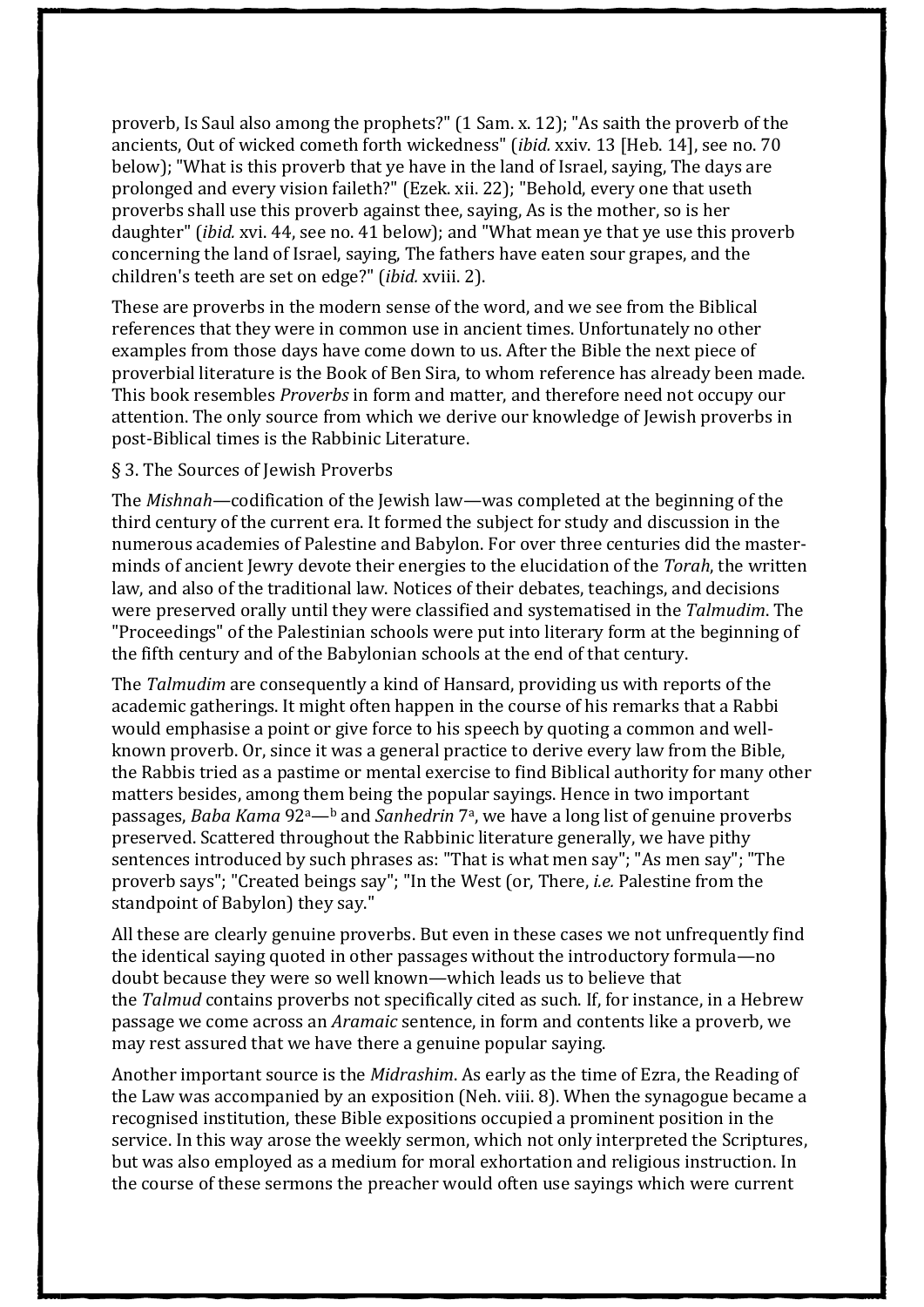proverb, Is Saul also among the prophets?" (1 Sam. x. 12); "As saith the proverb of the ancients, Out of wicked cometh forth wickedness" (*ibid.* xxiv. 13 [Heb. 14], see no. 70 below); "What is this proverb that ye have in the land of Israel, saying, The days are prolonged and every vision faileth?" (Ezek. xii. 22); "Behold, every one that useth proverbs shall use this proverb against thee, saying, As is the mother, so is her daughter" (*ibid.* xvi. 44, see no. 41 below); and "What mean ye that ye use this proverb concerning the land of Israel, saying, The fathers have eaten sour grapes, and the children's teeth are set on edge?" (*ibid.* xviii. 2).

These are proverbs in the modern sense of the word, and we see from the Biblical references that they were in common use in ancient times. Unfortunately no other examples from those days have come down to us. After the Bible the next piece of proverbial literature is the Book of Ben Sira, to whom reference has already been made. This book resembles *Proverbs* in form and matter, and therefore need not occupy our attention. The only source from which we derive our knowledge of Jewish proverbs in post-Biblical times is the Rabbinic Literature.

§ 3. The Sources of Jewish Proverbs

The *Mishnah*—codification of the Jewish law—was completed at the beginning of the third century of the current era. It formed the subject for study and discussion in the numerous academies of Palestine and Babylon. For over three centuries did the master-minds of ancient Jewry devote their energies to the elucidation of the *Torah*, the written law, and also of the traditional law. Notices of their debates, teachings, and decisions were preserved orally until they were classified and systematised in the *Talmudim*. The "Proceedings" of the Palestinian schools were put into literary form at the beginning of the fifth century and of the Babylonian schools at the end of that century.

The *Talmudim* are consequently a kind of Hansard, providing us with reports of the academic gatherings. It might often happen in the course of his remarks that a Rabbi would emphasise a point or give force to his speech by quoting a common and well-known proverb. Or, since it was a general practice to derive every law from the Bible, the Rabbis tried as a pastime or mental exercise to find Biblical authority for many other matters besides, among them being the popular sayings. Hence in two important passages, *Baba Kama* 92[a]—[b] and *Sanhedrin* 7[a], we have a long list of genuine proverbs preserved. Scattered throughout the Rabbinic literature generally, we have pithy sentences introduced by such phrases as: "That is what men say"; "As men say"; "The proverb says"; "Created beings say"; "In the West (or, There, *i.e.* Palestine from the standpoint of Babylon) they say."

All these are clearly genuine proverbs. But even in these cases we not unfrequently find the identical saying quoted in other passages without the introductory formula—no doubt because they were so well known—which leads us to believe that the *Talmud* contains proverbs not specifically cited as such. If, for instance, in a Hebrew passage we come across an *Aramaic* sentence, in form and contents like a proverb, we may rest assured that we have there a genuine popular saying.

Another important source is the *Midrashim*. As early as the time of Ezra, the Reading of the Law was accompanied by an exposition (Neh. viii. 8). When the synagogue became a recognised institution, these Bible expositions occupied a prominent position in the service. In this way arose the weekly sermon, which not only interpreted the Scriptures, but was also employed as a medium for moral exhortation and religious instruction. In the course of these sermons the preacher would often use sayings which were current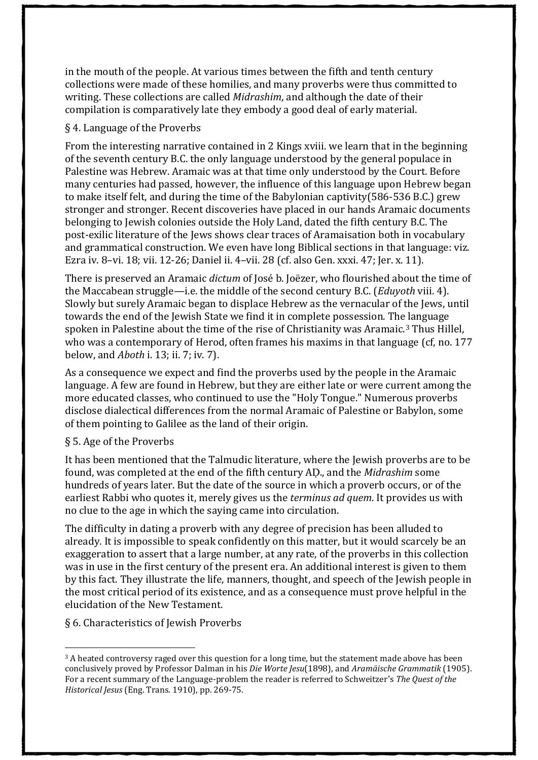in the mouth of the people. At various times between the fifth and tenth century collections were made of these homilies, and many proverbs were thus committed to writing. These collections are called *Midrashim*, and although the date of their compilation is comparatively late they embody a good deal of early material.

## § 4. Language of the Proverbs

From the interesting narrative contained in 2 Kings xviii. we learn that in the beginning of the seventh century B.C. the only language understood by the general populace in Palestine was Hebrew. Aramaic was at that time only understood by the Court. Before many centuries had passed, however, the influence of this language upon Hebrew began to make itself felt, and during the time of the Babylonian captivity(586-536 B.C.) grew stronger and stronger. Recent discoveries have placed in our hands Aramaic documents belonging to Jewish colonies outside the Holy Land, dated the fifth century B.C. The post-exilic literature of the Jews shows clear traces of Aramaisation both in vocabulary and grammatical construction. We even have long Biblical sections in that language: viz. Ezra iv. 8–vi. 18; vii. 12-26; Daniel ii. 4–vii. 28 (cf. also Gen. xxxi. 47; Jer. x. 11).

There is preserved an Aramaic *dictum* of José b. Joëzer, who flourished about the time of the Maccabean struggle—i.e. the middle of the second century B.C. (*Eduyoth* viii. 4). Slowly but surely Aramaic began to displace Hebrew as the vernacular of the Jews, until towards the end of the Jewish State we find it in complete possession. The language spoken in Palestine about the time of the rise of Christianity was Aramaic.[3] Thus Hillel, who was a contemporary of Herod, often frames his maxims in that language (cf, no. 177 below, and *Aboth* i. 13; ii. 7; iv. 7).

As a consequence we expect and find the proverbs used by the people in the Aramaic language. A few are found in Hebrew, but they are either late or were current among the more educated classes, who continued to use the "Holy Tongue." Numerous proverbs disclose dialectical differences from the normal Aramaic of Palestine or Babylon, some of them pointing to Galilee as the land of their origin.

## § 5. Age of the Proverbs

It has been mentioned that the Talmudic literature, where the Jewish proverbs are to be found, was completed at the end of the fifth century AḌ., and the *Midrashim* some hundreds of years later. But the date of the source in which a proverb occurs, or of the earliest Rabbi who quotes it, merely gives us the *terminus ad quem*. It provides us with no clue to the age in which the saying came into circulation.

The difficulty in dating a proverb with any degree of precision has been alluded to already. It is impossible to speak confidently on this matter, but it would scarcely be an exaggeration to assert that a large number, at any rate, of the proverbs in this collection was in use in the first century of the present era. An additional interest is given to them by this fact. They illustrate the life, manners, thought, and speech of the Jewish people in the most critical period of its existence, and as a consequence must prove helpful in the elucidation of the New Testament.

## § 6. Characteristics of Jewish Proverbs

---

[3] A heated controversy raged over this question for a long time, but the statement made above has been conclusively proved by Professor Dalman in his *Die Worte Jesu*(1898), and *Aramäische Grammatik* (1905). For a recent summary of the Language-problem the reader is referred to Schweitzer's *The Quest of the Historical Jesus* (Eng. Trans. 1910), pp. 269-75.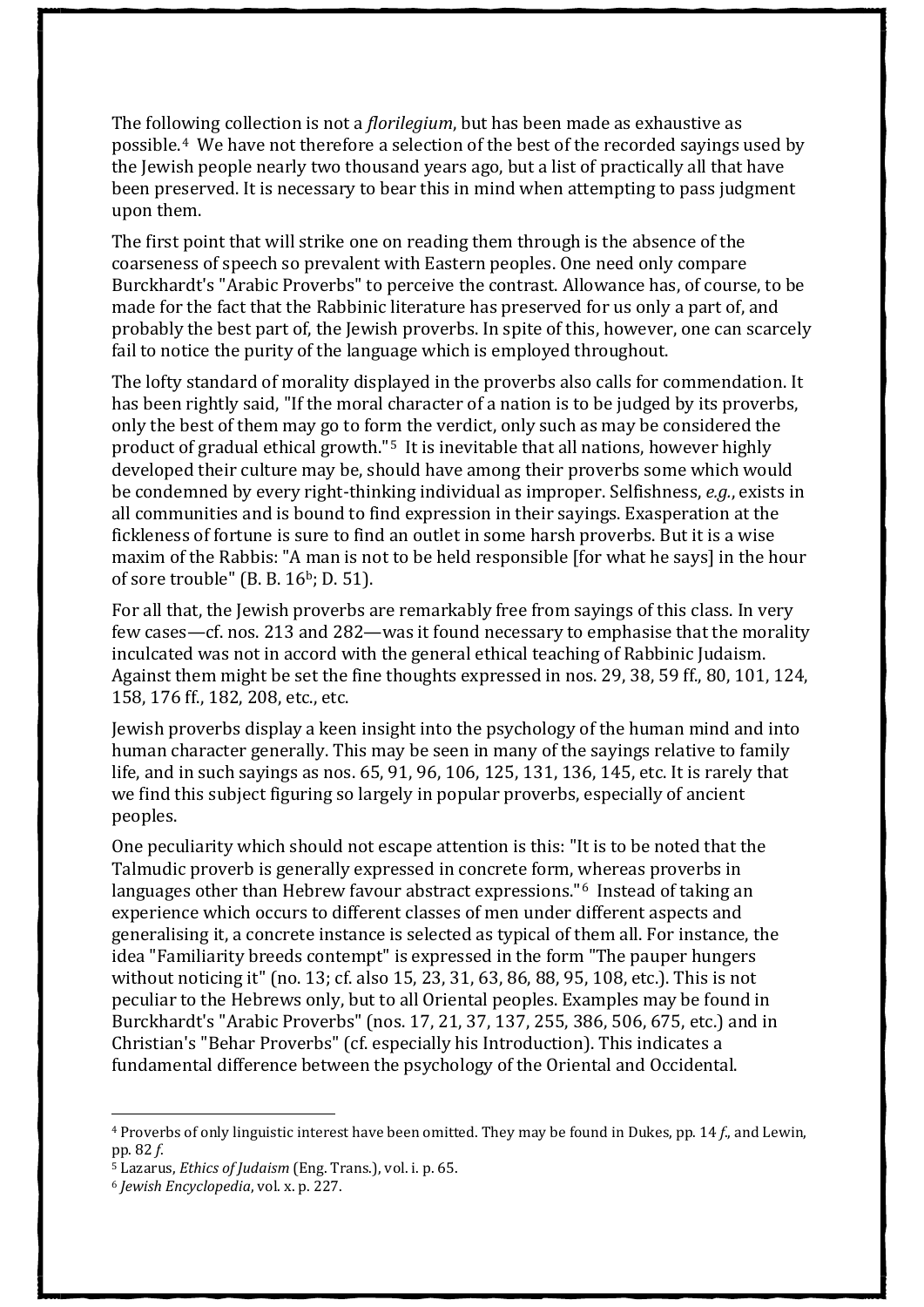The following collection is not a *florilegium*, but has been made as exhaustive as possible.[4] We have not therefore a selection of the best of the recorded sayings used by the Jewish people nearly two thousand years ago, but a list of practically all that have been preserved. It is necessary to bear this in mind when attempting to pass judgment upon them.

The first point that will strike one on reading them through is the absence of the coarseness of speech so prevalent with Eastern peoples. One need only compare Burckhardt's "Arabic Proverbs" to perceive the contrast. Allowance has, of course, to be made for the fact that the Rabbinic literature has preserved for us only a part of, and probably the best part of, the Jewish proverbs. In spite of this, however, one can scarcely fail to notice the purity of the language which is employed throughout.

The lofty standard of morality displayed in the proverbs also calls for commendation. It has been rightly said, "If the moral character of a nation is to be judged by its proverbs, only the best of them may go to form the verdict, only such as may be considered the product of gradual ethical growth."[5] It is inevitable that all nations, however highly developed their culture may be, should have among their proverbs some which would be condemned by every right-thinking individual as improper. Selfishness, *e.g.*, exists in all communities and is bound to find expression in their sayings. Exasperation at the fickleness of fortune is sure to find an outlet in some harsh proverbs. But it is a wise maxim of the Rabbis: "A man is not to be held responsible [for what he says] in the hour of sore trouble" (B. B. 16[b]; D. 51).

For all that, the Jewish proverbs are remarkably free from sayings of this class. In very few cases—cf. nos. 213 and 282—was it found necessary to emphasise that the morality inculcated was not in accord with the general ethical teaching of Rabbinic Judaism. Against them might be set the fine thoughts expressed in nos. 29, 38, 59 ff., 80, 101, 124, 158, 176 ff., 182, 208, etc., etc.

Jewish proverbs display a keen insight into the psychology of the human mind and into human character generally. This may be seen in many of the sayings relative to family life, and in such sayings as nos. 65, 91, 96, 106, 125, 131, 136, 145, etc. It is rarely that we find this subject figuring so largely in popular proverbs, especially of ancient peoples.

One peculiarity which should not escape attention is this: "It is to be noted that the Talmudic proverb is generally expressed in concrete form, whereas proverbs in languages other than Hebrew favour abstract expressions."[6] Instead of taking an experience which occurs to different classes of men under different aspects and generalising it, a concrete instance is selected as typical of them all. For instance, the idea "Familiarity breeds contempt" is expressed in the form "The pauper hungers without noticing it" (no. 13; cf. also 15, 23, 31, 63, 86, 88, 95, 108, etc.). This is not peculiar to the Hebrews only, but to all Oriental peoples. Examples may be found in Burckhardt's "Arabic Proverbs" (nos. 17, 21, 37, 137, 255, 386, 506, 675, etc.) and in Christian's "Behar Proverbs" (cf. especially his Introduction). This indicates a fundamental difference between the psychology of the Oriental and Occidental.

---

[4] Proverbs of only linguistic interest have been omitted. They may be found in Dukes, pp. 14 *f.*, and Lewin, pp. 82 *f.*

[5] Lazarus, *Ethics of Judaism* (Eng. Trans.), vol. i. p. 65.

[6] *Jewish Encyclopedia*, vol. x. p. 227.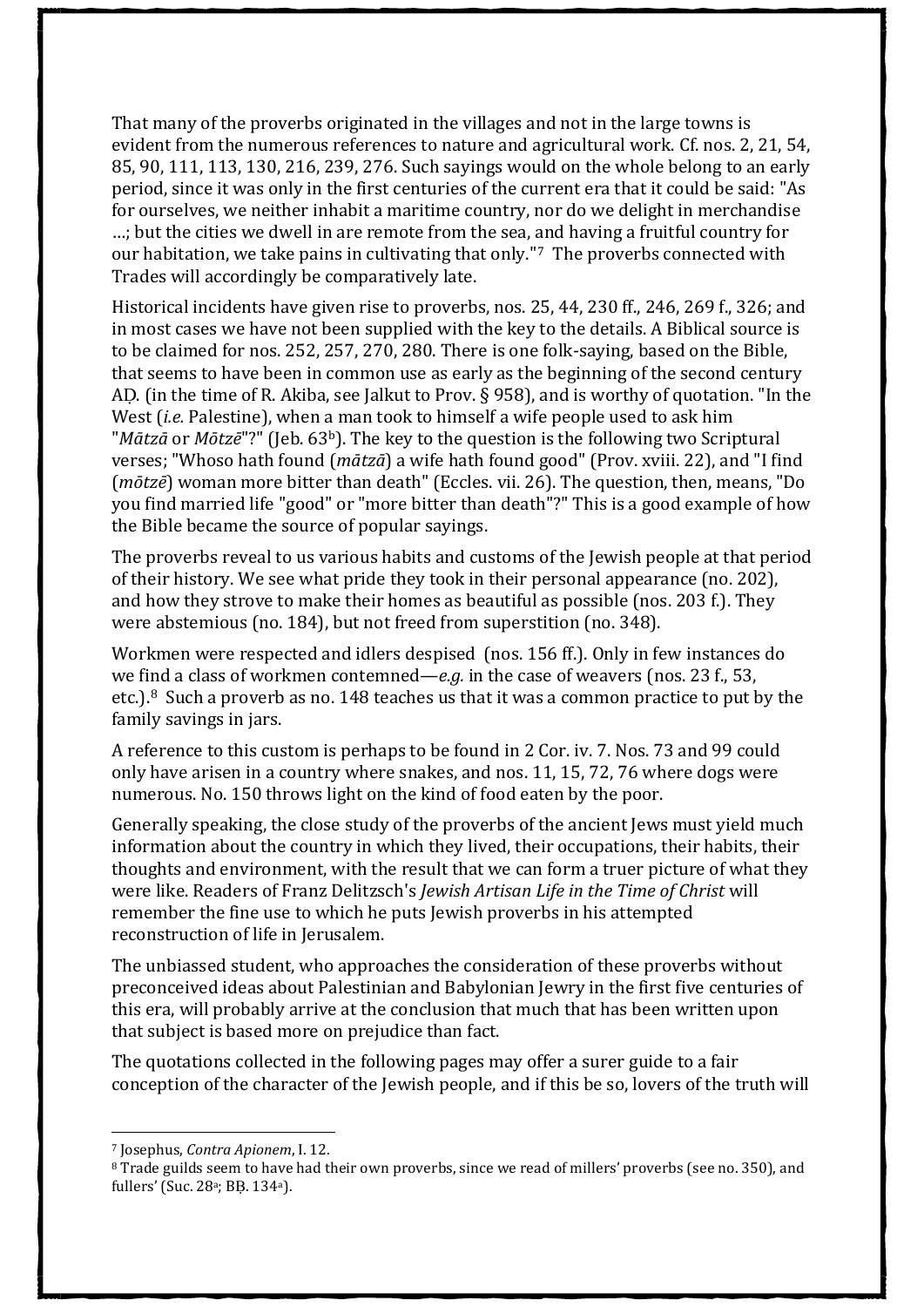That many of the proverbs originated in the villages and not in the large towns is evident from the numerous references to nature and agricultural work. Cf. nos. 2, 21, 54, 85, 90, 111, 113, 130, 216, 239, 276. Such sayings would on the whole belong to an early period, since it was only in the first centuries of the current era that it could be said: "As for ourselves, we neither inhabit a maritime country, nor do we delight in merchandise …; but the cities we dwell in are remote from the sea, and having a fruitful country for our habitation, we take pains in cultivating that only."[7] The proverbs connected with Trades will accordingly be comparatively late.

Historical incidents have given rise to proverbs, nos. 25, 44, 230 ff., 246, 269 f., 326; and in most cases we have not been supplied with the key to the details. A Biblical source is to be claimed for nos. 252, 257, 270, 280. There is one folk-saying, based on the Bible, that seems to have been in common use as early as the beginning of the second century AḌ. (in the time of R. Akiba, see Jalkut to Prov. § 958), and is worthy of quotation. "In the West (*i.e.* Palestine), when a man took to himself a wife people used to ask him "*Mātzā* or *Mōtzē*"?" (Jeb. 63[b]). The key to the question is the following two Scriptural verses; "Whoso hath found (*mātzā*) a wife hath found good" (Prov. xviii. 22), and "I find (*mōtzē*) woman more bitter than death" (Eccles. vii. 26). The question, then, means, "Do you find married life "good" or "more bitter than death"?" This is a good example of how the Bible became the source of popular sayings.

The proverbs reveal to us various habits and customs of the Jewish people at that period of their history. We see what pride they took in their personal appearance (no. 202), and how they strove to make their homes as beautiful as possible (nos. 203 f.). They were abstemious (no. 184), but not freed from superstition (no. 348).

Workmen were respected and idlers despised (nos. 156 ff.). Only in few instances do we find a class of workmen contemned—*e.g.* in the case of weavers (nos. 23 f., 53, etc.).[8] Such a proverb as no. 148 teaches us that it was a common practice to put by the family savings in jars.

A reference to this custom is perhaps to be found in 2 Cor. iv. 7. Nos. 73 and 99 could only have arisen in a country where snakes, and nos. 11, 15, 72, 76 where dogs were numerous. No. 150 throws light on the kind of food eaten by the poor.

Generally speaking, the close study of the proverbs of the ancient Jews must yield much information about the country in which they lived, their occupations, their habits, their thoughts and environment, with the result that we can form a truer picture of what they were like. Readers of Franz Delitzsch's *Jewish Artisan Life in the Time of Christ* will remember the fine use to which he puts Jewish proverbs in his attempted reconstruction of life in Jerusalem.

The unbiassed student, who approaches the consideration of these proverbs without preconceived ideas about Palestinian and Babylonian Jewry in the first five centuries of this era, will probably arrive at the conclusion that much that has been written upon that subject is based more on prejudice than fact.

The quotations collected in the following pages may offer a surer guide to a fair conception of the character of the Jewish people, and if this be so, lovers of the truth will

---

[7] Josephus, *Contra Apionem*, I. 12.

[8] Trade guilds seem to have had their own proverbs, since we read of millers' proverbs (see no. 350), and fullers' (Suc. 28[a]; BḂ. 134[a]).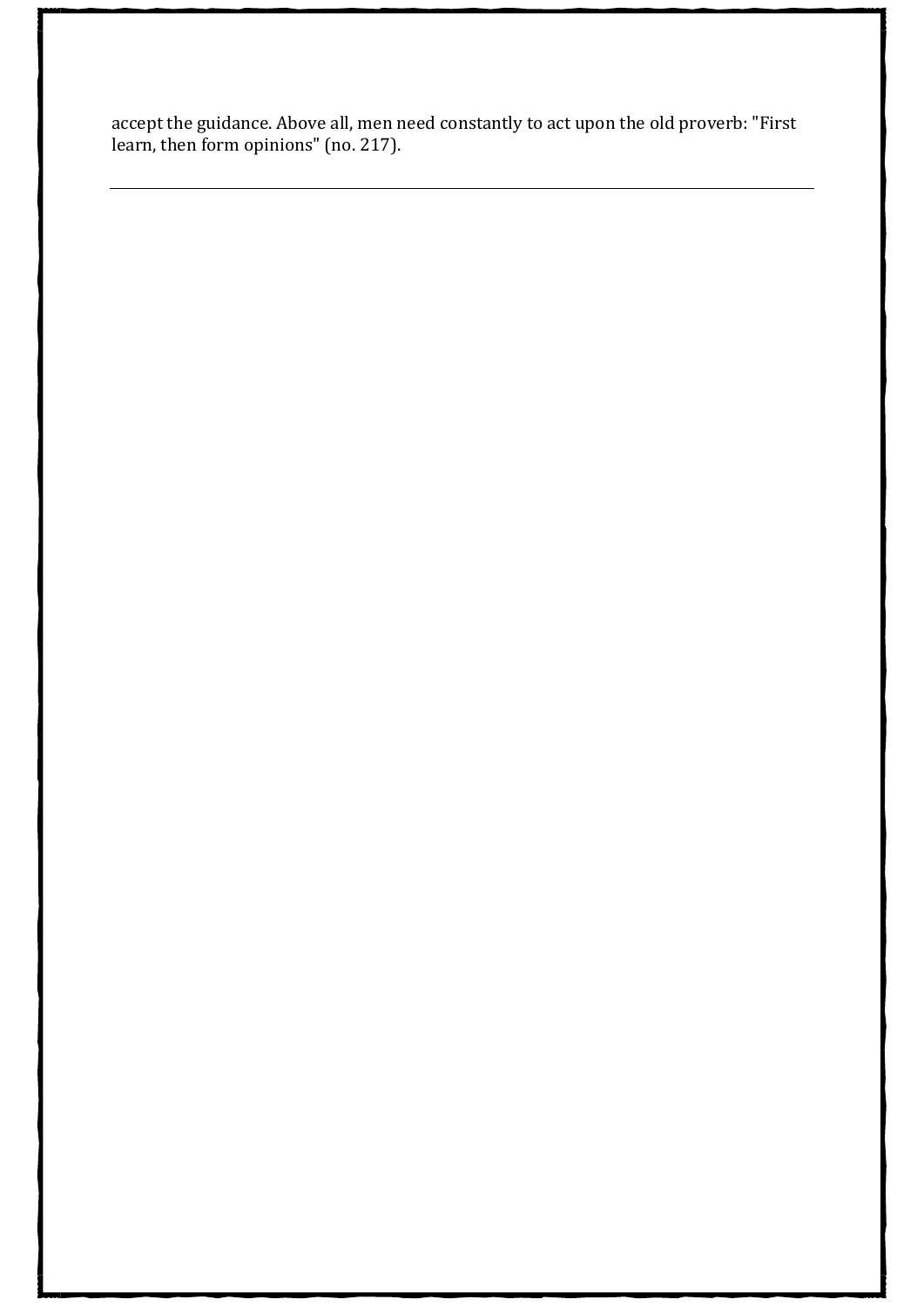accept the guidance. Above all, men need constantly to act upon the old proverb: "First learn, then form opinions" (no. 217).

---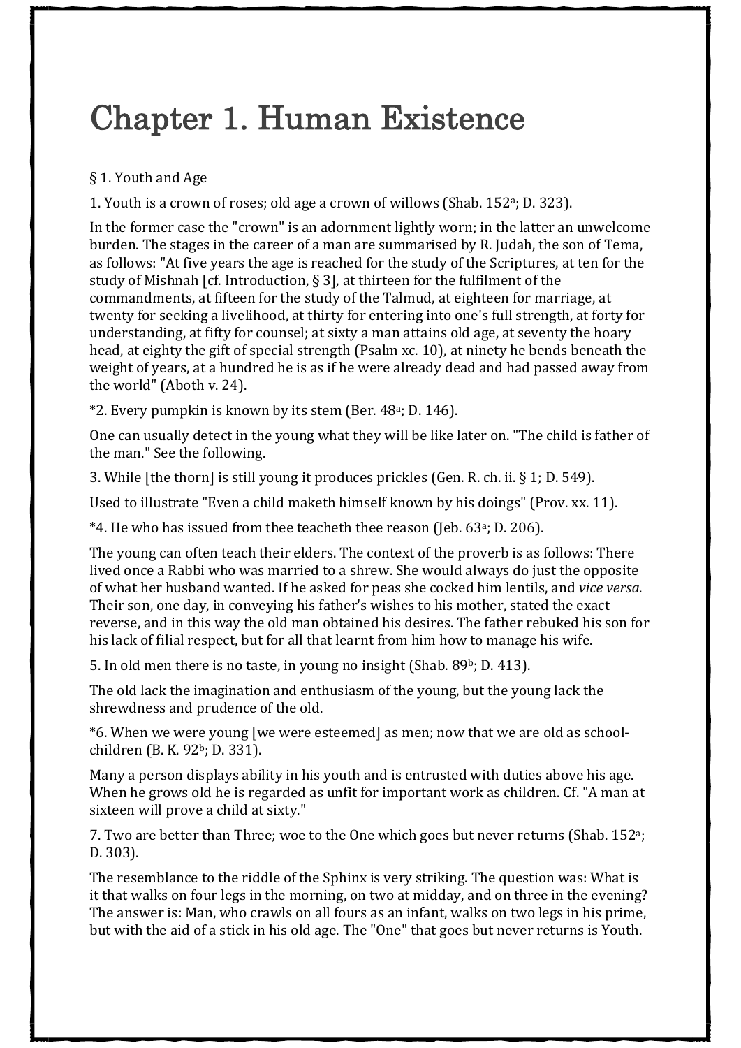# Chapter 1. Human Existence

§ 1. Youth and Age

1. Youth is a crown of roses; old age a crown of willows (Shab. 152[a]; D. 323).

In the former case the "crown" is an adornment lightly worn; in the latter an unwelcome burden. The stages in the career of a man are summarised by R. Judah, the son of Tema, as follows: "At five years the age is reached for the study of the Scriptures, at ten for the study of Mishnah [cf. Introduction, § 3], at thirteen for the fulfilment of the commandments, at fifteen for the study of the Talmud, at eighteen for marriage, at twenty for seeking a livelihood, at thirty for entering into one's full strength, at forty for understanding, at fifty for counsel; at sixty a man attains old age, at seventy the hoary head, at eighty the gift of special strength (Psalm xc. 10), at ninety he bends beneath the weight of years, at a hundred he is as if he were already dead and had passed away from the world" (Aboth v. 24).

*2. Every pumpkin is known by its stem (Ber. 48[a]; D. 146).

One can usually detect in the young what they will be like later on. "The child is father of the man." See the following.

3. While [the thorn] is still young it produces prickles (Gen. R. ch. ii. § 1; D. 549).

Used to illustrate "Even a child maketh himself known by his doings" (Prov. xx. 11).

*4. He who has issued from thee teacheth thee reason (Jeb. 63[a]; D. 206).

The young can often teach their elders. The context of the proverb is as follows: There lived once a Rabbi who was married to a shrew. She would always do just the opposite of what her husband wanted. If he asked for peas she cocked him lentils, and *vice versa*. Their son, one day, in conveying his father's wishes to his mother, stated the exact reverse, and in this way the old man obtained his desires. The father rebuked his son for his lack of filial respect, but for all that learnt from him how to manage his wife.

5. In old men there is no taste, in young no insight (Shab. 89[b]; D. 413).

The old lack the imagination and enthusiasm of the young, but the young lack the shrewdness and prudence of the old.

*6. When we were young [we were esteemed] as men; now that we are old as school-children (B. K. 92[b]; D. 331).

Many a person displays ability in his youth and is entrusted with duties above his age. When he grows old he is regarded as unfit for important work as children. Cf. "A man at sixteen will prove a child at sixty."

7. Two are better than Three; woe to the One which goes but never returns (Shab. 152[a]; D. 303).

The resemblance to the riddle of the Sphinx is very striking. The question was: What is it that walks on four legs in the morning, on two at midday, and on three in the evening? The answer is: Man, who crawls on all fours as an infant, walks on two legs in his prime, but with the aid of a stick in his old age. The "One" that goes but never returns is Youth.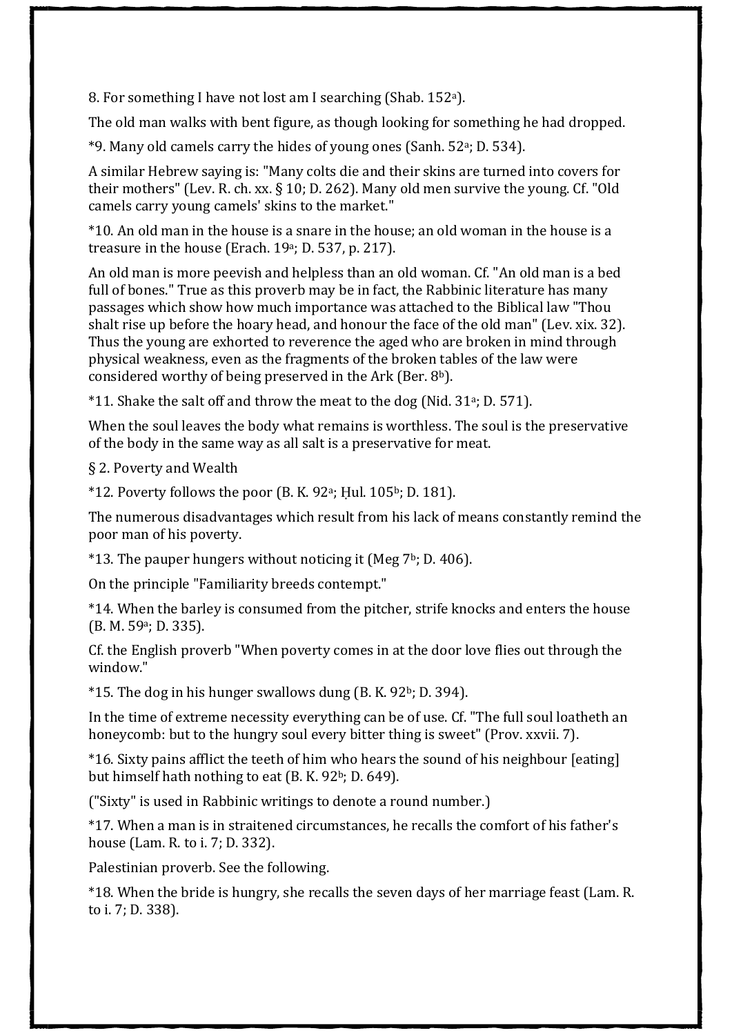8. For something I have not lost am I searching (Shab. 152[a]).

The old man walks with bent figure, as though looking for something he had dropped.

*9. Many old camels carry the hides of young ones (Sanh. 52[a]; D. 534).

A similar Hebrew saying is: "Many colts die and their skins are turned into covers for their mothers" (Lev. R. ch. xx. § 10; D. 262). Many old men survive the young. Cf. "Old camels carry young camels' skins to the market."

*10. An old man in the house is a snare in the house; an old woman in the house is a treasure in the house (Erach. 19[a]; D. 537, p. 217).

An old man is more peevish and helpless than an old woman. Cf. "An old man is a bed full of bones." True as this proverb may be in fact, the Rabbinic literature has many passages which show how much importance was attached to the Biblical law "Thou shalt rise up before the hoary head, and honour the face of the old man" (Lev. xix. 32). Thus the young are exhorted to reverence the aged who are broken in mind through physical weakness, even as the fragments of the broken tables of the law were considered worthy of being preserved in the Ark (Ber. 8[b]).

*11. Shake the salt off and throw the meat to the dog (Nid. 31[a]; D. 571).

When the soul leaves the body what remains is worthless. The soul is the preservative of the body in the same way as all salt is a preservative for meat.

## § 2. Poverty and Wealth

*12. Poverty follows the poor (B. K. 92[a]; Ḥul. 105[b]; D. 181).

The numerous disadvantages which result from his lack of means constantly remind the poor man of his poverty.

*13. The pauper hungers without noticing it (Meg 7[b]; D. 406).

On the principle "Familiarity breeds contempt."

*14. When the barley is consumed from the pitcher, strife knocks and enters the house (B. M. 59[a]; D. 335).

Cf. the English proverb "When poverty comes in at the door love flies out through the window."

*15. The dog in his hunger swallows dung (B. K. 92[b]; D. 394).

In the time of extreme necessity everything can be of use. Cf. "The full soul loatheth an honeycomb: but to the hungry soul every bitter thing is sweet" (Prov. xxvii. 7).

*16. Sixty pains afflict the teeth of him who hears the sound of his neighbour [eating] but himself hath nothing to eat (B. K. 92[b]; D. 649).

("Sixty" is used in Rabbinic writings to denote a round number.)

*17. When a man is in straitened circumstances, he recalls the comfort of his father's house (Lam. R. to i. 7; D. 332).

Palestinian proverb. See the following.

*18. When the bride is hungry, she recalls the seven days of her marriage feast (Lam. R. to i. 7; D. 338).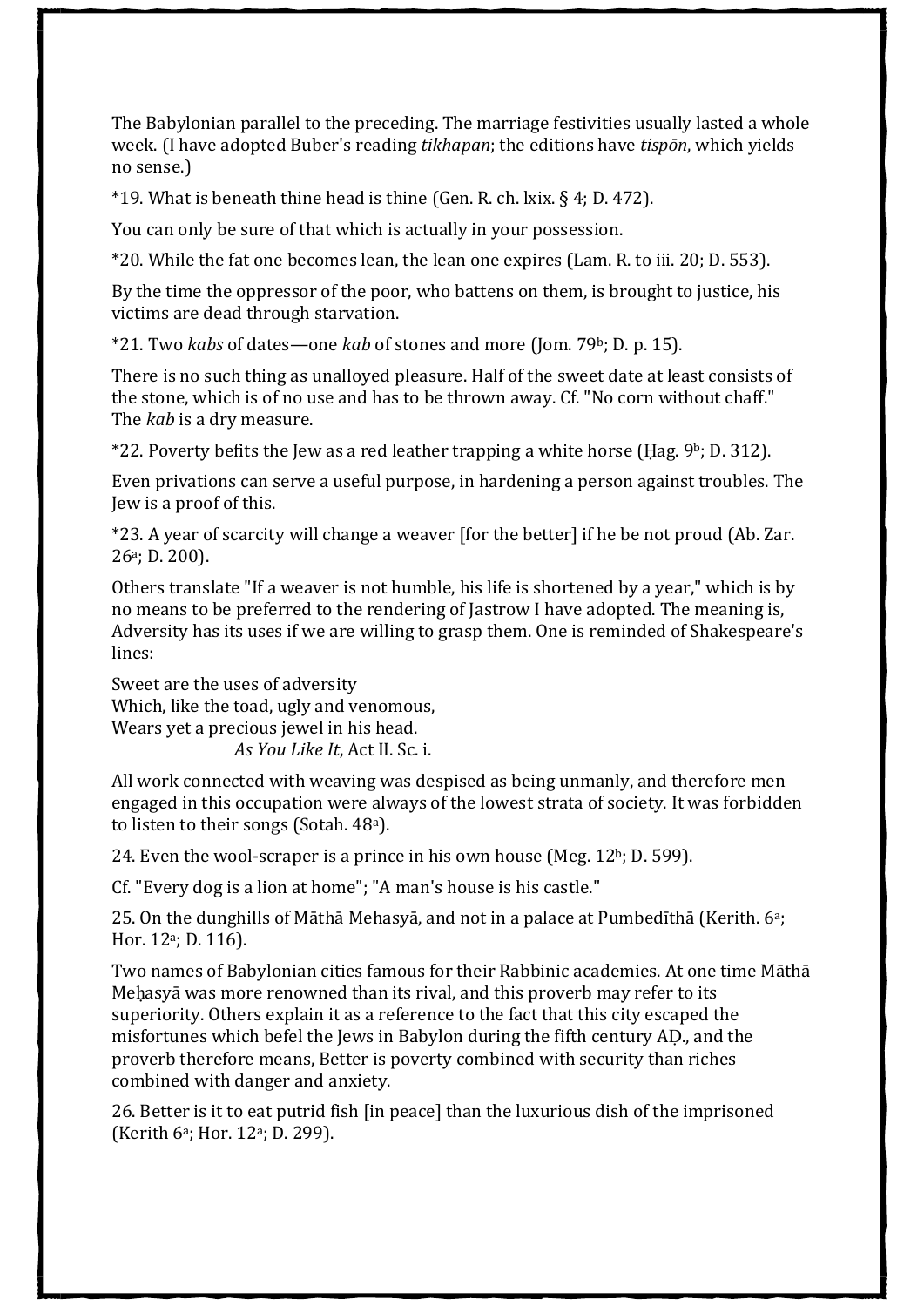The Babylonian parallel to the preceding. The marriage festivities usually lasted a whole week. (I have adopted Buber's reading *tikhapan*; the editions have *tispōn*, which yields no sense.)

*19. What is beneath thine head is thine (Gen. R. ch. lxix. § 4; D. 472).

You can only be sure of that which is actually in your possession.

*20. While the fat one becomes lean, the lean one expires (Lam. R. to iii. 20; D. 553).

By the time the oppressor of the poor, who battens on them, is brought to justice, his victims are dead through starvation.

*21. Two *kabs* of dates—one *kab* of stones and more (Jom. 79[b]; D. p. 15).

There is no such thing as unalloyed pleasure. Half of the sweet date at least consists of the stone, which is of no use and has to be thrown away. Cf. "No corn without chaff." The *kab* is a dry measure.

*22. Poverty befits the Jew as a red leather trapping a white horse (Ḥag. 9[b]; D. 312).

Even privations can serve a useful purpose, in hardening a person against troubles. The Jew is a proof of this.

*23. A year of scarcity will change a weaver [for the better] if he be not proud (Ab. Zar. 26[a]; D. 200).

Others translate "If a weaver is not humble, his life is shortened by a year," which is by no means to be preferred to the rendering of Jastrow I have adopted. The meaning is, Adversity has its uses if we are willing to grasp them. One is reminded of Shakespeare's lines:

Sweet are the uses of adversity  
Which, like the toad, ugly and venomous,  
Wears yet a precious jewel in his head.  
*As You Like It*, Act II. Sc. i.

All work connected with weaving was despised as being unmanly, and therefore men engaged in this occupation were always of the lowest strata of society. It was forbidden to listen to their songs (Sotah. 48[a]).

24. Even the wool-scraper is a prince in his own house (Meg. 12[b]; D. 599).

Cf. "Every dog is a lion at home"; "A man's house is his castle."

25. On the dunghills of Māthā Mehasyā, and not in a palace at Pumbedīthā (Kerith. 6[a]; Hor. 12[a]; D. 116).

Two names of Babylonian cities famous for their Rabbinic academies. At one time Māthā Meḥasyā was more renowned than its rival, and this proverb may refer to its superiority. Others explain it as a reference to the fact that this city escaped the misfortunes which befel the Jews in Babylon during the fifth century AḌ., and the proverb therefore means, Better is poverty combined with security than riches combined with danger and anxiety.

26. Better is it to eat putrid fish [in peace] than the luxurious dish of the imprisoned (Kerith 6[a]; Hor. 12[a]; D. 299).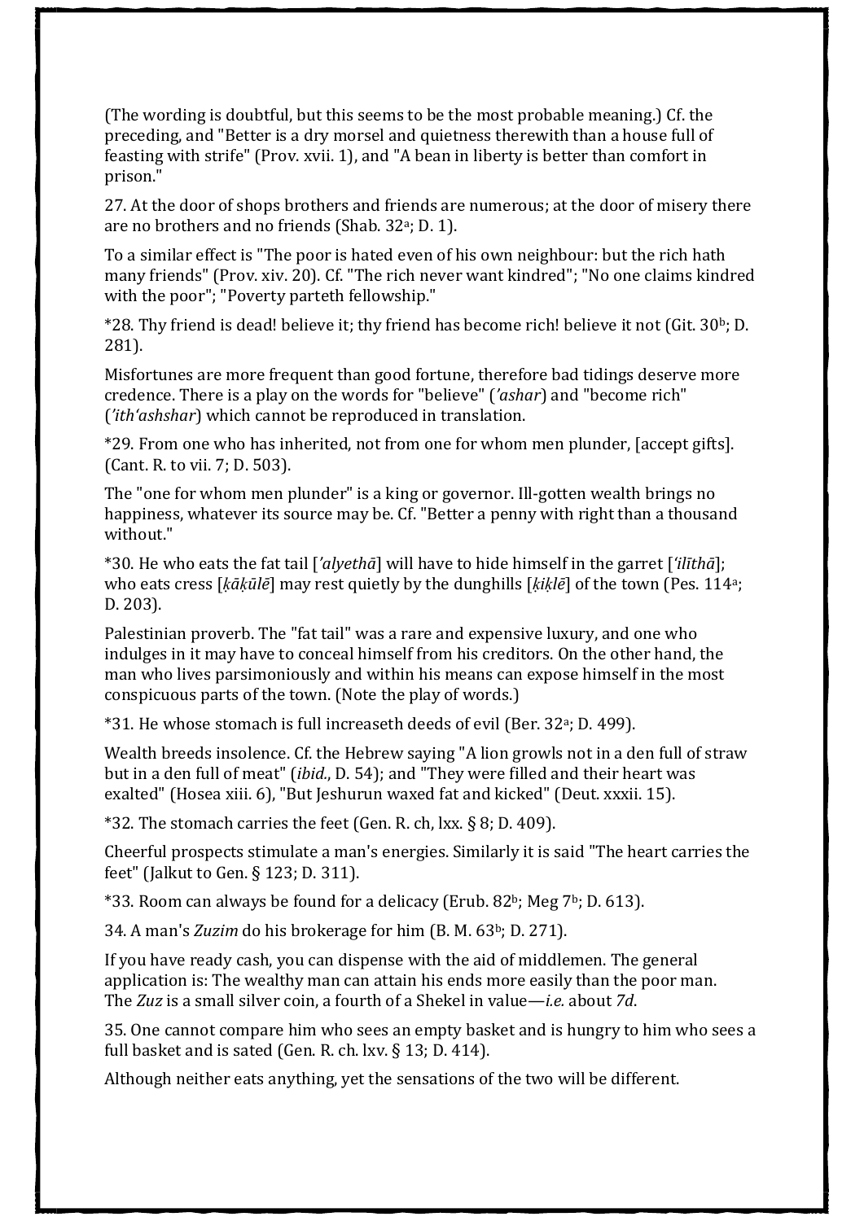(The wording is doubtful, but this seems to be the most probable meaning.) Cf. the preceding, and "Better is a dry morsel and quietness therewith than a house full of feasting with strife" (Prov. xvii. 1), and "A bean in liberty is better than comfort in prison."

27. At the door of shops brothers and friends are numerous; at the door of misery there are no brothers and no friends (Shab. 32[a]; D. 1).

To a similar effect is "The poor is hated even of his own neighbour: but the rich hath many friends" (Prov. xiv. 20). Cf. "The rich never want kindred"; "No one claims kindred with the poor"; "Poverty parteth fellowship."

*28. Thy friend is dead! believe it; thy friend has become rich! believe it not (Git. 30[b]; D. 281).

Misfortunes are more frequent than good fortune, therefore bad tidings deserve more credence. There is a play on the words for "believe" (*'ashar*) and "become rich" (*'ith'ashshar*) which cannot be reproduced in translation.

*29. From one who has inherited, not from one for whom men plunder, [accept gifts]. (Cant. R. to vii. 7; D. 503).

The "one for whom men plunder" is a king or governor. Ill-gotten wealth brings no happiness, whatever its source may be. Cf. "Better a penny with right than a thousand without."

*30. He who eats the fat tail [*'alyethā*] will have to hide himself in the garret [*'ilīthā*]; who eats cress [*ḳāḳūlē*] may rest quietly by the dunghills [*ḳiḳlē*] of the town (Pes. 114[a]; D. 203).

Palestinian proverb. The "fat tail" was a rare and expensive luxury, and one who indulges in it may have to conceal himself from his creditors. On the other hand, the man who lives parsimoniously and within his means can expose himself in the most conspicuous parts of the town. (Note the play of words.)

*31. He whose stomach is full increaseth deeds of evil (Ber. 32[a]; D. 499).

Wealth breeds insolence. Cf. the Hebrew saying "A lion growls not in a den full of straw but in a den full of meat" (*ibid.*, D. 54); and "They were filled and their heart was exalted" (Hosea xiii. 6), "But Jeshurun waxed fat and kicked" (Deut. xxxii. 15).

*32. The stomach carries the feet (Gen. R. ch, lxx. § 8; D. 409).

Cheerful prospects stimulate a man's energies. Similarly it is said "The heart carries the feet" (Jalkut to Gen. § 123; D. 311).

*33. Room can always be found for a delicacy (Erub. 82[b]; Meg 7[b]; D. 613).

34. A man's *Zuzim* do his brokerage for him (B. M. 63[b]; D. 271).

If you have ready cash, you can dispense with the aid of middlemen. The general application is: The wealthy man can attain his ends more easily than the poor man. The *Zuz* is a small silver coin, a fourth of a Shekel in value—*i.e.* about *7d*.

35. One cannot compare him who sees an empty basket and is hungry to him who sees a full basket and is sated (Gen. R. ch. lxv. § 13; D. 414).

Although neither eats anything, yet the sensations of the two will be different.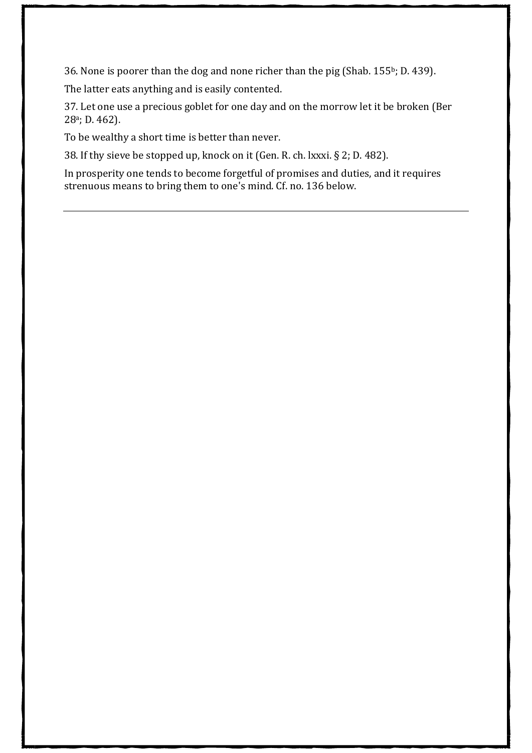36. None is poorer than the dog and none richer than the pig (Shab. 155[b]; D. 439).

The latter eats anything and is easily contented.

37. Let one use a precious goblet for one day and on the morrow let it be broken (Ber 28[a]; D. 462).

To be wealthy a short time is better than never.

38. If thy sieve be stopped up, knock on it (Gen. R. ch. lxxxi. § 2; D. 482).

In prosperity one tends to become forgetful of promises and duties, and it requires strenuous means to bring them to one's mind. Cf. no. 136 below.

---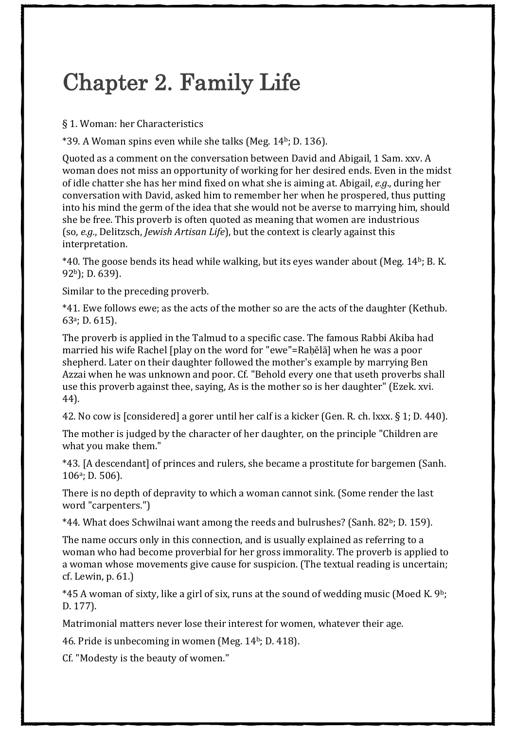# Chapter 2. Family Life

§ 1. Woman: her Characteristics

*39. A Woman spins even while she talks (Meg. 14[b]; D. 136).

Quoted as a comment on the conversation between David and Abigail, 1 Sam. xxv. A woman does not miss an opportunity of working for her desired ends. Even in the midst of idle chatter she has her mind fixed on what she is aiming at. Abigail, *e.g.*, during her conversation with David, asked him to remember her when he prospered, thus putting into his mind the germ of the idea that she would not be averse to marrying him, should she be free. This proverb is often quoted as meaning that women are industrious (so, *e.g.*, Delitzsch, *Jewish Artisan Life*), but the context is clearly against this interpretation.

*40. The goose bends its head while walking, but its eyes wander about (Meg. 14[b]; B. K. 92[b]); D. 639).

Similar to the preceding proverb.

*41. Ewe follows ewe; as the acts of the mother so are the acts of the daughter (Kethub. 63[a]; D. 615).

The proverb is applied in the Talmud to a specific case. The famous Rabbi Akiba had married his wife Rachel [play on the word for "ewe"=Raḥēlā] when he was a poor shepherd. Later on their daughter followed the mother's example by marrying Ben Azzai when he was unknown and poor. Cf. "Behold every one that useth proverbs shall use this proverb against thee, saying, As is the mother so is her daughter" (Ezek. xvi. 44).

42. No cow is [considered] a gorer until her calf is a kicker (Gen. R. ch. lxxx. § 1; D. 440).

The mother is judged by the character of her daughter, on the principle "Children are what you make them."

*43. [A descendant] of princes and rulers, she became a prostitute for bargemen (Sanh. 106[a]; D. 506).

There is no depth of depravity to which a woman cannot sink. (Some render the last word "carpenters.")

*44. What does Schwilnai want among the reeds and bulrushes? (Sanh. 82[b]; D. 159).

The name occurs only in this connection, and is usually explained as referring to a woman who had become proverbial for her gross immorality. The proverb is applied to a woman whose movements give cause for suspicion. (The textual reading is uncertain; cf. Lewin, p. 61.)

*45 A woman of sixty, like a girl of six, runs at the sound of wedding music (Moed K. 9[b]; D. 177).

Matrimonial matters never lose their interest for women, whatever their age.

46. Pride is unbecoming in women (Meg. 14[b]; D. 418).

Cf. "Modesty is the beauty of women."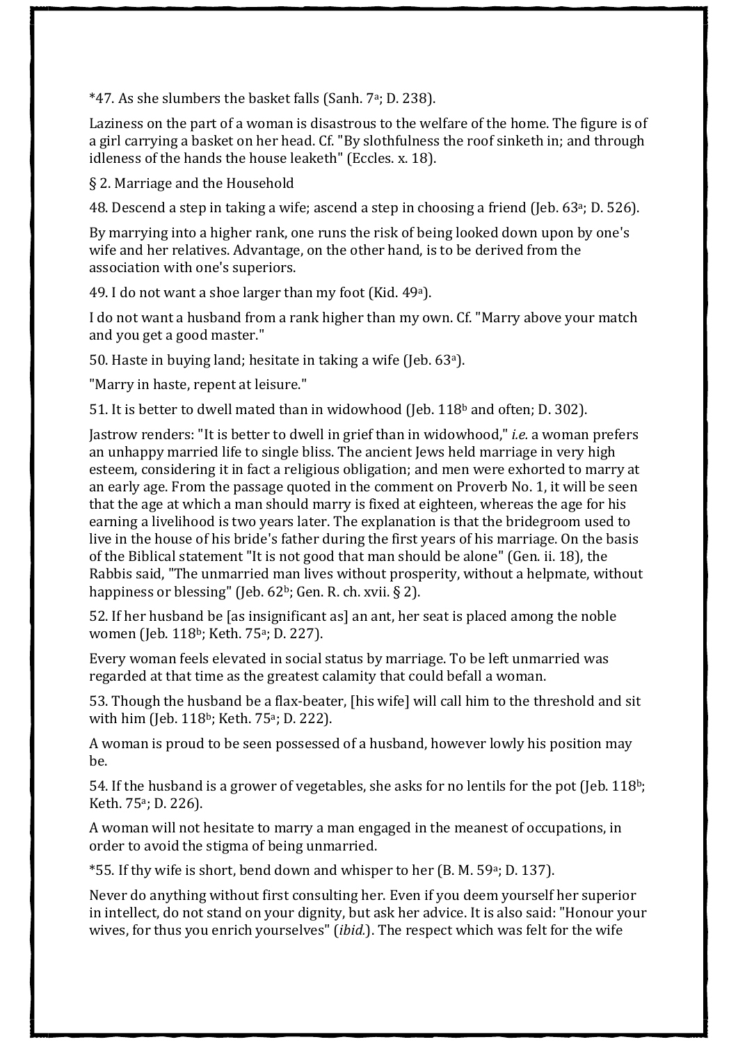*47. As she slumbers the basket falls (Sanh. 7[a]; D. 238).

Laziness on the part of a woman is disastrous to the welfare of the home. The figure is of a girl carrying a basket on her head. Cf. "By slothfulness the roof sinketh in; and through idleness of the hands the house leaketh" (Eccles. x. 18).

## § 2. Marriage and the Household

48. Descend a step in taking a wife; ascend a step in choosing a friend (Jeb. 63[a]; D. 526).

By marrying into a higher rank, one runs the risk of being looked down upon by one's wife and her relatives. Advantage, on the other hand, is to be derived from the association with one's superiors.

49. I do not want a shoe larger than my foot (Kid. 49[a]).

I do not want a husband from a rank higher than my own. Cf. "Marry above your match and you get a good master."

50. Haste in buying land; hesitate in taking a wife (Jeb. 63[a]).

"Marry in haste, repent at leisure."

51. It is better to dwell mated than in widowhood (Jeb. 118[b] and often; D. 302).

Jastrow renders: "It is better to dwell in grief than in widowhood," *i.e.* a woman prefers an unhappy married life to single bliss. The ancient Jews held marriage in very high esteem, considering it in fact a religious obligation; and men were exhorted to marry at an early age. From the passage quoted in the comment on Proverb No. 1, it will be seen that the age at which a man should marry is fixed at eighteen, whereas the age for his earning a livelihood is two years later. The explanation is that the bridegroom used to live in the house of his bride's father during the first years of his marriage. On the basis of the Biblical statement "It is not good that man should be alone" (Gen. ii. 18), the Rabbis said, "The unmarried man lives without prosperity, without a helpmate, without happiness or blessing" (Jeb. 62[b]; Gen. R. ch. xvii. § 2).

52. If her husband be [as insignificant as] an ant, her seat is placed among the noble women (Jeb. 118[b]; Keth. 75[a]; D. 227).

Every woman feels elevated in social status by marriage. To be left unmarried was regarded at that time as the greatest calamity that could befall a woman.

53. Though the husband be a flax-beater, [his wife] will call him to the threshold and sit with him (Jeb. 118[b]; Keth. 75[a]; D. 222).

A woman is proud to be seen possessed of a husband, however lowly his position may be.

54. If the husband is a grower of vegetables, she asks for no lentils for the pot (Jeb. 118[b]; Keth. 75[a]; D. 226).

A woman will not hesitate to marry a man engaged in the meanest of occupations, in order to avoid the stigma of being unmarried.

*55. If thy wife is short, bend down and whisper to her (B. M. 59[a]; D. 137).

Never do anything without first consulting her. Even if you deem yourself her superior in intellect, do not stand on your dignity, but ask her advice. It is also said: "Honour your wives, for thus you enrich yourselves" (*ibid.*). The respect which was felt for the wife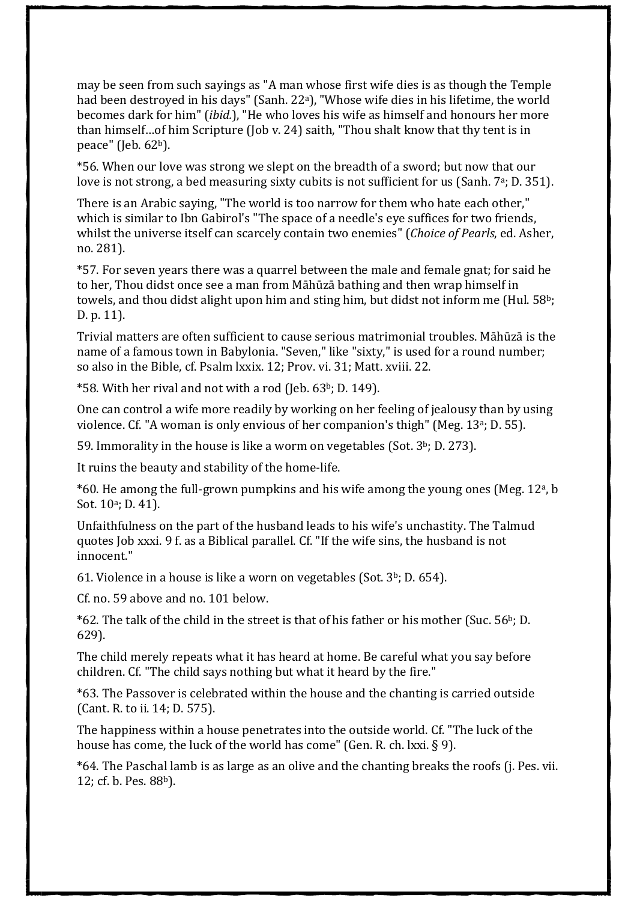may be seen from such sayings as "A man whose first wife dies is as though the Temple had been destroyed in his days" (Sanh. 22[a]), "Whose wife dies in his lifetime, the world becomes dark for him" (*ibid.*), "He who loves his wife as himself and honours her more than himself...of him Scripture (Job v. 24) saith, "Thou shalt know that thy tent is in peace" (Jeb. 62[b]).

*56. When our love was strong we slept on the breadth of a sword; but now that our love is not strong, a bed measuring sixty cubits is not sufficient for us (Sanh. 7[a]; D. 351).

There is an Arabic saying, "The world is too narrow for them who hate each other," which is similar to Ibn Gabirol's "The space of a needle's eye suffices for two friends, whilst the universe itself can scarcely contain two enemies" (*Choice of Pearls*, ed. Asher, no. 281).

*57. For seven years there was a quarrel between the male and female gnat; for said he to her, Thou didst once see a man from Māhūzā bathing and then wrap himself in towels, and thou didst alight upon him and sting him, but didst not inform me (Hul. 58[b]; D. p. 11).

Trivial matters are often sufficient to cause serious matrimonial troubles. Māhūzā is the name of a famous town in Babylonia. "Seven," like "sixty," is used for a round number; so also in the Bible, cf. Psalm lxxix. 12; Prov. vi. 31; Matt. xviii. 22.

*58. With her rival and not with a rod (Jeb. 63[b]; D. 149).

One can control a wife more readily by working on her feeling of jealousy than by using violence. Cf. "A woman is only envious of her companion's thigh" (Meg. 13[a]; D. 55).

59. Immorality in the house is like a worm on vegetables (Sot. 3[b]; D. 273).

It ruins the beauty and stability of the home-life.

*60. He among the full-grown pumpkins and his wife among the young ones (Meg. 12[a], b Sot. 10[a]; D. 41).

Unfaithfulness on the part of the husband leads to his wife's unchastity. The Talmud quotes Job xxxi. 9 f. as a Biblical parallel. Cf. "If the wife sins, the husband is not innocent."

61. Violence in a house is like a worn on vegetables (Sot. 3[b]; D. 654).

Cf. no. 59 above and no. 101 below.

*62. The talk of the child in the street is that of his father or his mother (Suc. 56[b]; D. 629).

The child merely repeats what it has heard at home. Be careful what you say before children. Cf. "The child says nothing but what it heard by the fire."

*63. The Passover is celebrated within the house and the chanting is carried outside (Cant. R. to ii. 14; D. 575).

The happiness within a house penetrates into the outside world. Cf. "The luck of the house has come, the luck of the world has come" (Gen. R. ch. lxxi. § 9).

*64. The Paschal lamb is as large as an olive and the chanting breaks the roofs (j. Pes. vii. 12; cf. b. Pes. 88[b]).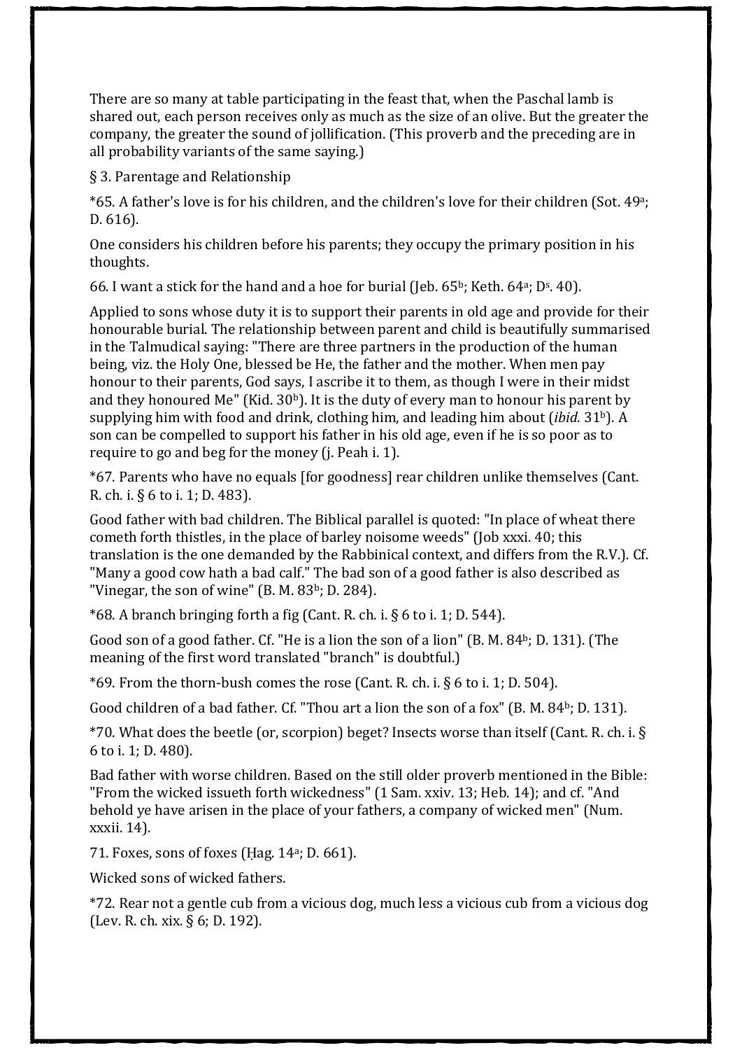There are so many at table participating in the feast that, when the Paschal lamb is shared out, each person receives only as much as the size of an olive. But the greater the company, the greater the sound of jollification. (This proverb and the preceding are in all probability variants of the same saying.)

## § 3. Parentage and Relationship

*65. A father's love is for his children, and the children's love for their children (Sot. 49[a]; D. 616).

One considers his children before his parents; they occupy the primary position in his thoughts.

66. I want a stick for the hand and a hoe for burial (Jeb. 65[b]; Keth. 64[a]; D[s]. 40).

Applied to sons whose duty it is to support their parents in old age and provide for their honourable burial. The relationship between parent and child is beautifully summarised in the Talmudical saying: "There are three partners in the production of the human being, viz. the Holy One, blessed be He, the father and the mother. When men pay honour to their parents, God says, I ascribe it to them, as though I were in their midst and they honoured Me" (Kid. 30[b]). It is the duty of every man to honour his parent by supplying him with food and drink, clothing him, and leading him about (*ibid.* 31[b]). A son can be compelled to support his father in his old age, even if he is so poor as to require to go and beg for the money (j. Peah i. 1).

*67. Parents who have no equals [for goodness] rear children unlike themselves (Cant. R. ch. i. § 6 to i. 1; D. 483).

Good father with bad children. The Biblical parallel is quoted: "In place of wheat there cometh forth thistles, in the place of barley noisome weeds" (Job xxxi. 40; this translation is the one demanded by the Rabbinical context, and differs from the R.V.). Cf. "Many a good cow hath a bad calf." The bad son of a good father is also described as "Vinegar, the son of wine" (B. M. 83[b]; D. 284).

*68. A branch bringing forth a fig (Cant. R. ch. i. § 6 to i. 1; D. 544).

Good son of a good father. Cf. "He is a lion the son of a lion" (B. M. 84[b]; D. 131). (The meaning of the first word translated "branch" is doubtful.)

*69. From the thorn-bush comes the rose (Cant. R. ch. i. § 6 to i. 1; D. 504).

Good children of a bad father. Cf. "Thou art a lion the son of a fox" (B. M. 84[b]; D. 131).

*70. What does the beetle (or, scorpion) beget? Insects worse than itself (Cant. R. ch. i. § 6 to i. 1; D. 480).

Bad father with worse children. Based on the still older proverb mentioned in the Bible: "From the wicked issueth forth wickedness" (1 Sam. xxiv. 13; Heb. 14); and cf. "And behold ye have arisen in the place of your fathers, a company of wicked men" (Num. xxxii. 14).

71. Foxes, sons of foxes (Ḥag. 14[a]; D. 661).

Wicked sons of wicked fathers.

*72. Rear not a gentle cub from a vicious dog, much less a vicious cub from a vicious dog (Lev. R. ch. xix. § 6; D. 192).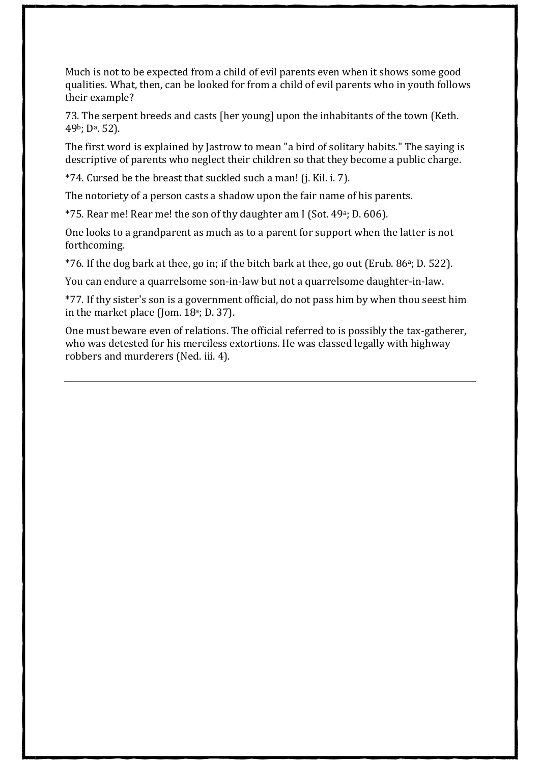Much is not to be expected from a child of evil parents even when it shows some good qualities. What, then, can be looked for from a child of evil parents who in youth follows their example?

73. The serpent breeds and casts [her young] upon the inhabitants of the town (Keth. 49[b]; D[a]. 52).

The first word is explained by Jastrow to mean "a bird of solitary habits." The saying is descriptive of parents who neglect their children so that they become a public charge.

*74. Cursed be the breast that suckled such a man! (j. Kil. i. 7).

The notoriety of a person casts a shadow upon the fair name of his parents.

*75. Rear me! Rear me! the son of thy daughter am I (Sot. 49[a]; D. 606).

One looks to a grandparent as much as to a parent for support when the latter is not forthcoming.

*76. If the dog bark at thee, go in; if the bitch bark at thee, go out (Erub. 86[a]; D. 522).

You can endure a quarrelsome son-in-law but not a quarrelsome daughter-in-law.

*77. If thy sister's son is a government official, do not pass him by when thou seest him in the market place (Jom. 18[a]; D. 37).

One must beware even of relations. The official referred to is possibly the tax-gatherer, who was detested for his merciless extortions. He was classed legally with highway robbers and murderers (Ned. iii. 4).

---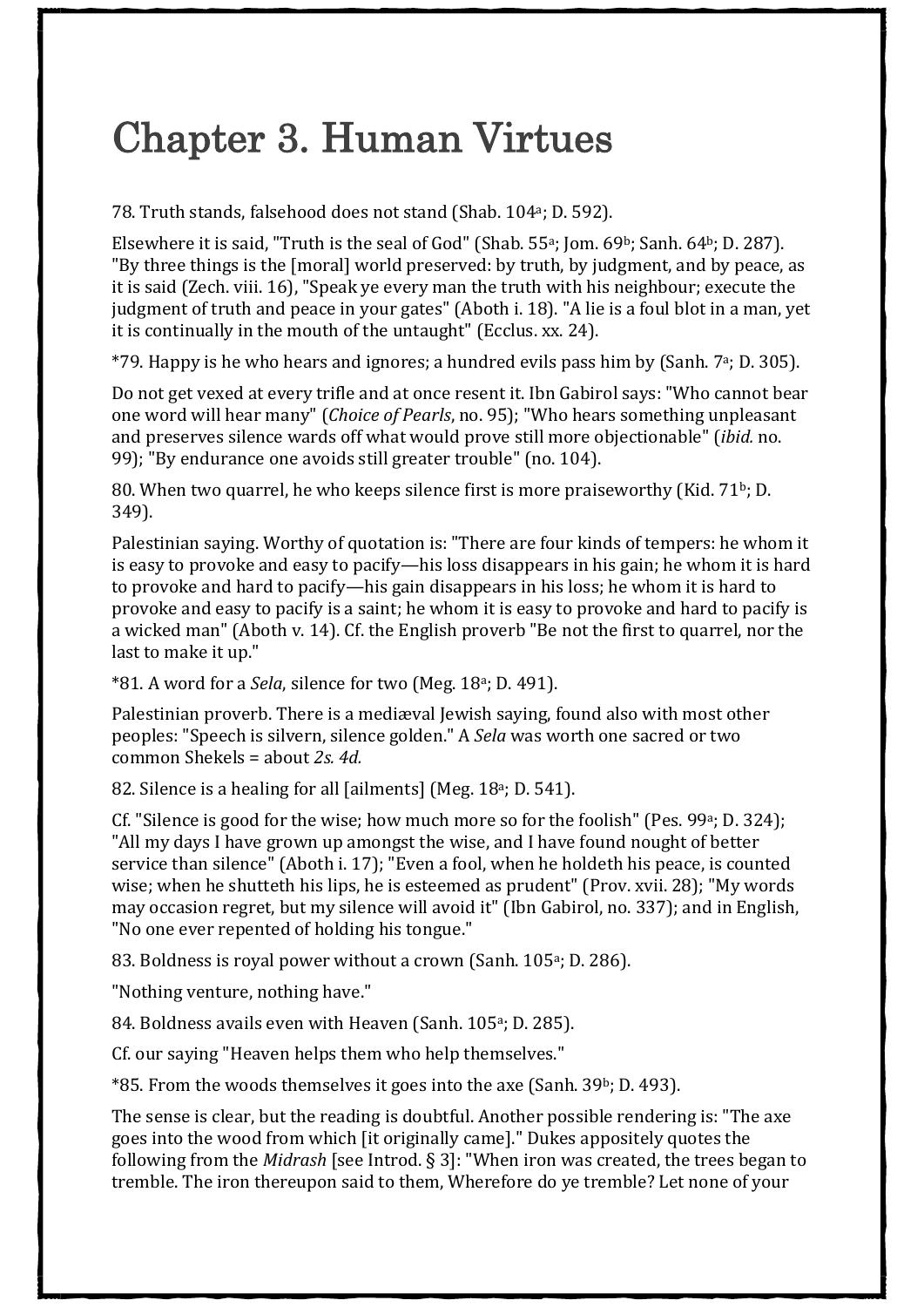# Chapter 3. Human Virtues

78. Truth stands, falsehood does not stand (Shab. 104[a]; D. 592).

Elsewhere it is said, "Truth is the seal of God" (Shab. 55[a]; Jom. 69[b]; Sanh. 64[b]; D. 287). "By three things is the [moral] world preserved: by truth, by judgment, and by peace, as it is said (Zech. viii. 16), "Speak ye every man the truth with his neighbour; execute the judgment of truth and peace in your gates" (Aboth i. 18). "A lie is a foul blot in a man, yet it is continually in the mouth of the untaught" (Ecclus. xx. 24).

*79. Happy is he who hears and ignores; a hundred evils pass him by (Sanh. 7[a]; D. 305).

Do not get vexed at every trifle and at once resent it. Ibn Gabirol says: "Who cannot bear one word will hear many" (*Choice of Pearls*, no. 95); "Who hears something unpleasant and preserves silence wards off what would prove still more objectionable" (*ibid.* no. 99); "By endurance one avoids still greater trouble" (no. 104).

80. When two quarrel, he who keeps silence first is more praiseworthy (Kid. 71[b]; D. 349).

Palestinian saying. Worthy of quotation is: "There are four kinds of tempers: he whom it is easy to provoke and easy to pacify—his loss disappears in his gain; he whom it is hard to provoke and hard to pacify—his gain disappears in his loss; he whom it is hard to provoke and easy to pacify is a saint; he whom it is easy to provoke and hard to pacify is a wicked man" (Aboth v. 14). Cf. the English proverb "Be not the first to quarrel, nor the last to make it up."

*81. A word for a *Sela*, silence for two (Meg. 18[a]; D. 491).

Palestinian proverb. There is a mediæval Jewish saying, found also with most other peoples: "Speech is silvern, silence golden." A *Sela* was worth one sacred or two common Shekels = about *2s. 4d.*

82. Silence is a healing for all [ailments] (Meg. 18[a]; D. 541).

Cf. "Silence is good for the wise; how much more so for the foolish" (Pes. 99[a]; D. 324); "All my days I have grown up amongst the wise, and I have found nought of better service than silence" (Aboth i. 17); "Even a fool, when he holdeth his peace, is counted wise; when he shutteth his lips, he is esteemed as prudent" (Prov. xvii. 28); "My words may occasion regret, but my silence will avoid it" (Ibn Gabirol, no. 337); and in English, "No one ever repented of holding his tongue."

83. Boldness is royal power without a crown (Sanh. 105[a]; D. 286).

"Nothing venture, nothing have."

84. Boldness avails even with Heaven (Sanh. 105[a]; D. 285).

Cf. our saying "Heaven helps them who help themselves."

*85. From the woods themselves it goes into the axe (Sanh. 39[b]; D. 493).

The sense is clear, but the reading is doubtful. Another possible rendering is: "The axe goes into the wood from which [it originally came]." Dukes appositely quotes the following from the *Midrash* [see Introd. § 3]: "When iron was created, the trees began to tremble. The iron thereupon said to them, Wherefore do ye tremble? Let none of your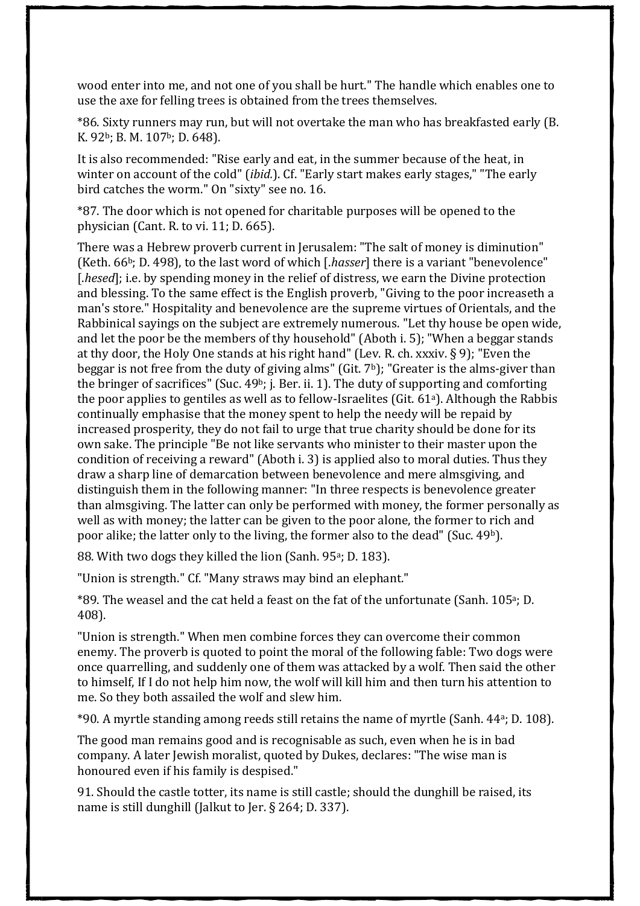wood enter into me, and not one of you shall be hurt." The handle which enables one to use the axe for felling trees is obtained from the trees themselves.

*86. Sixty runners may run, but will not overtake the man who has breakfasted early (B. K. 92b; B. M. 107b; D. 648).

It is also recommended: "Rise early and eat, in the summer because of the heat, in winter on account of the cold" (*ibid.*). Cf. "Early start makes early stages," "The early bird catches the worm." On "sixty" see no. 16.

*87. The door which is not opened for charitable purposes will be opened to the physician (Cant. R. to vi. 11; D. 665).

There was a Hebrew proverb current in Jerusalem: "The salt of money is diminution" (Keth. 66b; D. 498), to the last word of which [.*hasser*] there is a variant "benevolence" [.*hesed*]; i.e. by spending money in the relief of distress, we earn the Divine protection and blessing. To the same effect is the English proverb, "Giving to the poor increaseth a man's store." Hospitality and benevolence are the supreme virtues of Orientals, and the Rabbinical sayings on the subject are extremely numerous. "Let thy house be open wide, and let the poor be the members of thy household" (Aboth i. 5); "When a beggar stands at thy door, the Holy One stands at his right hand" (Lev. R. ch. xxxiv. § 9); "Even the beggar is not free from the duty of giving alms" (Git. 7b); "Greater is the alms-giver than the bringer of sacrifices" (Suc. 49b; j. Ber. ii. 1). The duty of supporting and comforting the poor applies to gentiles as well as to fellow-Israelites (Git. 61a). Although the Rabbis continually emphasise that the money spent to help the needy will be repaid by increased prosperity, they do not fail to urge that true charity should be done for its own sake. The principle "Be not like servants who minister to their master upon the condition of receiving a reward" (Aboth i. 3) is applied also to moral duties. Thus they draw a sharp line of demarcation between benevolence and mere almsgiving, and distinguish them in the following manner: "In three respects is benevolence greater than almsgiving. The latter can only be performed with money, the former personally as well as with money; the latter can be given to the poor alone, the former to rich and poor alike; the latter only to the living, the former also to the dead" (Suc. 49b).

88. With two dogs they killed the lion (Sanh. 95a; D. 183).

"Union is strength." Cf. "Many straws may bind an elephant."

*89. The weasel and the cat held a feast on the fat of the unfortunate (Sanh. 105a; D. 408).

"Union is strength." When men combine forces they can overcome their common enemy. The proverb is quoted to point the moral of the following fable: Two dogs were once quarrelling, and suddenly one of them was attacked by a wolf. Then said the other to himself, If I do not help him now, the wolf will kill him and then turn his attention to me. So they both assailed the wolf and slew him.

*90. A myrtle standing among reeds still retains the name of myrtle (Sanh. 44a; D. 108).

The good man remains good and is recognisable as such, even when he is in bad company. A later Jewish moralist, quoted by Dukes, declares: "The wise man is honoured even if his family is despised."

91. Should the castle totter, its name is still castle; should the dunghill be raised, its name is still dunghill (Jalkut to Jer. § 264; D. 337).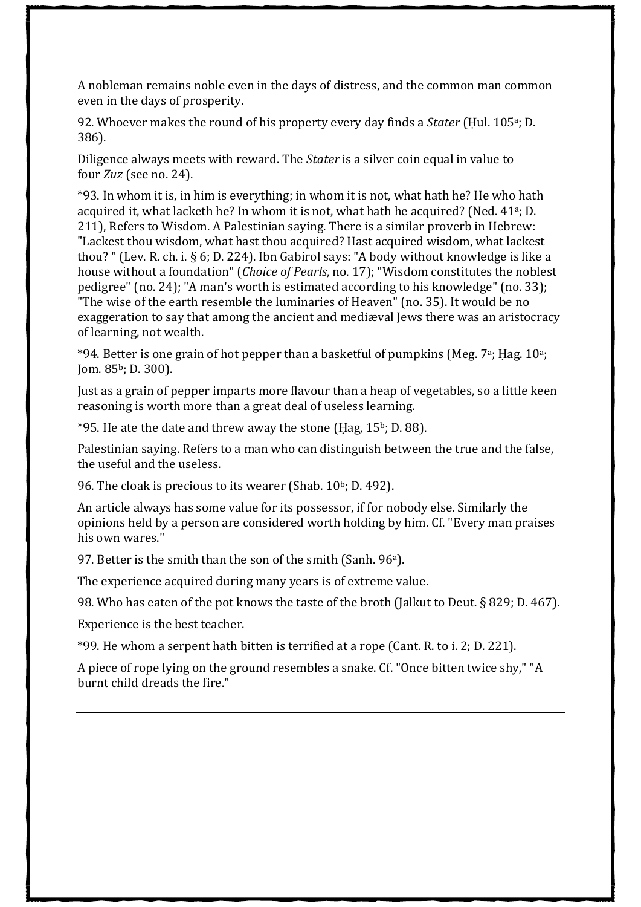A nobleman remains noble even in the days of distress, and the common man common even in the days of prosperity.

92. Whoever makes the round of his property every day finds a *Stater* (Ḥul. 105[a]; D. 386).

Diligence always meets with reward. The *Stater* is a silver coin equal in value to four *Zuz* (see no. 24).

*93. In whom it is, in him is everything; in whom it is not, what hath he? He who hath acquired it, what lacketh he? In whom it is not, what hath he acquired? (Ned. 41[a]; D. 211), Refers to Wisdom. A Palestinian saying. There is a similar proverb in Hebrew: "Lackest thou wisdom, what hast thou acquired? Hast acquired wisdom, what lackest thou? " (Lev. R. ch. i. § 6; D. 224). Ibn Gabirol says: "A body without knowledge is like a house without a foundation" (*Choice of Pearls*, no. 17); "Wisdom constitutes the noblest pedigree" (no. 24); "A man's worth is estimated according to his knowledge" (no. 33); "The wise of the earth resemble the luminaries of Heaven" (no. 35). It would be no exaggeration to say that among the ancient and mediæval Jews there was an aristocracy of learning, not wealth.

*94. Better is one grain of hot pepper than a basketful of pumpkins (Meg. 7[a]; Ḥag. 10[a]; Jom. 85[b]; D. 300).

Just as a grain of pepper imparts more flavour than a heap of vegetables, so a little keen reasoning is worth more than a great deal of useless learning.

*95. He ate the date and threw away the stone (Ḥag, 15[b]; D. 88).

Palestinian saying. Refers to a man who can distinguish between the true and the false, the useful and the useless.

96. The cloak is precious to its wearer (Shab. 10[b]; D. 492).

An article always has some value for its possessor, if for nobody else. Similarly the opinions held by a person are considered worth holding by him. Cf. "Every man praises his own wares."

97. Better is the smith than the son of the smith (Sanh. 96[a]).

The experience acquired during many years is of extreme value.

98. Who has eaten of the pot knows the taste of the broth (Jalkut to Deut. § 829; D. 467).

Experience is the best teacher.

*99. He whom a serpent hath bitten is terrified at a rope (Cant. R. to i. 2; D. 221).

A piece of rope lying on the ground resembles a snake. Cf. "Once bitten twice shy," "A burnt child dreads the fire."

---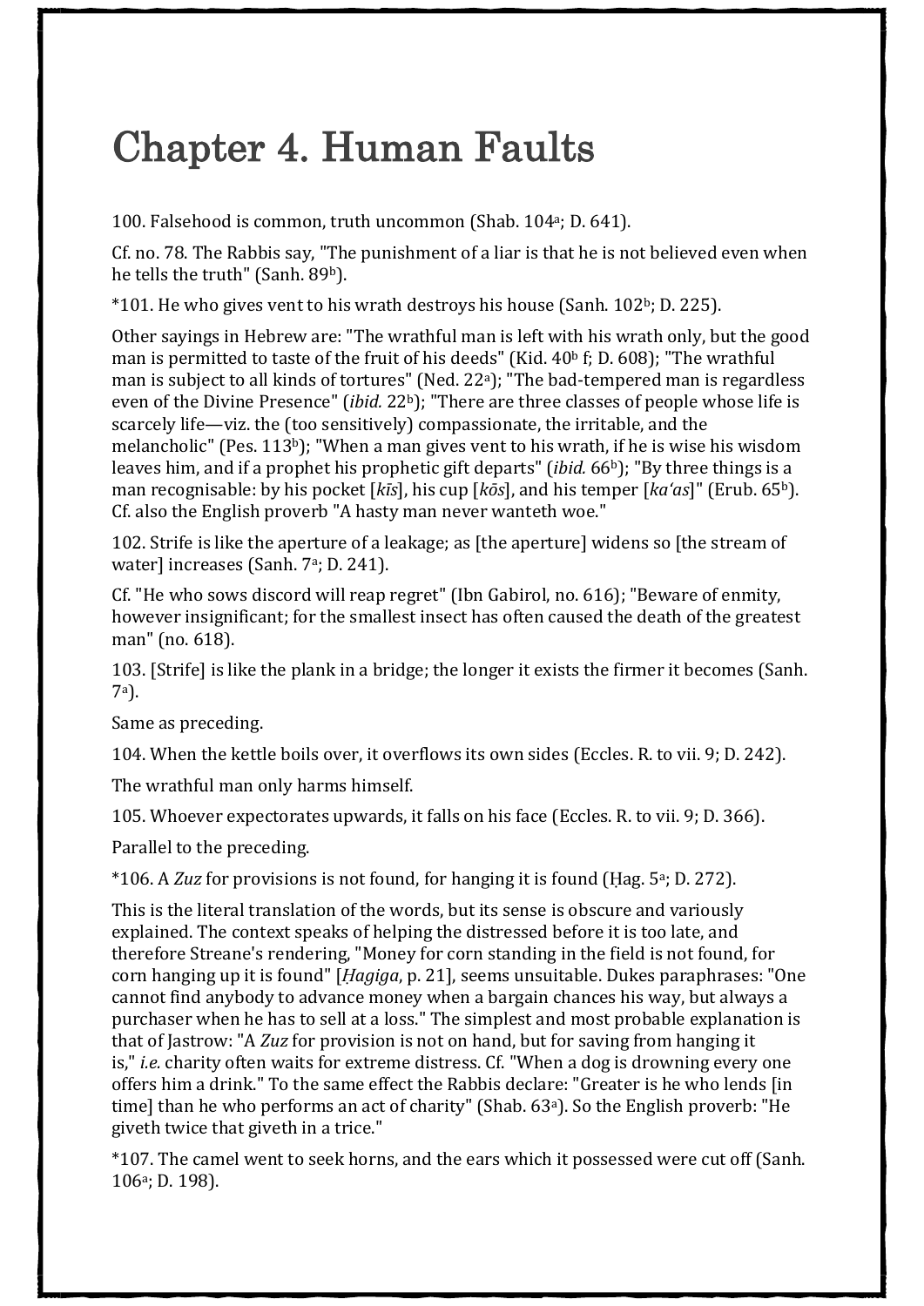# Chapter 4. Human Faults

100. Falsehood is common, truth uncommon (Shab. 104[a]; D. 641).

Cf. no. 78. The Rabbis say, "The punishment of a liar is that he is not believed even when he tells the truth" (Sanh. 89[b]).

*101. He who gives vent to his wrath destroys his house (Sanh. 102[b]; D. 225).

Other sayings in Hebrew are: "The wrathful man is left with his wrath only, but the good man is permitted to taste of the fruit of his deeds" (Kid. 40[b] f; D. 608); "The wrathful man is subject to all kinds of tortures" (Ned. 22[a]); "The bad-tempered man is regardless even of the Divine Presence" (*ibid.* 22[b]); "There are three classes of people whose life is scarcely life—viz. the (too sensitively) compassionate, the irritable, and the melancholic" (Pes. 113[b]); "When a man gives vent to his wrath, if he is wise his wisdom leaves him, and if a prophet his prophetic gift departs" (*ibid.* 66[b]); "By three things is a man recognisable: by his pocket [*kīs*], his cup [*kōs*], and his temper [*ka'as*]" (Erub. 65[b]). Cf. also the English proverb "A hasty man never wanteth woe."

102. Strife is like the aperture of a leakage; as [the aperture] widens so [the stream of water] increases (Sanh. 7[a]; D. 241).

Cf. "He who sows discord will reap regret" (Ibn Gabirol, no. 616); "Beware of enmity, however insignificant; for the smallest insect has often caused the death of the greatest man" (no. 618).

103. [Strife] is like the plank in a bridge; the longer it exists the firmer it becomes (Sanh. 7[a]).

Same as preceding.

104. When the kettle boils over, it overflows its own sides (Eccles. R. to vii. 9; D. 242).

The wrathful man only harms himself.

105. Whoever expectorates upwards, it falls on his face (Eccles. R. to vii. 9; D. 366).

Parallel to the preceding.

*106. A *Zuz* for provisions is not found, for hanging it is found (Ḥag. 5[a]; D. 272).

This is the literal translation of the words, but its sense is obscure and variously explained. The context speaks of helping the distressed before it is too late, and therefore Streane's rendering, "Money for corn standing in the field is not found, for corn hanging up it is found" [*Ḥagiga*, p. 21], seems unsuitable. Dukes paraphrases: "One cannot find anybody to advance money when a bargain chances his way, but always a purchaser when he has to sell at a loss." The simplest and most probable explanation is that of Jastrow: "A *Zuz* for provision is not on hand, but for saving from hanging it is," *i.e.* charity often waits for extreme distress. Cf. "When a dog is drowning every one offers him a drink." To the same effect the Rabbis declare: "Greater is he who lends [in time] than he who performs an act of charity" (Shab. 63[a]). So the English proverb: "He giveth twice that giveth in a trice."

*107. The camel went to seek horns, and the ears which it possessed were cut off (Sanh. 106[a]; D. 198).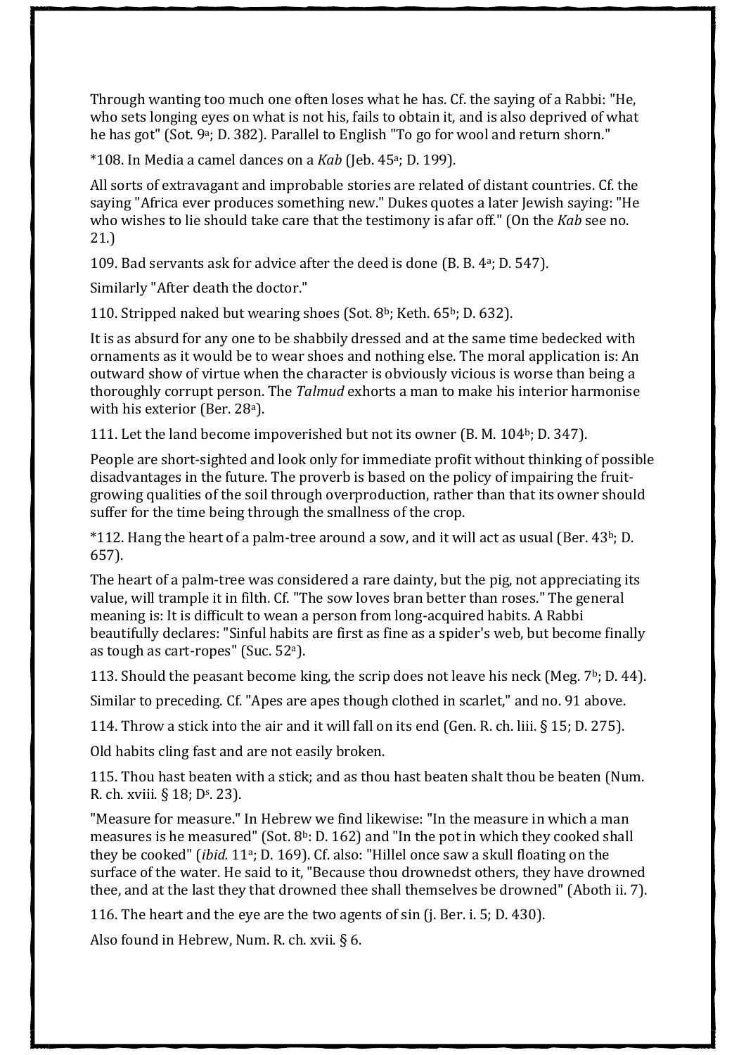Through wanting too much one often loses what he has. Cf. the saying of a Rabbi: "He, who sets longing eyes on what is not his, fails to obtain it, and is also deprived of what he has got" (Sot. 9[a]; D. 382). Parallel to English "To go for wool and return shorn."

*108. In Media a camel dances on a *Kab* (Jeb. 45[a]; D. 199).

All sorts of extravagant and improbable stories are related of distant countries. Cf. the saying "Africa ever produces something new." Dukes quotes a later Jewish saying: "He who wishes to lie should take care that the testimony is afar off." (On the *Kab* see no. 21.)

109. Bad servants ask for advice after the deed is done (B. B. 4[a]; D. 547).

Similarly "After death the doctor."

110. Stripped naked but wearing shoes (Sot. 8[b]; Keth. 65[b]; D. 632).

It is as absurd for any one to be shabbily dressed and at the same time bedecked with ornaments as it would be to wear shoes and nothing else. The moral application is: An outward show of virtue when the character is obviously vicious is worse than being a thoroughly corrupt person. The *Talmud* exhorts a man to make his interior harmonise with his exterior (Ber. 28[a]).

111. Let the land become impoverished but not its owner (B. M. 104[b]; D. 347).

People are short-sighted and look only for immediate profit without thinking of possible disadvantages in the future. The proverb is based on the policy of impairing the fruit-growing qualities of the soil through overproduction, rather than that its owner should suffer for the time being through the smallness of the crop.

*112. Hang the heart of a palm-tree around a sow, and it will act as usual (Ber. 43[b]; D. 657).

The heart of a palm-tree was considered a rare dainty, but the pig, not appreciating its value, will trample it in filth. Cf. "The sow loves bran better than roses." The general meaning is: It is difficult to wean a person from long-acquired habits. A Rabbi beautifully declares: "Sinful habits are first as fine as a spider's web, but become finally as tough as cart-ropes" (Suc. 52[a]).

113. Should the peasant become king, the scrip does not leave his neck (Meg. 7[b]; D. 44).

Similar to preceding. Cf. "Apes are apes though clothed in scarlet," and no. 91 above.

114. Throw a stick into the air and it will fall on its end (Gen. R. ch. liii. § 15; D. 275).

Old habits cling fast and are not easily broken.

115. Thou hast beaten with a stick; and as thou hast beaten shalt thou be beaten (Num. R. ch. xviii. § 18; D[s]. 23).

"Measure for measure." In Hebrew we find likewise: "In the measure in which a man measures is he measured" (Sot. 8[b]: D. 162) and "In the pot in which they cooked shall they be cooked" (*ibid.* 11[a]; D. 169). Cf. also: "Hillel once saw a skull floating on the surface of the water. He said to it, "Because thou drownedst others, they have drowned thee, and at the last they that drowned thee shall themselves be drowned" (Aboth ii. 7).

116. The heart and the eye are the two agents of sin (j. Ber. i. 5; D. 430).

Also found in Hebrew, Num. R. ch. xvii. § 6.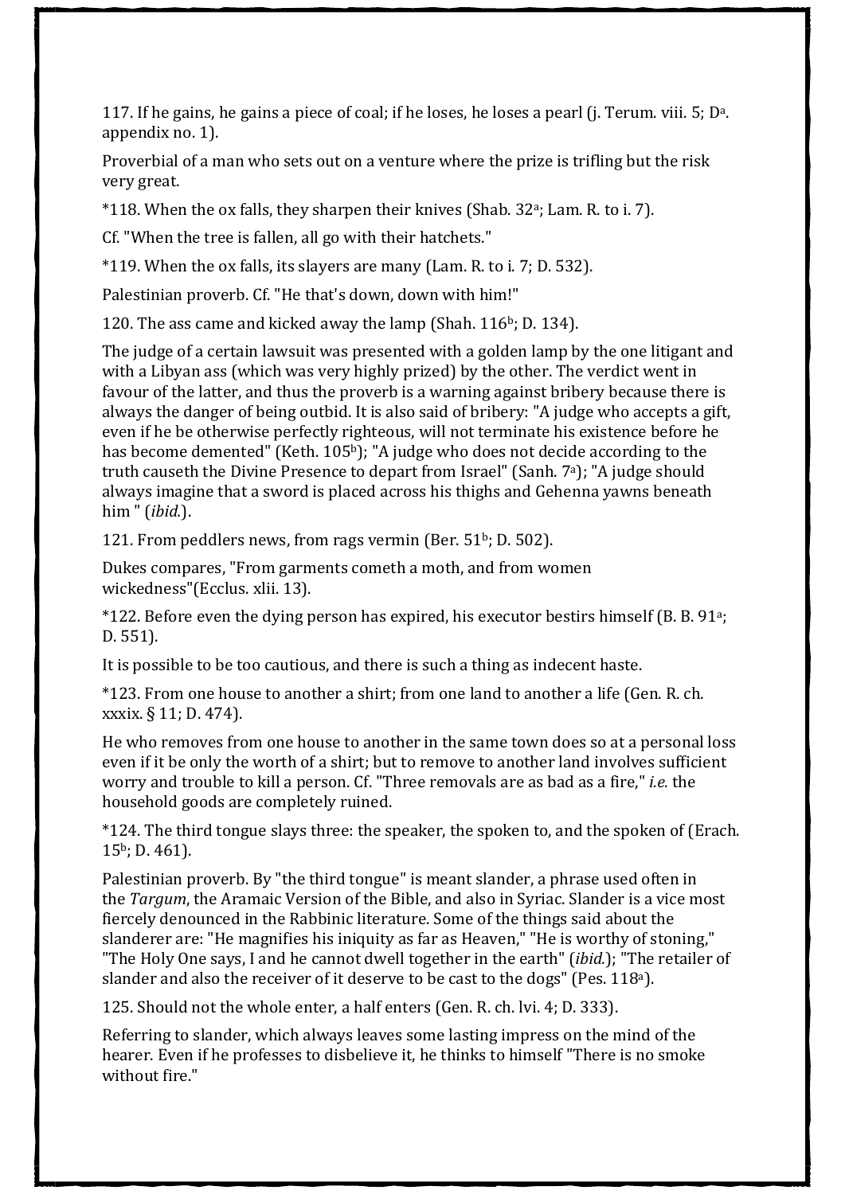117. If he gains, he gains a piece of coal; if he loses, he loses a pearl (j. Terum. viii. 5; D[a]. appendix no. 1).

Proverbial of a man who sets out on a venture where the prize is trifling but the risk very great.

*118. When the ox falls, they sharpen their knives (Shab. 32[a]; Lam. R. to i. 7).

Cf. "When the tree is fallen, all go with their hatchets."

*119. When the ox falls, its slayers are many (Lam. R. to i. 7; D. 532).

Palestinian proverb. Cf. "He that's down, down with him!"

120. The ass came and kicked away the lamp (Shah. 116[b]; D. 134).

The judge of a certain lawsuit was presented with a golden lamp by the one litigant and with a Libyan ass (which was very highly prized) by the other. The verdict went in favour of the latter, and thus the proverb is a warning against bribery because there is always the danger of being outbid. It is also said of bribery: "A judge who accepts a gift, even if he be otherwise perfectly righteous, will not terminate his existence before he has become demented" (Keth. 105[b]); "A judge who does not decide according to the truth causeth the Divine Presence to depart from Israel" (Sanh. 7[a]); "A judge should always imagine that a sword is placed across his thighs and Gehenna yawns beneath him " (*ibid.*).

121. From peddlers news, from rags vermin (Ber. 51[b]; D. 502).

Dukes compares, "From garments cometh a moth, and from women wickedness"(Ecclus. xlii. 13).

*122. Before even the dying person has expired, his executor bestirs himself (B. B. 91[a]; D. 551).

It is possible to be too cautious, and there is such a thing as indecent haste.

*123. From one house to another a shirt; from one land to another a life (Gen. R. ch. xxxix. § 11; D. 474).

He who removes from one house to another in the same town does so at a personal loss even if it be only the worth of a shirt; but to remove to another land involves sufficient worry and trouble to kill a person. Cf. "Three removals are as bad as a fire," *i.e.* the household goods are completely ruined.

*124. The third tongue slays three: the speaker, the spoken to, and the spoken of (Erach. 15[b]; D. 461).

Palestinian proverb. By "the third tongue" is meant slander, a phrase used often in the *Targum*, the Aramaic Version of the Bible, and also in Syriac. Slander is a vice most fiercely denounced in the Rabbinic literature. Some of the things said about the slanderer are: "He magnifies his iniquity as far as Heaven," "He is worthy of stoning," "The Holy One says, I and he cannot dwell together in the earth" (*ibid.*); "The retailer of slander and also the receiver of it deserve to be cast to the dogs" (Pes. 118[a]).

125. Should not the whole enter, a half enters (Gen. R. ch. lvi. 4; D. 333).

Referring to slander, which always leaves some lasting impress on the mind of the hearer. Even if he professes to disbelieve it, he thinks to himself "There is no smoke without fire."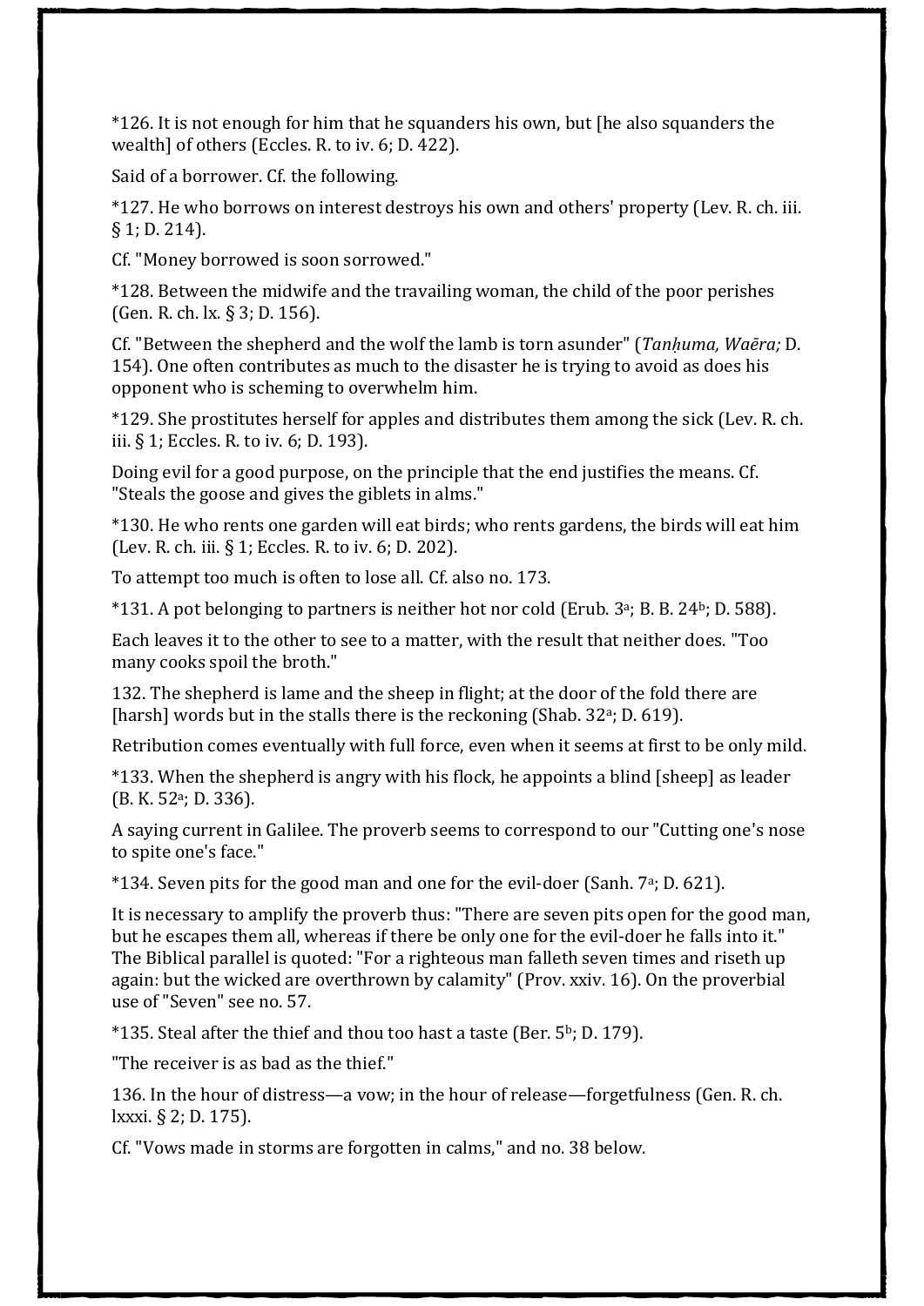*126. It is not enough for him that he squanders his own, but [he also squanders the wealth] of others (Eccles. R. to iv. 6; D. 422).

Said of a borrower. Cf. the following.

*127. He who borrows on interest destroys his own and others' property (Lev. R. ch. iii. § 1; D. 214).

Cf. "Money borrowed is soon sorrowed."

*128. Between the midwife and the travailing woman, the child of the poor perishes (Gen. R. ch. lx. § 3; D. 156).

Cf. "Between the shepherd and the wolf the lamb is torn asunder" (*Tanḥuma, Waēra;* D. 154). One often contributes as much to the disaster he is trying to avoid as does his opponent who is scheming to overwhelm him.

*129. She prostitutes herself for apples and distributes them among the sick (Lev. R. ch. iii. § 1; Eccles. R. to iv. 6; D. 193).

Doing evil for a good purpose, on the principle that the end justifies the means. Cf. "Steals the goose and gives the giblets in alms."

*130. He who rents one garden will eat birds; who rents gardens, the birds will eat him (Lev. R. ch. iii. § 1; Eccles. R. to iv. 6; D. 202).

To attempt too much is often to lose all. Cf. also no. 173.

*131. A pot belonging to partners is neither hot nor cold (Erub. 3[a]; B. B. 24[b]; D. 588).

Each leaves it to the other to see to a matter, with the result that neither does. "Too many cooks spoil the broth."

132. The shepherd is lame and the sheep in flight; at the door of the fold there are [harsh] words but in the stalls there is the reckoning (Shab. 32[a]; D. 619).

Retribution comes eventually with full force, even when it seems at first to be only mild.

*133. When the shepherd is angry with his flock, he appoints a blind [sheep] as leader (B. K. 52[a]; D. 336).

A saying current in Galilee. The proverb seems to correspond to our "Cutting one's nose to spite one's face."

*134. Seven pits for the good man and one for the evil-doer (Sanh. 7[a]; D. 621).

It is necessary to amplify the proverb thus: "There are seven pits open for the good man, but he escapes them all, whereas if there be only one for the evil-doer he falls into it." The Biblical parallel is quoted: "For a righteous man falleth seven times and riseth up again: but the wicked are overthrown by calamity" (Prov. xxiv. 16). On the proverbial use of "Seven" see no. 57.

*135. Steal after the thief and thou too hast a taste (Ber. 5[b]; D. 179).

"The receiver is as bad as the thief."

136. In the hour of distress—a vow; in the hour of release—forgetfulness (Gen. R. ch. lxxxi. § 2; D. 175).

Cf. "Vows made in storms are forgotten in calms," and no. 38 below.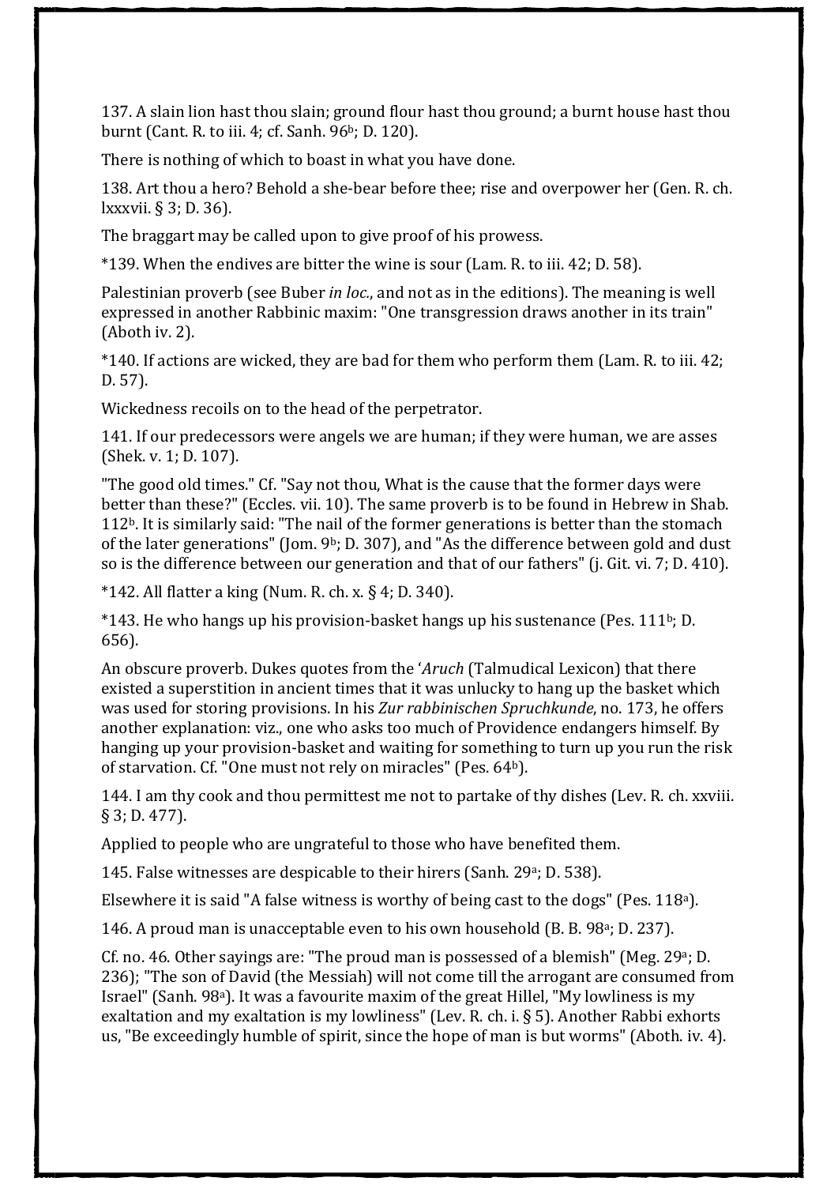137. A slain lion hast thou slain; ground flour hast thou ground; a burnt house hast thou burnt (Cant. R. to iii. 4; cf. Sanh. 96[b]; D. 120).

There is nothing of which to boast in what you have done.

138. Art thou a hero? Behold a she-bear before thee; rise and overpower her (Gen. R. ch. lxxxvii. § 3; D. 36).

The braggart may be called upon to give proof of his prowess.

*139. When the endives are bitter the wine is sour (Lam. R. to iii. 42; D. 58).

Palestinian proverb (see Buber *in loc.*, and not as in the editions). The meaning is well expressed in another Rabbinic maxim: "One transgression draws another in its train" (Aboth iv. 2).

*140. If actions are wicked, they are bad for them who perform them (Lam. R. to iii. 42; D. 57).

Wickedness recoils on to the head of the perpetrator.

141. If our predecessors were angels we are human; if they were human, we are asses (Shek. v. 1; D. 107).

"The good old times." Cf. "Say not thou, What is the cause that the former days were better than these?" (Eccles. vii. 10). The same proverb is to be found in Hebrew in Shab. 112[b]. It is similarly said: "The nail of the former generations is better than the stomach of the later generations" (Jom. 9[b]; D. 307), and "As the difference between gold and dust so is the difference between our generation and that of our fathers" (j. Git. vi. 7; D. 410).

*142. All flatter a king (Num. R. ch. x. § 4; D. 340).

*143. He who hangs up his provision-basket hangs up his sustenance (Pes. 111[b]; D. 656).

An obscure proverb. Dukes quotes from the ʻ*Aruch* (Talmudical Lexicon) that there existed a superstition in ancient times that it was unlucky to hang up the basket which was used for storing provisions. In his *Zur rabbinischen Spruchkunde*, no. 173, he offers another explanation: viz., one who asks too much of Providence endangers himself. By hanging up your provision-basket and waiting for something to turn up you run the risk of starvation. Cf. "One must not rely on miracles" (Pes. 64[b]).

144. I am thy cook and thou permittest me not to partake of thy dishes (Lev. R. ch. xxviii. § 3; D. 477).

Applied to people who are ungrateful to those who have benefited them.

145. False witnesses are despicable to their hirers (Sanh. 29[a]; D. 538).

Elsewhere it is said "A false witness is worthy of being cast to the dogs" (Pes. 118[a]).

146. A proud man is unacceptable even to his own household (B. B. 98[a]; D. 237).

Cf. no. 46. Other sayings are: "The proud man is possessed of a blemish" (Meg. 29[a]; D. 236); "The son of David (the Messiah) will not come till the arrogant are consumed from Israel" (Sanh. 98[a]). It was a favourite maxim of the great Hillel, "My lowliness is my exaltation and my exaltation is my lowliness" (Lev. R. ch. i. § 5). Another Rabbi exhorts us, "Be exceedingly humble of spirit, since the hope of man is but worms" (Aboth. iv. 4).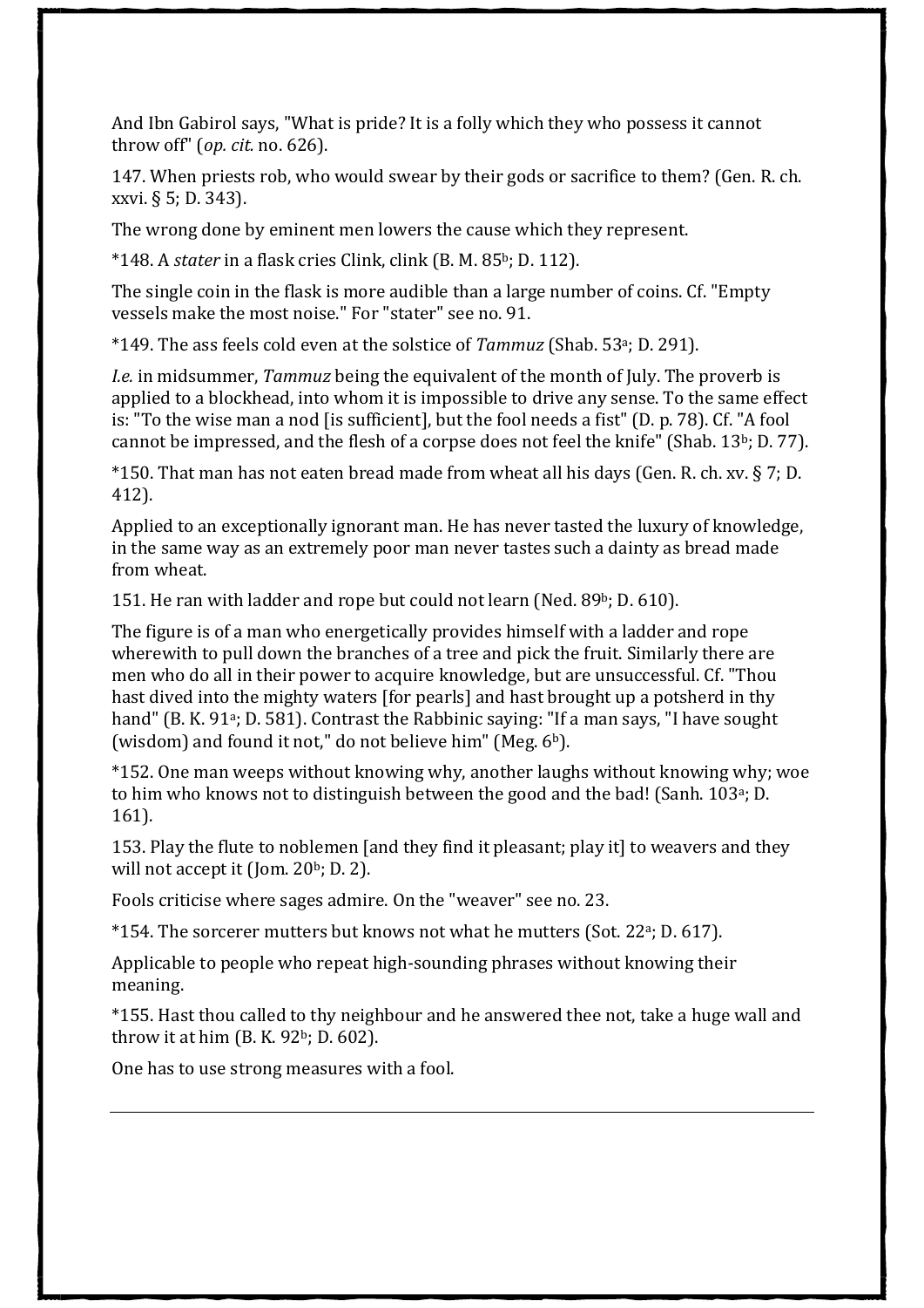And Ibn Gabirol says, "What is pride? It is a folly which they who possess it cannot throw off" (*op. cit.* no. 626).

147. When priests rob, who would swear by their gods or sacrifice to them? (Gen. R. ch. xxvi. § 5; D. 343).

The wrong done by eminent men lowers the cause which they represent.

*148. A *stater* in a flask cries Clink, clink (B. M. 85[b]; D. 112).

The single coin in the flask is more audible than a large number of coins. Cf. "Empty vessels make the most noise." For "stater" see no. 91.

*149. The ass feels cold even at the solstice of *Tammuz* (Shab. 53[a]; D. 291).

*I.e.* in midsummer, *Tammuz* being the equivalent of the month of July. The proverb is applied to a blockhead, into whom it is impossible to drive any sense. To the same effect is: "To the wise man a nod [is sufficient], but the fool needs a fist" (D. p. 78). Cf. "A fool cannot be impressed, and the flesh of a corpse does not feel the knife" (Shab. 13[b]; D. 77).

*150. That man has not eaten bread made from wheat all his days (Gen. R. ch. xv. § 7; D. 412).

Applied to an exceptionally ignorant man. He has never tasted the luxury of knowledge, in the same way as an extremely poor man never tastes such a dainty as bread made from wheat.

151. He ran with ladder and rope but could not learn (Ned. 89[b]; D. 610).

The figure is of a man who energetically provides himself with a ladder and rope wherewith to pull down the branches of a tree and pick the fruit. Similarly there are men who do all in their power to acquire knowledge, but are unsuccessful. Cf. "Thou hast dived into the mighty waters [for pearls] and hast brought up a potsherd in thy hand" (B. K. 91[a]; D. 581). Contrast the Rabbinic saying: "If a man says, "I have sought (wisdom) and found it not," do not believe him" (Meg. 6[b]).

*152. One man weeps without knowing why, another laughs without knowing why; woe to him who knows not to distinguish between the good and the bad! (Sanh. 103[a]; D. 161).

153. Play the flute to noblemen [and they find it pleasant; play it] to weavers and they will not accept it (Jom. 20[b]; D. 2).

Fools criticise where sages admire. On the "weaver" see no. 23.

*154. The sorcerer mutters but knows not what he mutters (Sot. 22[a]; D. 617).

Applicable to people who repeat high-sounding phrases without knowing their meaning.

*155. Hast thou called to thy neighbour and he answered thee not, take a huge wall and throw it at him (B. K. 92[b]; D. 602).

One has to use strong measures with a fool.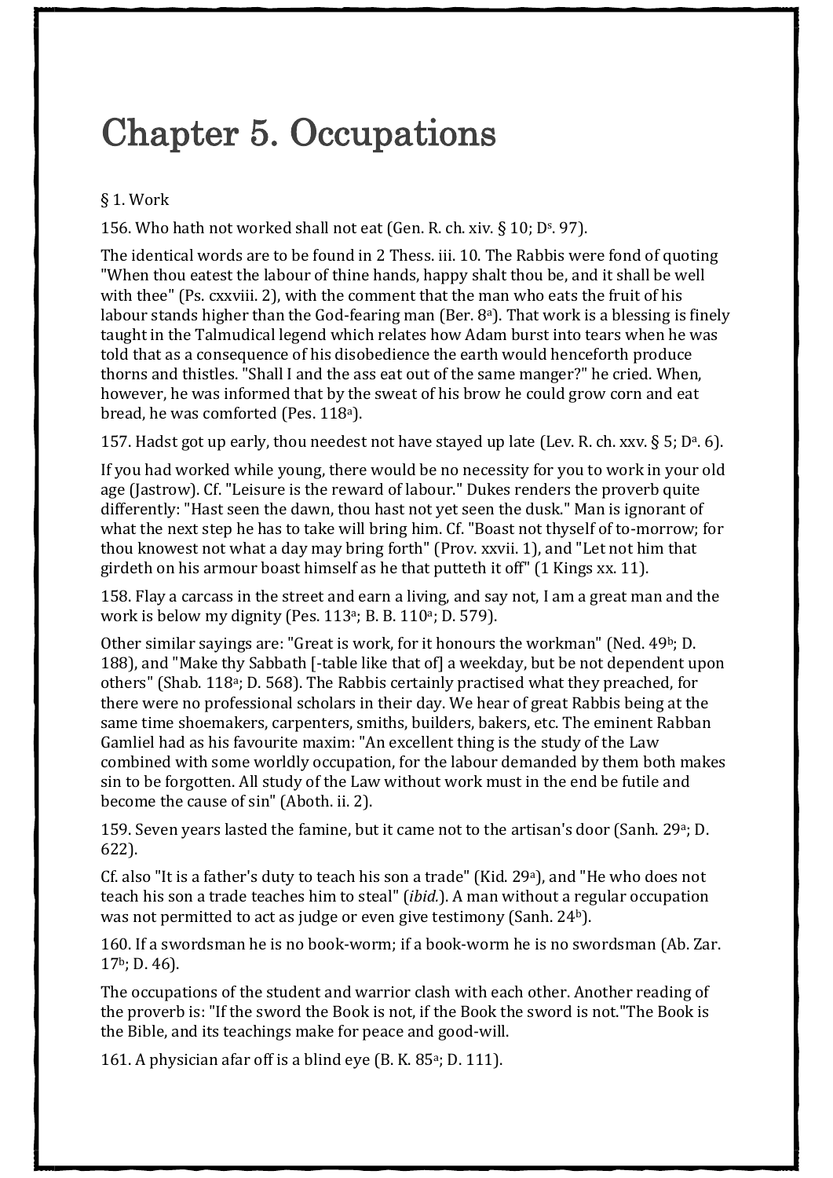# Chapter 5. Occupations

§ 1. Work

156. Who hath not worked shall not eat (Gen. R. ch. xiv. § 10; D[s]. 97).

The identical words are to be found in 2 Thess. iii. 10. The Rabbis were fond of quoting "When thou eatest the labour of thine hands, happy shalt thou be, and it shall be well with thee" (Ps. cxxviii. 2), with the comment that the man who eats the fruit of his labour stands higher than the God-fearing man (Ber. 8[a]). That work is a blessing is finely taught in the Talmudical legend which relates how Adam burst into tears when he was told that as a consequence of his disobedience the earth would henceforth produce thorns and thistles. "Shall I and the ass eat out of the same manger?" he cried. When, however, he was informed that by the sweat of his brow he could grow corn and eat bread, he was comforted (Pes. 118[a]).

157. Hadst got up early, thou needest not have stayed up late (Lev. R. ch. xxv. § 5; D[a]. 6).

If you had worked while young, there would be no necessity for you to work in your old age (Jastrow). Cf. "Leisure is the reward of labour." Dukes renders the proverb quite differently: "Hast seen the dawn, thou hast not yet seen the dusk." Man is ignorant of what the next step he has to take will bring him. Cf. "Boast not thyself of to-morrow; for thou knowest not what a day may bring forth" (Prov. xxvii. 1), and "Let not him that girdeth on his armour boast himself as he that putteth it off" (1 Kings xx. 11).

158. Flay a carcass in the street and earn a living, and say not, I am a great man and the work is below my dignity (Pes. 113[a]; B. B. 110[a]; D. 579).

Other similar sayings are: "Great is work, for it honours the workman" (Ned. 49[b]; D. 188), and "Make thy Sabbath [-table like that of] a weekday, but be not dependent upon others" (Shab. 118[a]; D. 568). The Rabbis certainly practised what they preached, for there were no professional scholars in their day. We hear of great Rabbis being at the same time shoemakers, carpenters, smiths, builders, bakers, etc. The eminent Rabban Gamliel had as his favourite maxim: "An excellent thing is the study of the Law combined with some worldly occupation, for the labour demanded by them both makes sin to be forgotten. All study of the Law without work must in the end be futile and become the cause of sin" (Aboth. ii. 2).

159. Seven years lasted the famine, but it came not to the artisan's door (Sanh. 29[a]; D. 622).

Cf. also "It is a father's duty to teach his son a trade" (Kid. 29[a]), and "He who does not teach his son a trade teaches him to steal" (*ibid.*). A man without a regular occupation was not permitted to act as judge or even give testimony (Sanh. 24[b]).

160. If a swordsman he is no book-worm; if a book-worm he is no swordsman (Ab. Zar. 17[b]; D. 46).

The occupations of the student and warrior clash with each other. Another reading of the proverb is: "If the sword the Book is not, if the Book the sword is not."The Book is the Bible, and its teachings make for peace and good-will.

161. A physician afar off is a blind eye (B. K. 85[a]; D. 111).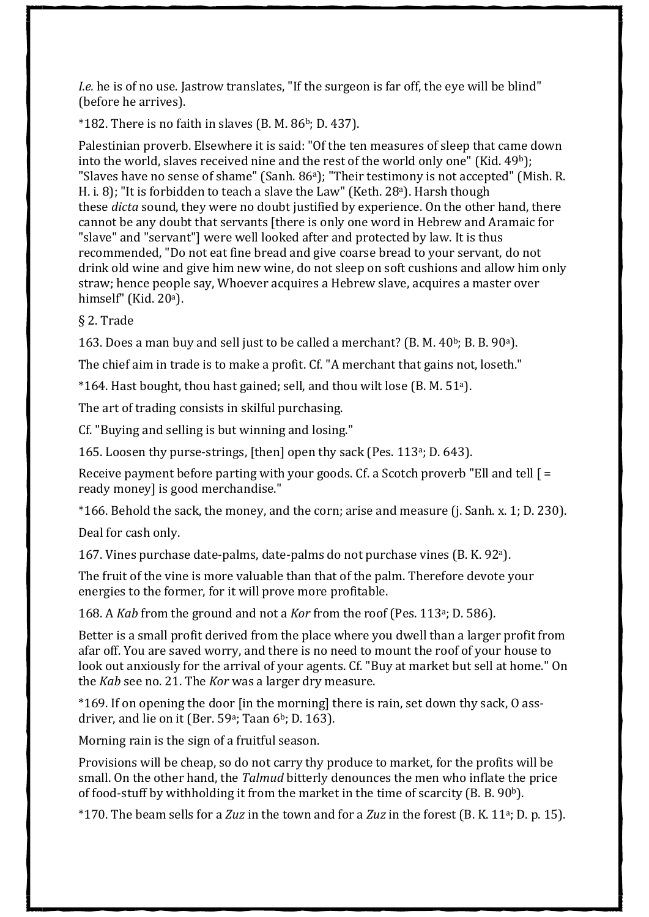*I.e.* he is of no use. Jastrow translates, "If the surgeon is far off, the eye will be blind" (before he arrives).

*182. There is no faith in slaves (B. M. 86[b]; D. 437).

Palestinian proverb. Elsewhere it is said: "Of the ten measures of sleep that came down into the world, slaves received nine and the rest of the world only one" (Kid. 49[b]); "Slaves have no sense of shame" (Sanh. 86[a]); "Their testimony is not accepted" (Mish. R. H. i. 8); "It is forbidden to teach a slave the Law" (Keth. 28[a]). Harsh though these *dicta* sound, they were no doubt justified by experience. On the other hand, there cannot be any doubt that servants [there is only one word in Hebrew and Aramaic for "slave" and "servant"] were well looked after and protected by law. It is thus recommended, "Do not eat fine bread and give coarse bread to your servant, do not drink old wine and give him new wine, do not sleep on soft cushions and allow him only straw; hence people say, Whoever acquires a Hebrew slave, acquires a master over himself" (Kid. 20[a]).

§ 2. Trade

163. Does a man buy and sell just to be called a merchant? (B. M. 40[b]; B. B. 90[a]).

The chief aim in trade is to make a profit. Cf. "A merchant that gains not, loseth."

*164. Hast bought, thou hast gained; sell, and thou wilt lose (B. M. 51[a]).

The art of trading consists in skilful purchasing.

Cf. "Buying and selling is but winning and losing."

165. Loosen thy purse-strings, [then] open thy sack (Pes. 113[a]; D. 643).

Receive payment before parting with your goods. Cf. a Scotch proverb "Ell and tell [ = ready money] is good merchandise."

*166. Behold the sack, the money, and the corn; arise and measure (j. Sanh. x. 1; D. 230).

Deal for cash only.

167. Vines purchase date-palms, date-palms do not purchase vines (B. K. 92[a]).

The fruit of the vine is more valuable than that of the palm. Therefore devote your energies to the former, for it will prove more profitable.

168. A *Kab* from the ground and not a *Kor* from the roof (Pes. 113[a]; D. 586).

Better is a small profit derived from the place where you dwell than a larger profit from afar off. You are saved worry, and there is no need to mount the roof of your house to look out anxiously for the arrival of your agents. Cf. "Buy at market but sell at home." On the *Kab* see no. 21. The *Kor* was a larger dry measure.

*169. If on opening the door [in the morning] there is rain, set down thy sack, O ass-driver, and lie on it (Ber. 59[a]; Taan 6[b]; D. 163).

Morning rain is the sign of a fruitful season.

Provisions will be cheap, so do not carry thy produce to market, for the profits will be small. On the other hand, the *Talmud* bitterly denounces the men who inflate the price of food-stuff by withholding it from the market in the time of scarcity (B. B. 90[b]).

*170. The beam sells for a *Zuz* in the town and for a *Zuz* in the forest (B. K. 11[a]; D. p. 15).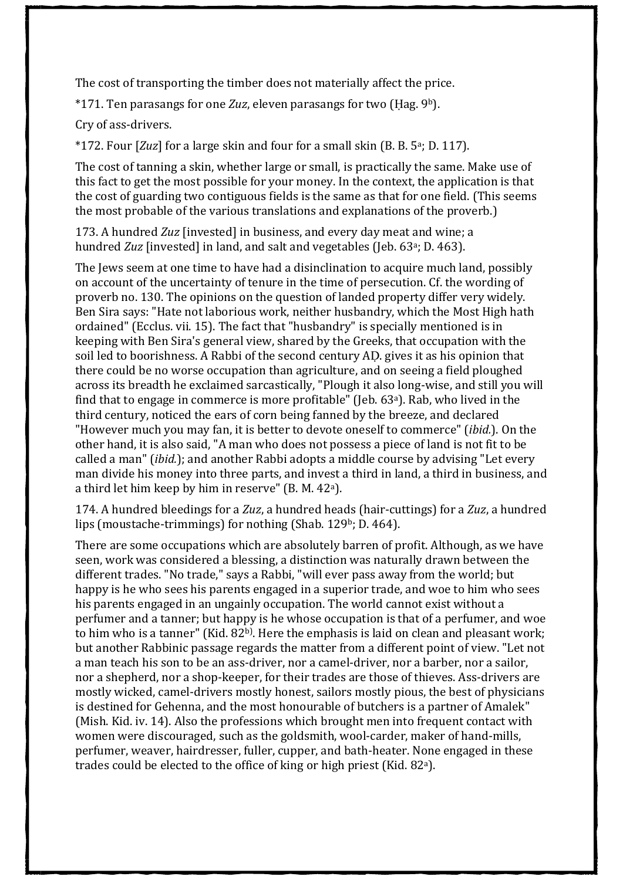The cost of transporting the timber does not materially affect the price.

*171. Ten parasangs for one *Zuz*, eleven parasangs for two (Ḥag. 9[b]).

Cry of ass-drivers.

*172. Four [*Zuz*] for a large skin and four for a small skin (B. B. 5[a]; D. 117).

The cost of tanning a skin, whether large or small, is practically the same. Make use of this fact to get the most possible for your money. In the context, the application is that the cost of guarding two contiguous fields is the same as that for one field. (This seems the most probable of the various translations and explanations of the proverb.)

173. A hundred *Zuz* [invested] in business, and every day meat and wine; a hundred *Zuz* [invested] in land, and salt and vegetables (Jeb. 63[a]; D. 463).

The Jews seem at one time to have had a disinclination to acquire much land, possibly on account of the uncertainty of tenure in the time of persecution. Cf. the wording of proverb no. 130. The opinions on the question of landed property differ very widely. Ben Sira says: "Hate not laborious work, neither husbandry, which the Most High hath ordained" (Ecclus. vii. 15). The fact that "husbandry" is specially mentioned is in keeping with Ben Sira's general view, shared by the Greeks, that occupation with the soil led to boorishness. A Rabbi of the second century AḌ. gives it as his opinion that there could be no worse occupation than agriculture, and on seeing a field ploughed across its breadth he exclaimed sarcastically, "Plough it also long-wise, and still you will find that to engage in commerce is more profitable" (Jeb. 63[a]). Rab, who lived in the third century, noticed the ears of corn being fanned by the breeze, and declared "However much you may fan, it is better to devote oneself to commerce" (*ibid.*). On the other hand, it is also said, "A man who does not possess a piece of land is not fit to be called a man" (*ibid.*); and another Rabbi adopts a middle course by advising "Let every man divide his money into three parts, and invest a third in land, a third in business, and a third let him keep by him in reserve" (B. M. 42[a]).

174. A hundred bleedings for a *Zuz*, a hundred heads (hair-cuttings) for a *Zuz*, a hundred lips (moustache-trimmings) for nothing (Shab. 129[b]; D. 464).

There are some occupations which are absolutely barren of profit. Although, as we have seen, work was considered a blessing, a distinction was naturally drawn between the different trades. "No trade," says a Rabbi, "will ever pass away from the world; but happy is he who sees his parents engaged in a superior trade, and woe to him who sees his parents engaged in an ungainly occupation. The world cannot exist without a perfumer and a tanner; but happy is he whose occupation is that of a perfumer, and woe to him who is a tanner" (Kid. 82[b]). Here the emphasis is laid on clean and pleasant work; but another Rabbinic passage regards the matter from a different point of view. "Let not a man teach his son to be an ass-driver, nor a camel-driver, nor a barber, nor a sailor, nor a shepherd, nor a shop-keeper, for their trades are those of thieves. Ass-drivers are mostly wicked, camel-drivers mostly honest, sailors mostly pious, the best of physicians is destined for Gehenna, and the most honourable of butchers is a partner of Amalek" (Mish. Kid. iv. 14). Also the professions which brought men into frequent contact with women were discouraged, such as the goldsmith, wool-carder, maker of hand-mills, perfumer, weaver, hairdresser, fuller, cupper, and bath-heater. None engaged in these trades could be elected to the office of king or high priest (Kid. 82[a]).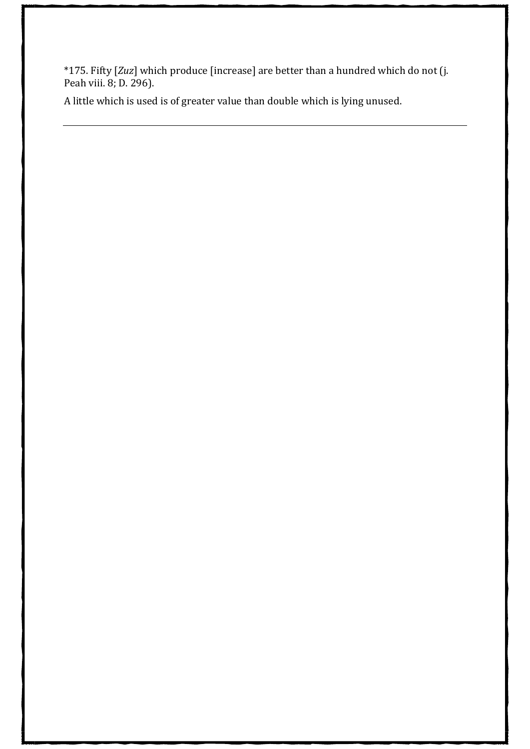*175. Fifty [*Zuz*] which produce [increase] are better than a hundred which do not (j. Peah viii. 8; D. 296).

A little which is used is of greater value than double which is lying unused.

---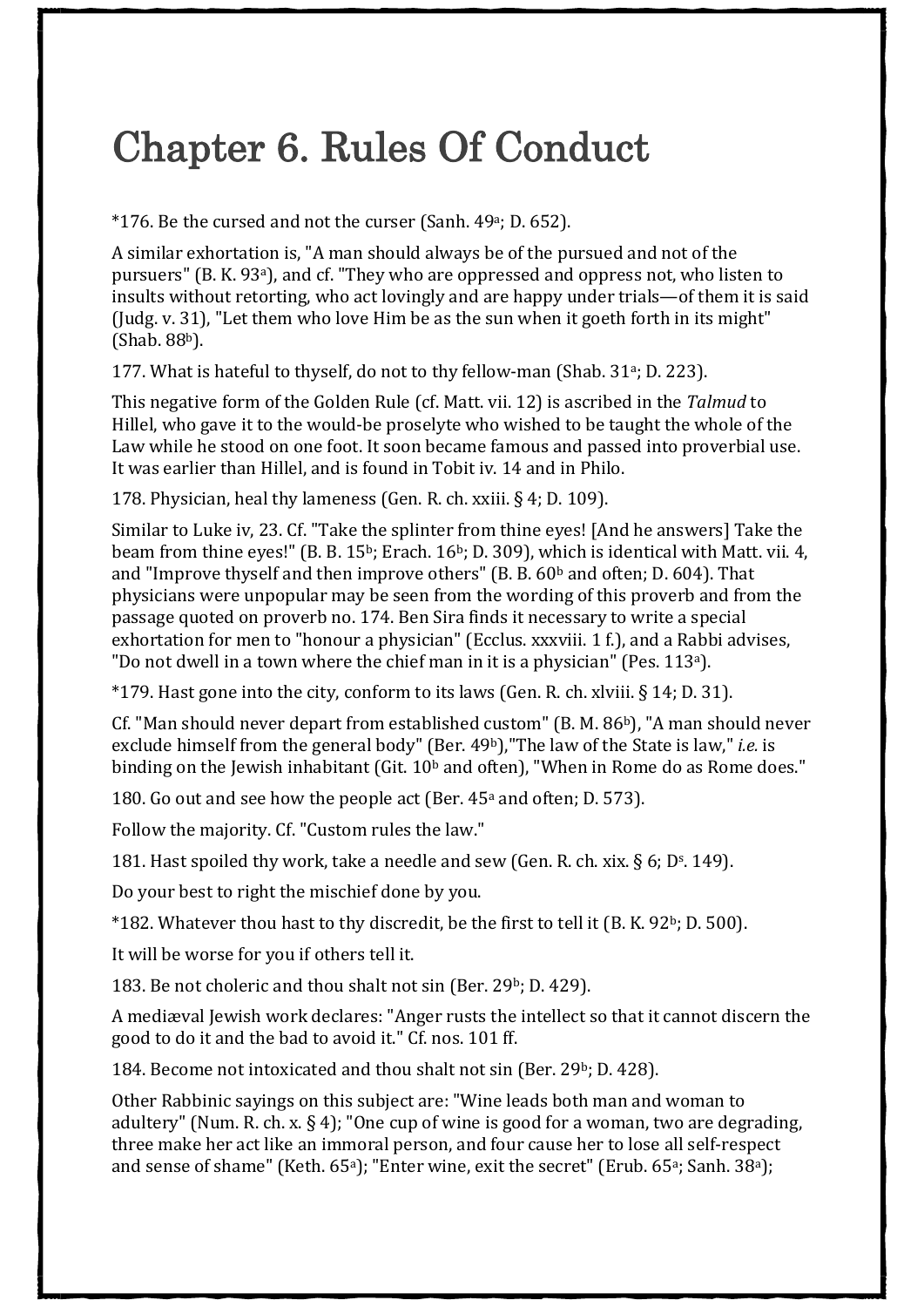# Chapter 6. Rules Of Conduct

*176. Be the cursed and not the curser (Sanh. 49[a]; D. 652).

A similar exhortation is, "A man should always be of the pursued and not of the pursuers" (B. K. 93[a]), and cf. "They who are oppressed and oppress not, who listen to insults without retorting, who act lovingly and are happy under trials—of them it is said (Judg. v. 31), "Let them who love Him be as the sun when it goeth forth in its might" (Shab. 88[b]).

177. What is hateful to thyself, do not to thy fellow-man (Shab. 31[a]; D. 223).

This negative form of the Golden Rule (cf. Matt. vii. 12) is ascribed in the *Talmud* to Hillel, who gave it to the would-be proselyte who wished to be taught the whole of the Law while he stood on one foot. It soon became famous and passed into proverbial use. It was earlier than Hillel, and is found in Tobit iv. 14 and in Philo.

178. Physician, heal thy lameness (Gen. R. ch. xxiii. § 4; D. 109).

Similar to Luke iv, 23. Cf. "Take the splinter from thine eyes! [And he answers] Take the beam from thine eyes!" (B. B. 15[b]; Erach. 16[b]; D. 309), which is identical with Matt. vii. 4, and "Improve thyself and then improve others" (B. B. 60[b] and often; D. 604). That physicians were unpopular may be seen from the wording of this proverb and from the passage quoted on proverb no. 174. Ben Sira finds it necessary to write a special exhortation for men to "honour a physician" (Ecclus. xxxviii. 1 f.), and a Rabbi advises, "Do not dwell in a town where the chief man in it is a physician" (Pes. 113[a]).

*179. Hast gone into the city, conform to its laws (Gen. R. ch. xlviii. § 14; D. 31).

Cf. "Man should never depart from established custom" (B. M. 86[b]), "A man should never exclude himself from the general body" (Ber. 49[b]),"The law of the State is law," *i.e.* is binding on the Jewish inhabitant (Git. 10[b] and often), "When in Rome do as Rome does."

180. Go out and see how the people act (Ber. 45[a] and often; D. 573).

Follow the majority. Cf. "Custom rules the law."

181. Hast spoiled thy work, take a needle and sew (Gen. R. ch. xix. § 6; D[s]. 149).

Do your best to right the mischief done by you.

*182. Whatever thou hast to thy discredit, be the first to tell it (B. K. 92[b]; D. 500).

It will be worse for you if others tell it.

183. Be not choleric and thou shalt not sin (Ber. 29[b]; D. 429).

A mediæval Jewish work declares: "Anger rusts the intellect so that it cannot discern the good to do it and the bad to avoid it." Cf. nos. 101 ff.

184. Become not intoxicated and thou shalt not sin (Ber. 29[b]; D. 428).

Other Rabbinic sayings on this subject are: "Wine leads both man and woman to adultery" (Num. R. ch. x. § 4); "One cup of wine is good for a woman, two are degrading, three make her act like an immoral person, and four cause her to lose all self-respect and sense of shame" (Keth. 65[a]); "Enter wine, exit the secret" (Erub. 65[a]; Sanh. 38[a]);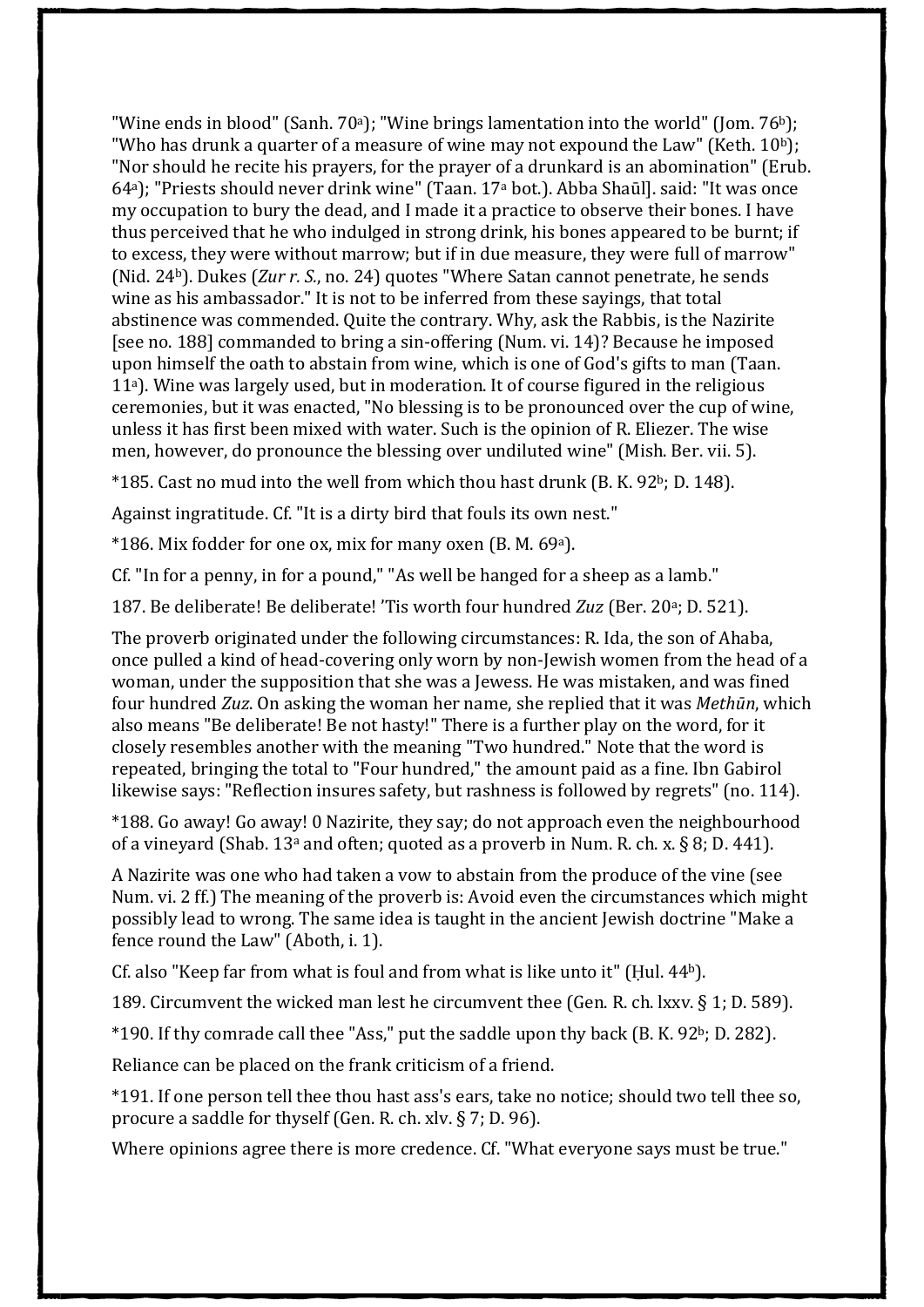"Wine ends in blood" (Sanh. 70[a]); "Wine brings lamentation into the world" (Jom. 76[b]); "Who has drunk a quarter of a measure of wine may not expound the Law" (Keth. 10[b]); "Nor should he recite his prayers, for the prayer of a drunkard is an abomination" (Erub. 64[a]); "Priests should never drink wine" (Taan. 17[a] bot.). Abba Shaūl]. said: "It was once my occupation to bury the dead, and I made it a practice to observe their bones. I have thus perceived that he who indulged in strong drink, his bones appeared to be burnt; if to excess, they were without marrow; but if in due measure, they were full of marrow" (Nid. 24[b]). Dukes (*Zur r. S.*, no. 24) quotes "Where Satan cannot penetrate, he sends wine as his ambassador." It is not to be inferred from these sayings, that total abstinence was commended. Quite the contrary. Why, ask the Rabbis, is the Nazirite [see no. 188] commanded to bring a sin-offering (Num. vi. 14)? Because he imposed upon himself the oath to abstain from wine, which is one of God's gifts to man (Taan. 11[a]). Wine was largely used, but in moderation. It of course figured in the religious ceremonies, but it was enacted, "No blessing is to be pronounced over the cup of wine, unless it has first been mixed with water. Such is the opinion of R. Eliezer. The wise men, however, do pronounce the blessing over undiluted wine" (Mish. Ber. vii. 5).

*185. Cast no mud into the well from which thou hast drunk (B. K. 92[b]; D. 148).

Against ingratitude. Cf. "It is a dirty bird that fouls its own nest."

*186. Mix fodder for one ox, mix for many oxen (B. M. 69[a]).

Cf. "In for a penny, in for a pound," "As well be hanged for a sheep as a lamb."

187. Be deliberate! Be deliberate! 'Tis worth four hundred *Zuz* (Ber. 20[a]; D. 521).

The proverb originated under the following circumstances: R. Ida, the son of Ahaba, once pulled a kind of head-covering only worn by non-Jewish women from the head of a woman, under the supposition that she was a Jewess. He was mistaken, and was fined four hundred *Zuz*. On asking the woman her name, she replied that it was *Methūn*, which also means "Be deliberate! Be not hasty!" There is a further play on the word, for it closely resembles another with the meaning "Two hundred." Note that the word is repeated, bringing the total to "Four hundred," the amount paid as a fine. Ibn Gabirol likewise says: "Reflection insures safety, but rashness is followed by regrets" (no. 114).

*188. Go away! Go away! 0 Nazirite, they say; do not approach even the neighbourhood of a vineyard (Shab. 13[a] and often; quoted as a proverb in Num. R. ch. x. § 8; D. 441).

A Nazirite was one who had taken a vow to abstain from the produce of the vine (see Num. vi. 2 ff.) The meaning of the proverb is: Avoid even the circumstances which might possibly lead to wrong. The same idea is taught in the ancient Jewish doctrine "Make a fence round the Law" (Aboth, i. 1).

Cf. also "Keep far from what is foul and from what is like unto it" (Ḥul. 44[b]).

189. Circumvent the wicked man lest he circumvent thee (Gen. R. ch. lxxv. § 1; D. 589).

*190. If thy comrade call thee "Ass," put the saddle upon thy back (B. K. 92[b]; D. 282).

Reliance can be placed on the frank criticism of a friend.

*191. If one person tell thee thou hast ass's ears, take no notice; should two tell thee so, procure a saddle for thyself (Gen. R. ch. xlv. § 7; D. 96).

Where opinions agree there is more credence. Cf. "What everyone says must be true."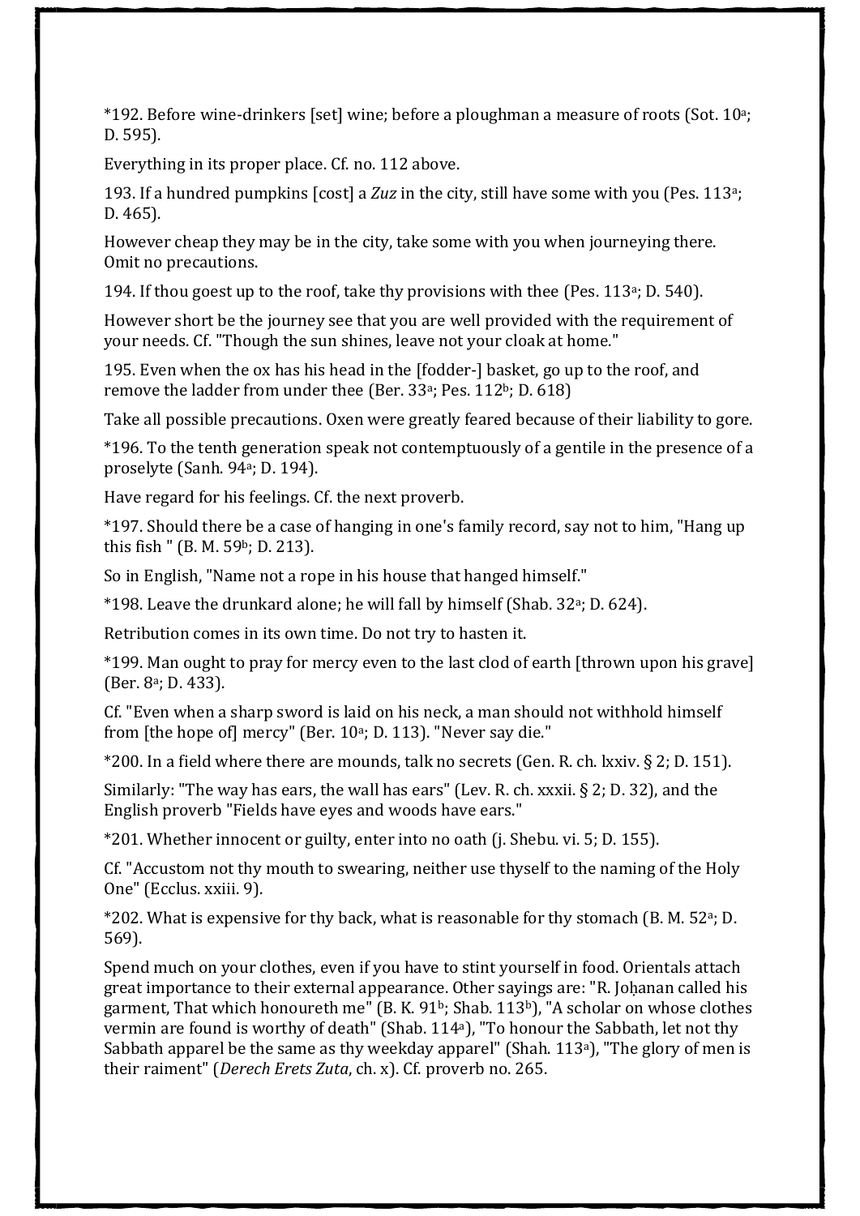*192. Before wine-drinkers [set] wine; before a ploughman a measure of roots (Sot. 10[a]; D. 595).

Everything in its proper place. Cf. no. 112 above.

193. If a hundred pumpkins [cost] a *Zuz* in the city, still have some with you (Pes. 113[a]; D. 465).

However cheap they may be in the city, take some with you when journeying there. Omit no precautions.

194. If thou goest up to the roof, take thy provisions with thee (Pes. 113[a]; D. 540).

However short be the journey see that you are well provided with the requirement of your needs. Cf. "Though the sun shines, leave not your cloak at home."

195. Even when the ox has his head in the [fodder-] basket, go up to the roof, and remove the ladder from under thee (Ber. 33[a]; Pes. 112[b]; D. 618)

Take all possible precautions. Oxen were greatly feared because of their liability to gore.

*196. To the tenth generation speak not contemptuously of a gentile in the presence of a proselyte (Sanh. 94[a]; D. 194).

Have regard for his feelings. Cf. the next proverb.

*197. Should there be a case of hanging in one's family record, say not to him, "Hang up this fish " (B. M. 59[b]; D. 213).

So in English, "Name not a rope in his house that hanged himself."

*198. Leave the drunkard alone; he will fall by himself (Shab. 32[a]; D. 624).

Retribution comes in its own time. Do not try to hasten it.

*199. Man ought to pray for mercy even to the last clod of earth [thrown upon his grave] (Ber. 8[a]; D. 433).

Cf. "Even when a sharp sword is laid on his neck, a man should not withhold himself from [the hope of] mercy" (Ber. 10[a]; D. 113). "Never say die."

*200. In a field where there are mounds, talk no secrets (Gen. R. ch. lxxiv. § 2; D. 151).

Similarly: "The way has ears, the wall has ears" (Lev. R. ch. xxxii. § 2; D. 32), and the English proverb "Fields have eyes and woods have ears."

*201. Whether innocent or guilty, enter into no oath (j. Shebu. vi. 5; D. 155).

Cf. "Accustom not thy mouth to swearing, neither use thyself to the naming of the Holy One" (Ecclus. xxiii. 9).

*202. What is expensive for thy back, what is reasonable for thy stomach (B. M. 52[a]; D. 569).

Spend much on your clothes, even if you have to stint yourself in food. Orientals attach great importance to their external appearance. Other sayings are: "R. Joḥanan called his garment, That which honoureth me" (B. K. 91[b]; Shab. 113[b]), "A scholar on whose clothes vermin are found is worthy of death" (Shab. 114[a]), "To honour the Sabbath, let not thy Sabbath apparel be the same as thy weekday apparel" (Shah. 113[a]), "The glory of men is their raiment" (*Derech Erets Zuta*, ch. x). Cf. proverb no. 265.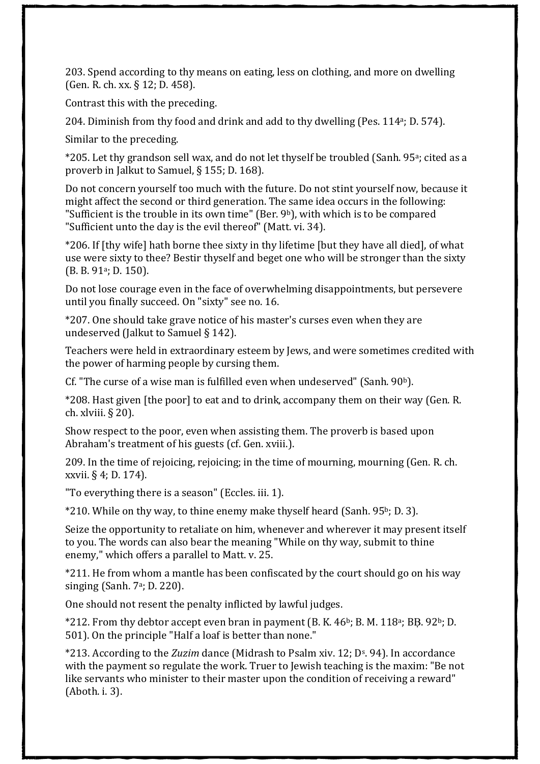203. Spend according to thy means on eating, less on clothing, and more on dwelling (Gen. R. ch. xx. § 12; D. 458).

Contrast this with the preceding.

204. Diminish from thy food and drink and add to thy dwelling (Pes. 114[a]; D. 574).

Similar to the preceding.

*205. Let thy grandson sell wax, and do not let thyself be troubled (Sanh. 95[a]; cited as a proverb in Jalkut to Samuel, § 155; D. 168).

Do not concern yourself too much with the future. Do not stint yourself now, because it might affect the second or third generation. The same idea occurs in the following: "Sufficient is the trouble in its own time" (Ber. 9[b]), with which is to be compared "Sufficient unto the day is the evil thereof" (Matt. vi. 34).

*206. If [thy wife] hath borne thee sixty in thy lifetime [but they have all died], of what use were sixty to thee? Bestir thyself and beget one who will be stronger than the sixty (B. B. 91[a]; D. 150).

Do not lose courage even in the face of overwhelming disappointments, but persevere until you finally succeed. On "sixty" see no. 16.

*207. One should take grave notice of his master's curses even when they are undeserved (Jalkut to Samuel § 142).

Teachers were held in extraordinary esteem by Jews, and were sometimes credited with the power of harming people by cursing them.

Cf. "The curse of a wise man is fulfilled even when undeserved" (Sanh. 90[b]).

*208. Hast given [the poor] to eat and to drink, accompany them on their way (Gen. R. ch. xlviii. § 20).

Show respect to the poor, even when assisting them. The proverb is based upon Abraham's treatment of his guests (cf. Gen. xviii.).

209. In the time of rejoicing, rejoicing; in the time of mourning, mourning (Gen. R. ch. xxvii. § 4; D. 174).

"To everything there is a season" (Eccles. iii. 1).

*210. While on thy way, to thine enemy make thyself heard (Sanh. 95[b]; D. 3).

Seize the opportunity to retaliate on him, whenever and wherever it may present itself to you. The words can also bear the meaning "While on thy way, submit to thine enemy," which offers a parallel to Matt. v. 25.

*211. He from whom a mantle has been confiscated by the court should go on his way singing (Sanh. 7[a]; D. 220).

One should not resent the penalty inflicted by lawful judges.

*212. From thy debtor accept even bran in payment (B. K. 46[b]; B. M. 118[a]; BḄ. 92[b]; D. 501). On the principle "Half a loaf is better than none."

*213. According to the *Zuzim* dance (Midrash to Psalm xiv. 12; D[s]. 94). In accordance with the payment so regulate the work. Truer to Jewish teaching is the maxim: "Be not like servants who minister to their master upon the condition of receiving a reward" (Aboth. i. 3).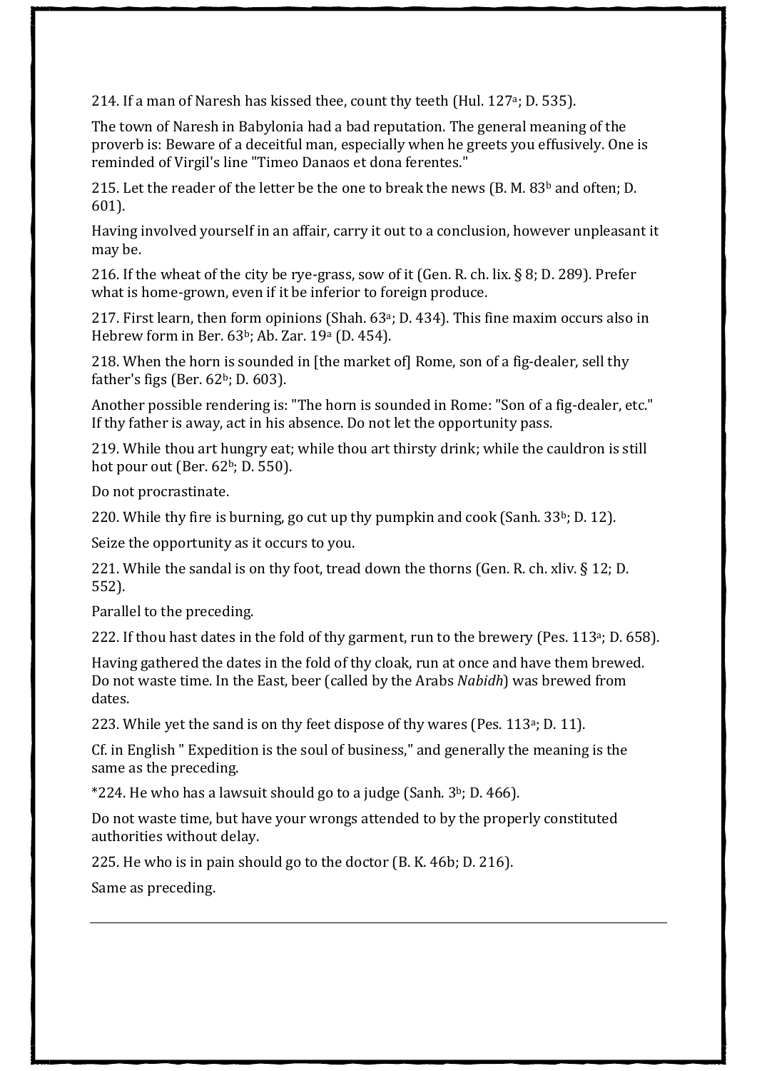214. If a man of Naresh has kissed thee, count thy teeth (Hul. 127[a]; D. 535).

The town of Naresh in Babylonia had a bad reputation. The general meaning of the proverb is: Beware of a deceitful man, especially when he greets you effusively. One is reminded of Virgil's line "Timeo Danaos et dona ferentes."

215. Let the reader of the letter be the one to break the news (B. M. 83[b] and often; D. 601).

Having involved yourself in an affair, carry it out to a conclusion, however unpleasant it may be.

216. If the wheat of the city be rye-grass, sow of it (Gen. R. ch. lix. § 8; D. 289). Prefer what is home-grown, even if it be inferior to foreign produce.

217. First learn, then form opinions (Shah. 63[a]; D. 434). This fine maxim occurs also in Hebrew form in Ber. 63[b]; Ab. Zar. 19[a] (D. 454).

218. When the horn is sounded in [the market of] Rome, son of a fig-dealer, sell thy father's figs (Ber. 62[b]; D. 603).

Another possible rendering is: "The horn is sounded in Rome: "Son of a fig-dealer, etc." If thy father is away, act in his absence. Do not let the opportunity pass.

219. While thou art hungry eat; while thou art thirsty drink; while the cauldron is still hot pour out (Ber. 62[b]; D. 550).

Do not procrastinate.

220. While thy fire is burning, go cut up thy pumpkin and cook (Sanh. 33[b]; D. 12).

Seize the opportunity as it occurs to you.

221. While the sandal is on thy foot, tread down the thorns (Gen. R. ch. xliv. § 12; D. 552).

Parallel to the preceding.

222. If thou hast dates in the fold of thy garment, run to the brewery (Pes. 113[a]; D. 658).

Having gathered the dates in the fold of thy cloak, run at once and have them brewed. Do not waste time. In the East, beer (called by the Arabs *Nabidh*) was brewed from dates.

223. While yet the sand is on thy feet dispose of thy wares (Pes. 113[a]; D. 11).

Cf. in English " Expedition is the soul of business," and generally the meaning is the same as the preceding.

*224. He who has a lawsuit should go to a judge (Sanh. 3[b]; D. 466).

Do not waste time, but have your wrongs attended to by the properly constituted authorities without delay.

225. He who is in pain should go to the doctor (B. K. 46b; D. 216).

Same as preceding.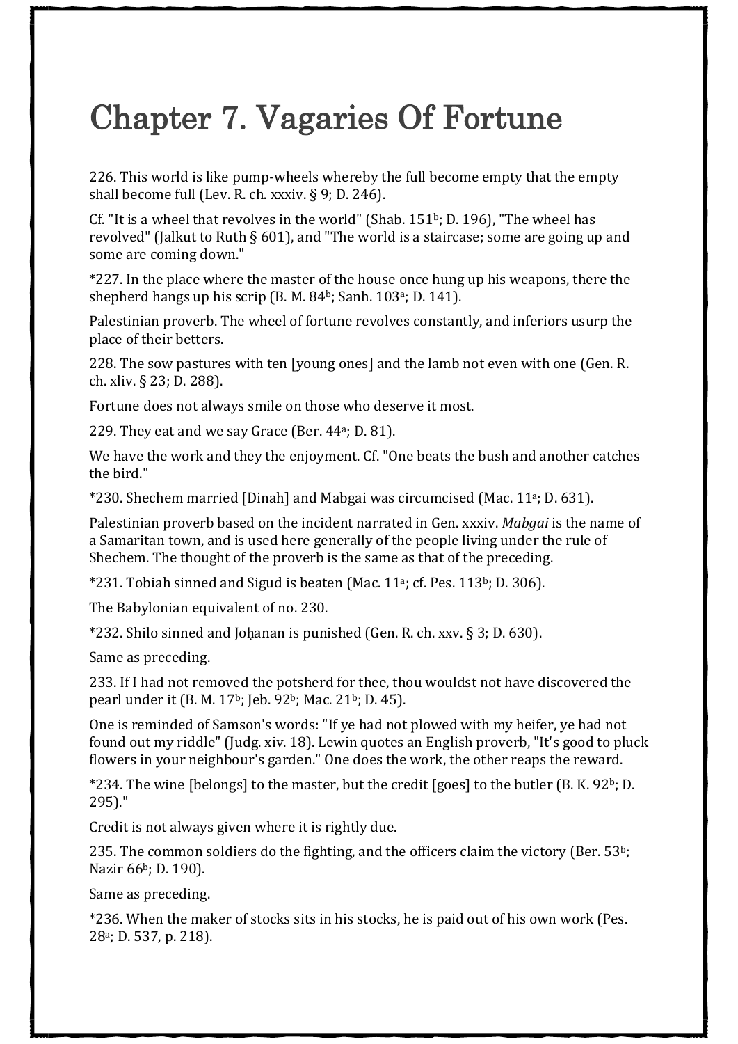# Chapter 7. Vagaries Of Fortune

226. This world is like pump-wheels whereby the full become empty that the empty shall become full (Lev. R. ch. xxxiv. § 9; D. 246).

Cf. "It is a wheel that revolves in the world" (Shab. 151[b]; D. 196), "The wheel has revolved" (Jalkut to Ruth § 601), and "The world is a staircase; some are going up and some are coming down."

*227. In the place where the master of the house once hung up his weapons, there the shepherd hangs up his scrip (B. M. 84[b]; Sanh. 103[a]; D. 141).

Palestinian proverb. The wheel of fortune revolves constantly, and inferiors usurp the place of their betters.

228. The sow pastures with ten [young ones] and the lamb not even with one (Gen. R. ch. xliv. § 23; D. 288).

Fortune does not always smile on those who deserve it most.

229. They eat and we say Grace (Ber. 44[a]; D. 81).

We have the work and they the enjoyment. Cf. "One beats the bush and another catches the bird."

*230. Shechem married [Dinah] and Mabgai was circumcised (Mac. 11[a]; D. 631).

Palestinian proverb based on the incident narrated in Gen. xxxiv. *Mabgai* is the name of a Samaritan town, and is used here generally of the people living under the rule of Shechem. The thought of the proverb is the same as that of the preceding.

*231. Tobiah sinned and Sigud is beaten (Mac. 11[a]; cf. Pes. 113[b]; D. 306).

The Babylonian equivalent of no. 230.

*232. Shilo sinned and Joḥanan is punished (Gen. R. ch. xxv. § 3; D. 630).

Same as preceding.

233. If I had not removed the potsherd for thee, thou wouldst not have discovered the pearl under it (B. M. 17[b]; Jeb. 92[b]; Mac. 21[b]; D. 45).

One is reminded of Samson's words: "If ye had not plowed with my heifer, ye had not found out my riddle" (Judg. xiv. 18). Lewin quotes an English proverb, "It's good to pluck flowers in your neighbour's garden." One does the work, the other reaps the reward.

*234. The wine [belongs] to the master, but the credit [goes] to the butler (B. K. 92[b]; D. 295)."

Credit is not always given where it is rightly due.

235. The common soldiers do the fighting, and the officers claim the victory (Ber. 53[b]; Nazir 66[b]; D. 190).

Same as preceding.

*236. When the maker of stocks sits in his stocks, he is paid out of his own work (Pes. 28[a]; D. 537, p. 218).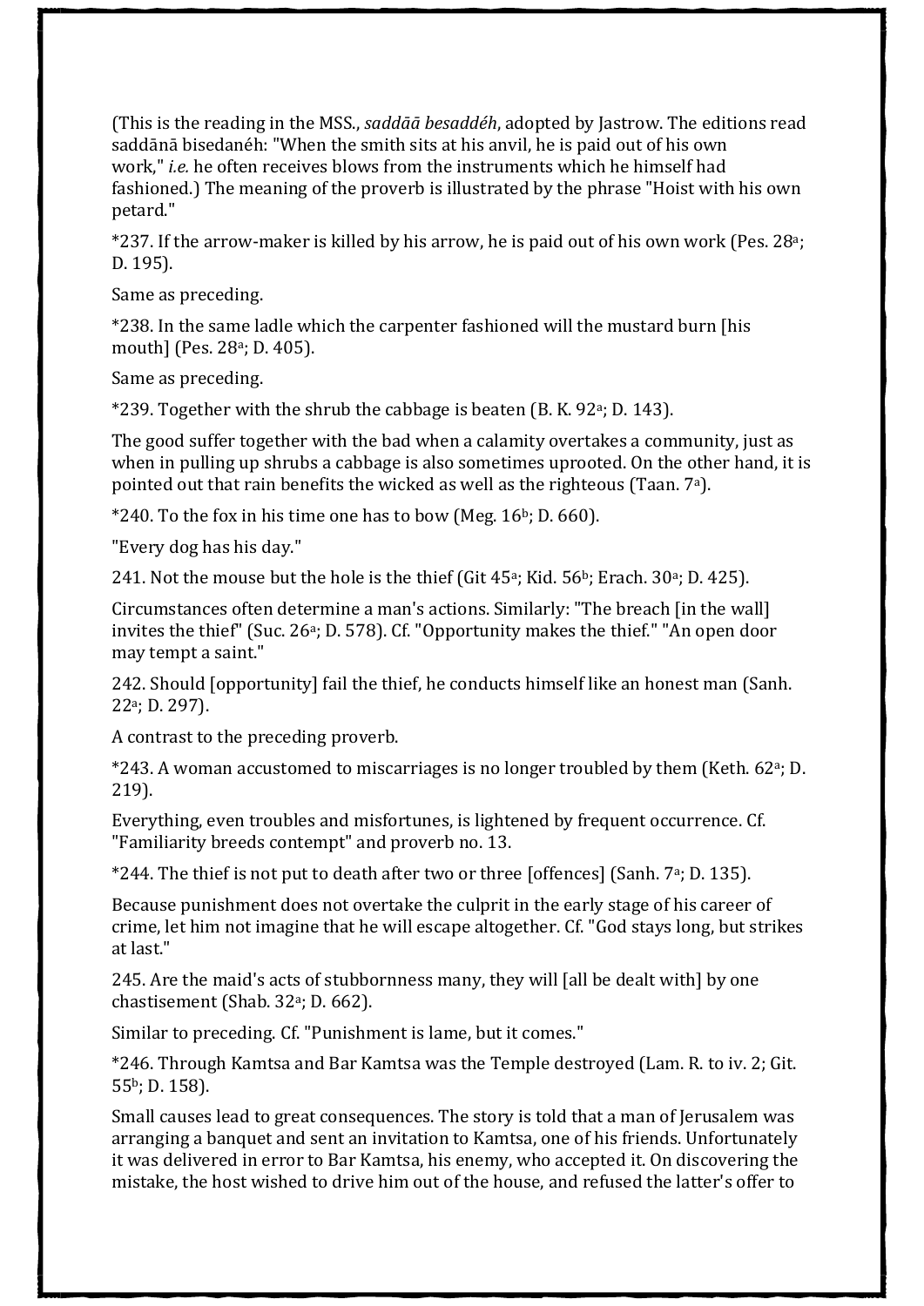(This is the reading in the MSS., *saddāā besaddéh*, adopted by Jastrow. The editions read saddānā bisedanéh: "When the smith sits at his anvil, he is paid out of his own work," *i.e.* he often receives blows from the instruments which he himself had fashioned.) The meaning of the proverb is illustrated by the phrase "Hoist with his own petard."

*237. If the arrow-maker is killed by his arrow, he is paid out of his own work (Pes. 28[a]; D. 195).

Same as preceding.

*238. In the same ladle which the carpenter fashioned will the mustard burn [his mouth] (Pes. 28[a]; D. 405).

Same as preceding.

*239. Together with the shrub the cabbage is beaten (B. K. 92[a]; D. 143).

The good suffer together with the bad when a calamity overtakes a community, just as when in pulling up shrubs a cabbage is also sometimes uprooted. On the other hand, it is pointed out that rain benefits the wicked as well as the righteous (Taan. 7[a]).

*240. To the fox in his time one has to bow (Meg. 16[b]; D. 660).

"Every dog has his day."

241. Not the mouse but the hole is the thief (Git 45[a]; Kid. 56[b]; Erach. 30[a]; D. 425).

Circumstances often determine a man's actions. Similarly: "The breach [in the wall] invites the thief" (Suc. 26[a]; D. 578). Cf. "Opportunity makes the thief." "An open door may tempt a saint."

242. Should [opportunity] fail the thief, he conducts himself like an honest man (Sanh. 22[a]; D. 297).

A contrast to the preceding proverb.

*243. A woman accustomed to miscarriages is no longer troubled by them (Keth. 62[a]; D. 219).

Everything, even troubles and misfortunes, is lightened by frequent occurrence. Cf. "Familiarity breeds contempt" and proverb no. 13.

*244. The thief is not put to death after two or three [offences] (Sanh. 7[a]; D. 135).

Because punishment does not overtake the culprit in the early stage of his career of crime, let him not imagine that he will escape altogether. Cf. "God stays long, but strikes at last."

245. Are the maid's acts of stubbornness many, they will [all be dealt with] by one chastisement (Shab. 32[a]; D. 662).

Similar to preceding. Cf. "Punishment is lame, but it comes."

*246. Through Kamtsa and Bar Kamtsa was the Temple destroyed (Lam. R. to iv. 2; Git. 55[b]; D. 158).

Small causes lead to great consequences. The story is told that a man of Jerusalem was arranging a banquet and sent an invitation to Kamtsa, one of his friends. Unfortunately it was delivered in error to Bar Kamtsa, his enemy, who accepted it. On discovering the mistake, the host wished to drive him out of the house, and refused the latter's offer to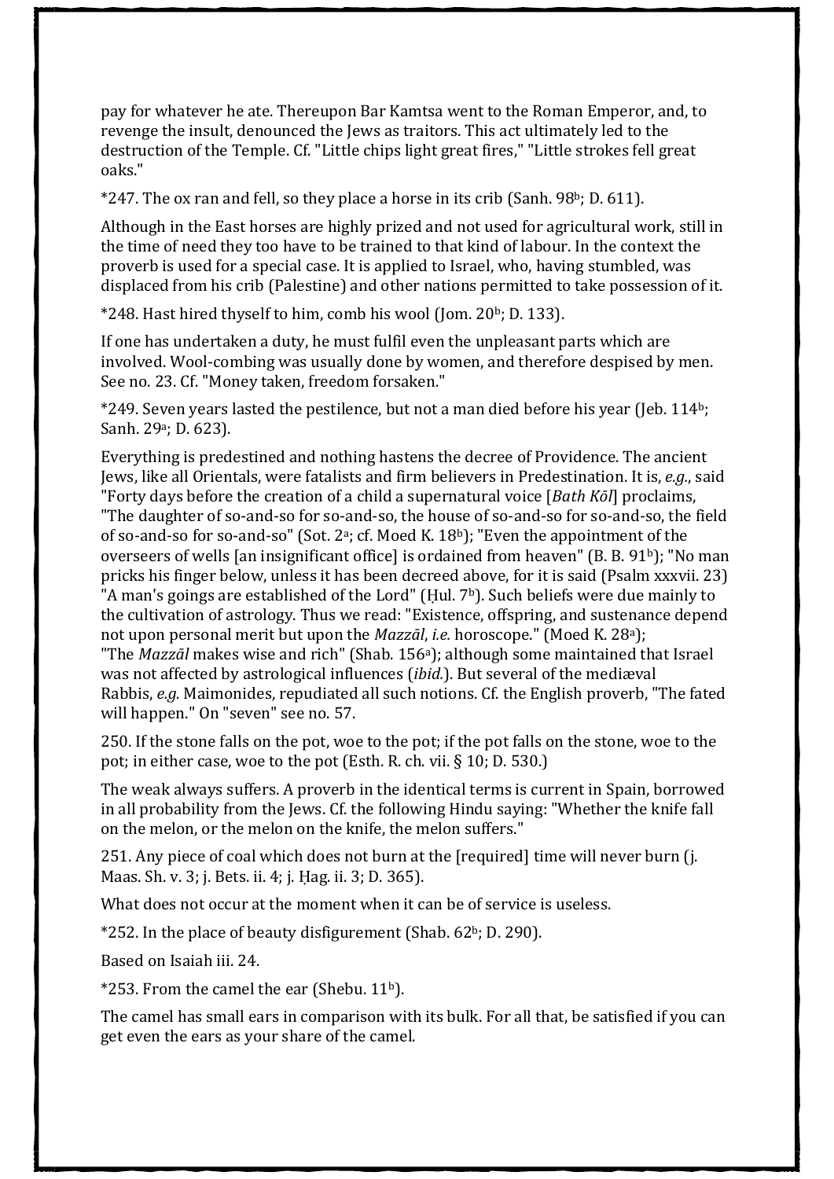pay for whatever he ate. Thereupon Bar Kamtsa went to the Roman Emperor, and, to revenge the insult, denounced the Jews as traitors. This act ultimately led to the destruction of the Temple. Cf. "Little chips light great fires," "Little strokes fell great oaks."

*247. The ox ran and fell, so they place a horse in its crib (Sanh. 98[b]; D. 611).

Although in the East horses are highly prized and not used for agricultural work, still in the time of need they too have to be trained to that kind of labour. In the context the proverb is used for a special case. It is applied to Israel, who, having stumbled, was displaced from his crib (Palestine) and other nations permitted to take possession of it.

*248. Hast hired thyself to him, comb his wool (Jom. 20[b]; D. 133).

If one has undertaken a duty, he must fulfil even the unpleasant parts which are involved. Wool-combing was usually done by women, and therefore despised by men. See no. 23. Cf. "Money taken, freedom forsaken."

*249. Seven years lasted the pestilence, but not a man died before his year (Jeb. 114[b]; Sanh. 29[a]; D. 623).

Everything is predestined and nothing hastens the decree of Providence. The ancient Jews, like all Orientals, were fatalists and firm believers in Predestination. It is, *e.g.*, said "Forty days before the creation of a child a supernatural voice [*Bath Kōl*] proclaims, "The daughter of so-and-so for so-and-so, the house of so-and-so for so-and-so, the field of so-and-so for so-and-so" (Sot. 2[a]; cf. Moed K. 18[b]); "Even the appointment of the overseers of wells [an insignificant office] is ordained from heaven" (B. B. 91[b]); "No man pricks his finger below, unless it has been decreed above, for it is said (Psalm xxxvii. 23) "A man's goings are established of the Lord" (Ḥul. 7[b]). Such beliefs were due mainly to the cultivation of astrology. Thus we read: "Existence, offspring, and sustenance depend not upon personal merit but upon the *Mazzāl*, *i.e.* horoscope." (Moed K. 28[a]); "The *Mazzāl* makes wise and rich" (Shab. 156[a]); although some maintained that Israel was not affected by astrological influences (*ibid.*). But several of the mediæval Rabbis, *e.g.* Maimonides, repudiated all such notions. Cf. the English proverb, "The fated will happen." On "seven" see no. 57.

250. If the stone falls on the pot, woe to the pot; if the pot falls on the stone, woe to the pot; in either case, woe to the pot (Esth. R. ch. vii. § 10; D. 530.)

The weak always suffers. A proverb in the identical terms is current in Spain, borrowed in all probability from the Jews. Cf. the following Hindu saying: "Whether the knife fall on the melon, or the melon on the knife, the melon suffers."

251. Any piece of coal which does not burn at the [required] time will never burn (j. Maas. Sh. v. 3; j. Bets. ii. 4; j. Ḥag. ii. 3; D. 365).

What does not occur at the moment when it can be of service is useless.

*252. In the place of beauty disfigurement (Shab. 62[b]; D. 290).

Based on Isaiah iii. 24.

*253. From the camel the ear (Shebu. 11[b]).

The camel has small ears in comparison with its bulk. For all that, be satisfied if you can get even the ears as your share of the camel.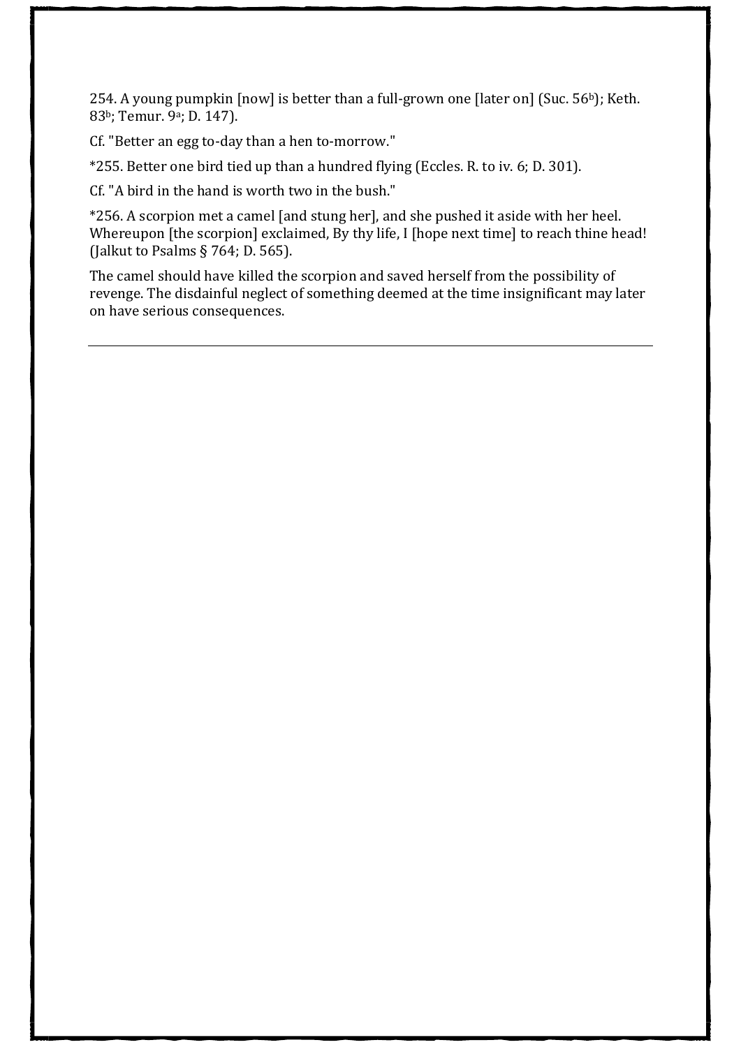254. A young pumpkin [now] is better than a full-grown one [later on] (Suc. 56[b]); Keth. 83[b]; Temur. 9[a]; D. 147).

Cf. "Better an egg to-day than a hen to-morrow."

*255. Better one bird tied up than a hundred flying (Eccles. R. to iv. 6; D. 301).

Cf. "A bird in the hand is worth two in the bush."

*256. A scorpion met a camel [and stung her], and she pushed it aside with her heel. Whereupon [the scorpion] exclaimed, By thy life, I [hope next time] to reach thine head! (Jalkut to Psalms § 764; D. 565).

The camel should have killed the scorpion and saved herself from the possibility of revenge. The disdainful neglect of something deemed at the time insignificant may later on have serious consequences.

---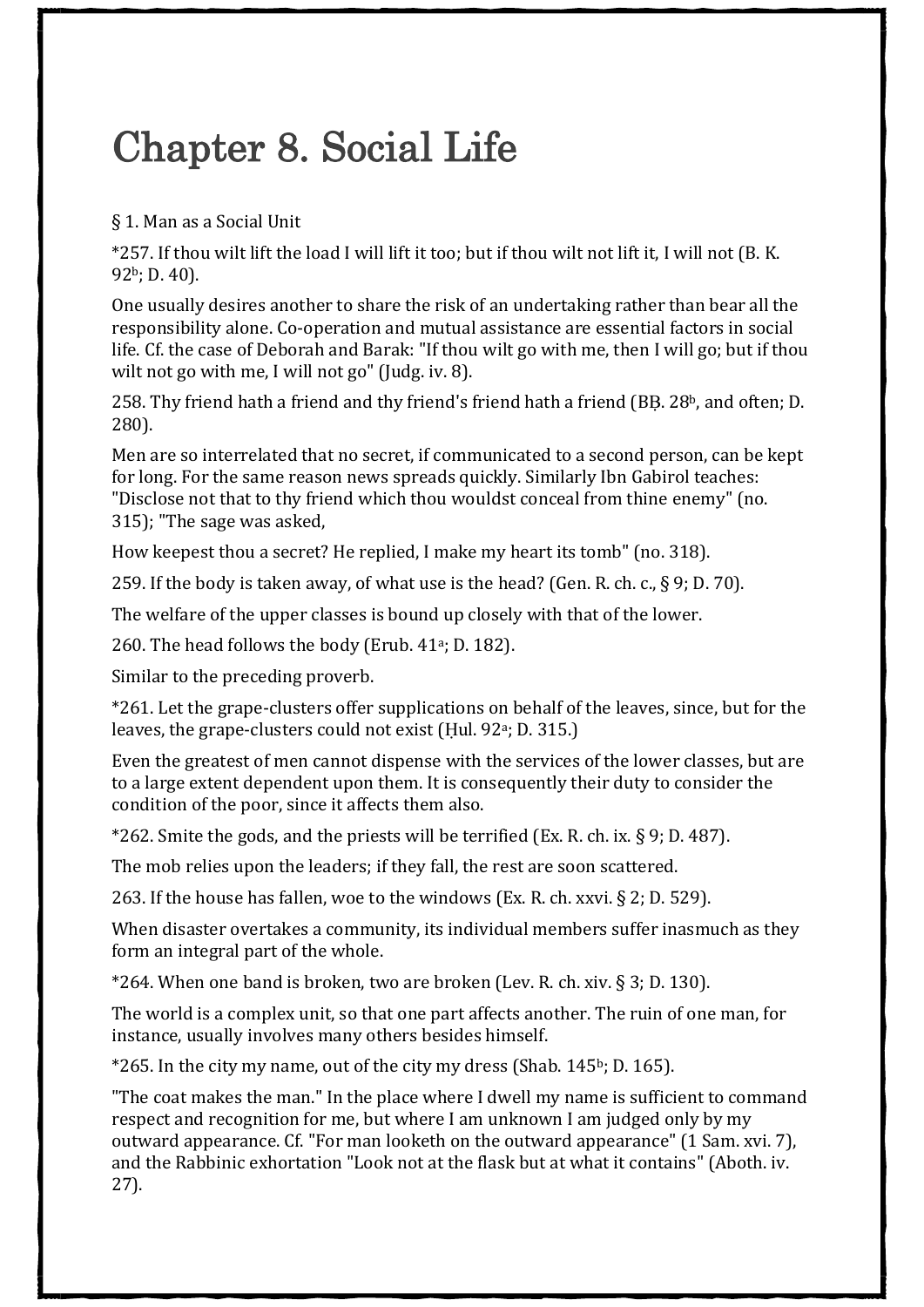# Chapter 8. Social Life

§ 1. Man as a Social Unit

*257. If thou wilt lift the load I will lift it too; but if thou wilt not lift it, I will not (B. K. 92[b]; D. 40).

One usually desires another to share the risk of an undertaking rather than bear all the responsibility alone. Co-operation and mutual assistance are essential factors in social life. Cf. the case of Deborah and Barak: "If thou wilt go with me, then I will go; but if thou wilt not go with me, I will not go" (Judg. iv. 8).

258. Thy friend hath a friend and thy friend's friend hath a friend (BḂ. 28[b], and often; D. 280).

Men are so interrelated that no secret, if communicated to a second person, can be kept for long. For the same reason news spreads quickly. Similarly Ibn Gabirol teaches: "Disclose not that to thy friend which thou wouldst conceal from thine enemy" (no. 315); "The sage was asked,

How keepest thou a secret? He replied, I make my heart its tomb" (no. 318).

259. If the body is taken away, of what use is the head? (Gen. R. ch. c., § 9; D. 70).

The welfare of the upper classes is bound up closely with that of the lower.

260. The head follows the body (Erub. 41[a]; D. 182).

Similar to the preceding proverb.

*261. Let the grape-clusters offer supplications on behalf of the leaves, since, but for the leaves, the grape-clusters could not exist (Ḥul. 92[a]; D. 315.)

Even the greatest of men cannot dispense with the services of the lower classes, but are to a large extent dependent upon them. It is consequently their duty to consider the condition of the poor, since it affects them also.

*262. Smite the gods, and the priests will be terrified (Ex. R. ch. ix. § 9; D. 487).

The mob relies upon the leaders; if they fall, the rest are soon scattered.

263. If the house has fallen, woe to the windows (Ex. R. ch. xxvi. § 2; D. 529).

When disaster overtakes a community, its individual members suffer inasmuch as they form an integral part of the whole.

*264. When one band is broken, two are broken (Lev. R. ch. xiv. § 3; D. 130).

The world is a complex unit, so that one part affects another. The ruin of one man, for instance, usually involves many others besides himself.

*265. In the city my name, out of the city my dress (Shab. 145[b]; D. 165).

"The coat makes the man." In the place where I dwell my name is sufficient to command respect and recognition for me, but where I am unknown I am judged only by my outward appearance. Cf. "For man looketh on the outward appearance" (1 Sam. xvi. 7), and the Rabbinic exhortation "Look not at the flask but at what it contains" (Aboth. iv. 27).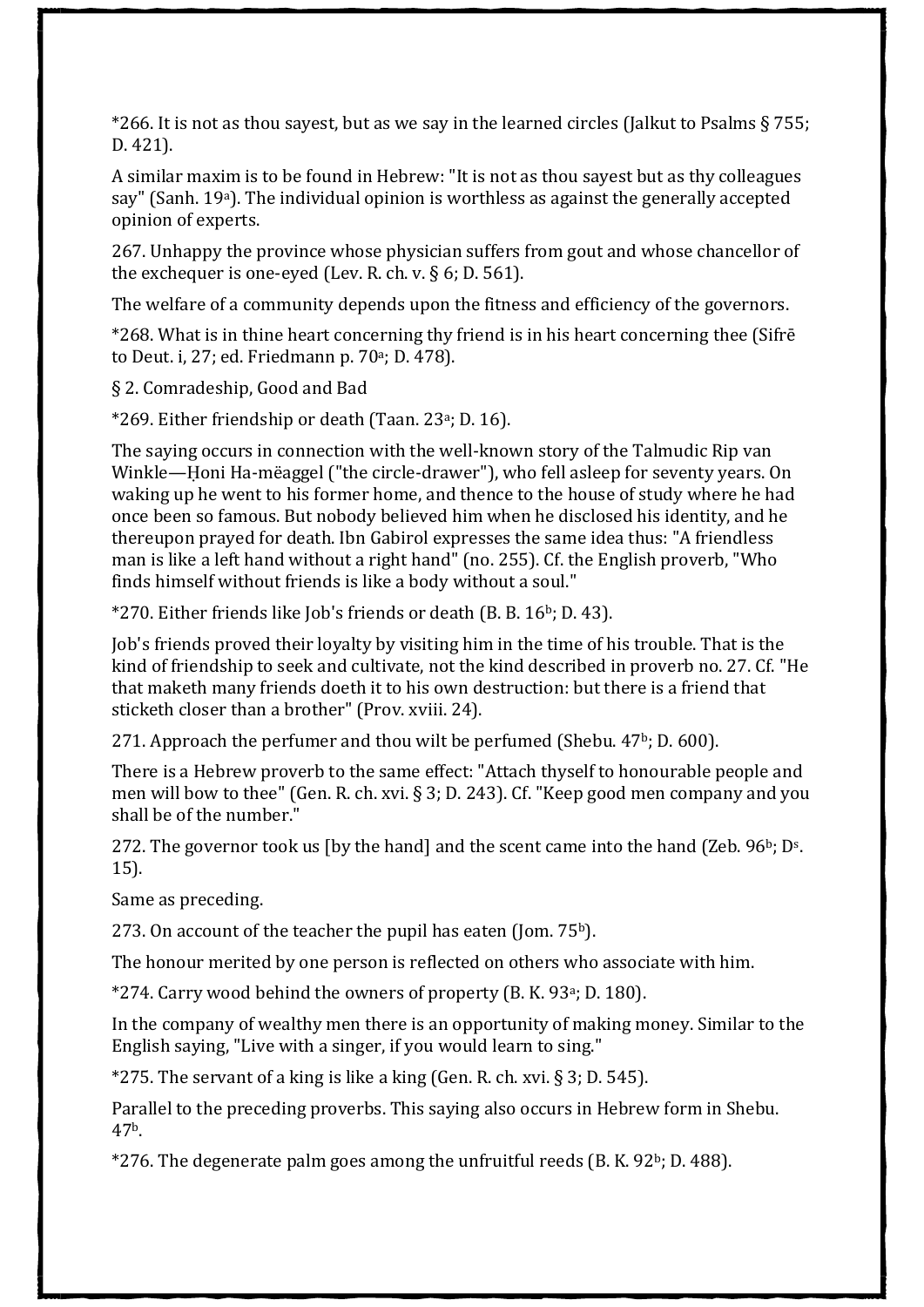*266. It is not as thou sayest, but as we say in the learned circles (Jalkut to Psalms § 755; D. 421).

A similar maxim is to be found in Hebrew: "It is not as thou sayest but as thy colleagues say" (Sanh. 19[a]). The individual opinion is worthless as against the generally accepted opinion of experts.

267. Unhappy the province whose physician suffers from gout and whose chancellor of the exchequer is one-eyed (Lev. R. ch. v. § 6; D. 561).

The welfare of a community depends upon the fitness and efficiency of the governors.

*268. What is in thine heart concerning thy friend is in his heart concerning thee (Sifrē to Deut. i, 27; ed. Friedmann p. 70[a]; D. 478).

## § 2. Comradeship, Good and Bad

*269. Either friendship or death (Taan. 23[a]; D. 16).

The saying occurs in connection with the well-known story of the Talmudic Rip van Winkle—Ḥoni Ha-mëaggel ("the circle-drawer"), who fell asleep for seventy years. On waking up he went to his former home, and thence to the house of study where he had once been so famous. But nobody believed him when he disclosed his identity, and he thereupon prayed for death. Ibn Gabirol expresses the same idea thus: "A friendless man is like a left hand without a right hand" (no. 255). Cf. the English proverb, "Who finds himself without friends is like a body without a soul."

*270. Either friends like Job's friends or death (B. B. 16[b]; D. 43).

Job's friends proved their loyalty by visiting him in the time of his trouble. That is the kind of friendship to seek and cultivate, not the kind described in proverb no. 27. Cf. "He that maketh many friends doeth it to his own destruction: but there is a friend that sticketh closer than a brother" (Prov. xviii. 24).

271. Approach the perfumer and thou wilt be perfumed (Shebu. 47[b]; D. 600).

There is a Hebrew proverb to the same effect: "Attach thyself to honourable people and men will bow to thee" (Gen. R. ch. xvi. § 3; D. 243). Cf. "Keep good men company and you shall be of the number."

272. The governor took us [by the hand] and the scent came into the hand (Zeb. 96[b]; D[s]. 15).

Same as preceding.

273. On account of the teacher the pupil has eaten (Jom. 75[b]).

The honour merited by one person is reflected on others who associate with him.

*274. Carry wood behind the owners of property (B. K. 93[a]; D. 180).

In the company of wealthy men there is an opportunity of making money. Similar to the English saying, "Live with a singer, if you would learn to sing."

*275. The servant of a king is like a king (Gen. R. ch. xvi. § 3; D. 545).

Parallel to the preceding proverbs. This saying also occurs in Hebrew form in Shebu. 47[b].

*276. The degenerate palm goes among the unfruitful reeds (B. K. 92[b]; D. 488).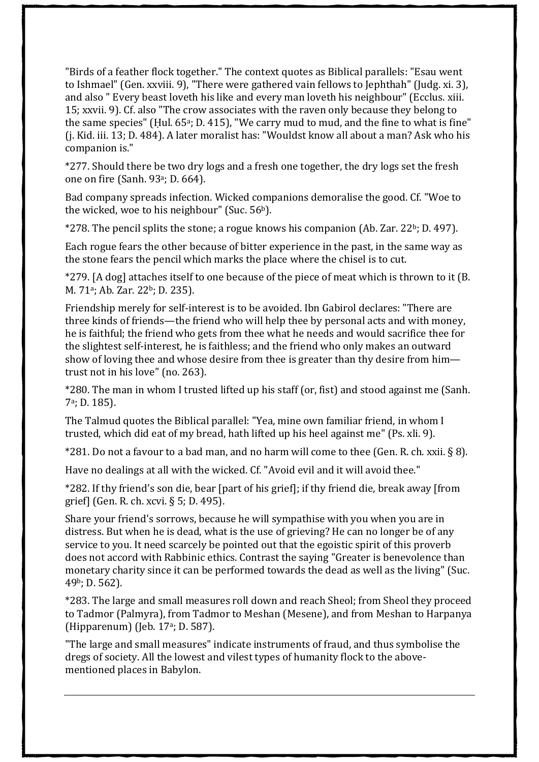"Birds of a feather flock together." The context quotes as Biblical parallels: "Esau went to Ishmael" (Gen. xxviii. 9), "There were gathered vain fellows to Jephthah" (Judg. xi. 3), and also " Every beast loveth his like and every man loveth his neighbour" (Ecclus. xiii. 15; xxvii. 9). Cf. also "The crow associates with the raven only because they belong to the same species" (Ḥul. 65[a]; D. 415), "We carry mud to mud, and the fine to what is fine" (j. Kid. iii. 13; D. 484). A later moralist has: "Wouldst know all about a man? Ask who his companion is."

*277. Should there be two dry logs and a fresh one together, the dry logs set the fresh one on fire (Sanh. 93[a]; D. 664).

Bad company spreads infection. Wicked companions demoralise the good. Cf. "Woe to the wicked, woe to his neighbour" (Suc. 56[b]).

*278. The pencil splits the stone; a rogue knows his companion (Ab. Zar. 22[b]; D. 497).

Each rogue fears the other because of bitter experience in the past, in the same way as the stone fears the pencil which marks the place where the chisel is to cut.

*279. [A dog] attaches itself to one because of the piece of meat which is thrown to it (B. M. 71[a]; Ab. Zar. 22[b]; D. 235).

Friendship merely for self-interest is to be avoided. Ibn Gabirol declares: "There are three kinds of friends—the friend who will help thee by personal acts and with money, he is faithful; the friend who gets from thee what he needs and would sacrifice thee for the slightest self-interest, he is faithless; and the friend who only makes an outward show of loving thee and whose desire from thee is greater than thy desire from him—trust not in his love" (no. 263).

*280. The man in whom I trusted lifted up his staff (or, fist) and stood against me (Sanh. 7[a]; D. 185).

The Talmud quotes the Biblical parallel: "Yea, mine own familiar friend, in whom I trusted, which did eat of my bread, hath lifted up his heel against me" (Ps. xli. 9).

*281. Do not a favour to a bad man, and no harm will come to thee (Gen. R. ch. xxii. § 8).

Have no dealings at all with the wicked. Cf. "Avoid evil and it will avoid thee."

*282. If thy friend's son die, bear [part of his grief]; if thy friend die, break away [from grief] (Gen. R. ch. xcvi. § 5; D. 495).

Share your friend's sorrows, because he will sympathise with you when you are in distress. But when he is dead, what is the use of grieving? He can no longer be of any service to you. It need scarcely be pointed out that the egoistic spirit of this proverb does not accord with Rabbinic ethics. Contrast the saying "Greater is benevolence than monetary charity since it can be performed towards the dead as well as the living" (Suc. 49[b]; D. 562).

*283. The large and small measures roll down and reach Sheol; from Sheol they proceed to Tadmor (Palmyra), from Tadmor to Meshan (Mesene), and from Meshan to Harpanya (Hipparenum) (Jeb. 17[a]; D. 587).

"The large and small measures" indicate instruments of fraud, and thus symbolise the dregs of society. All the lowest and vilest types of humanity flock to the above-mentioned places in Babylon.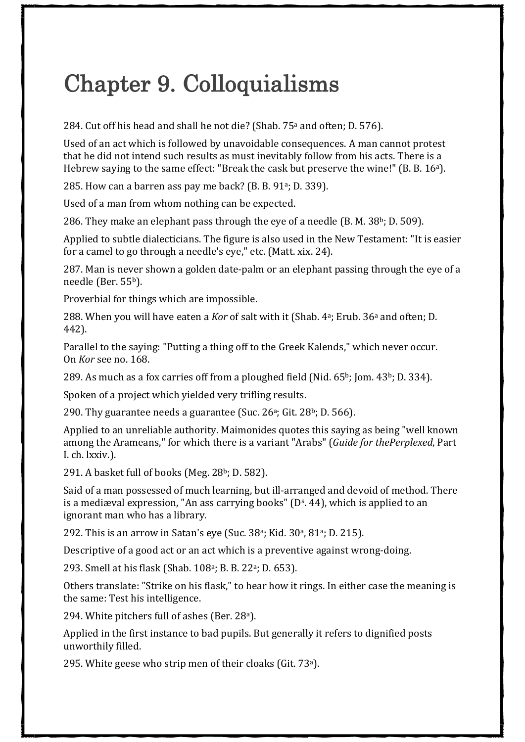# Chapter 9. Colloquialisms

284. Cut off his head and shall he not die? (Shab. 75[a] and often; D. 576).

Used of an act which is followed by unavoidable consequences. A man cannot protest that he did not intend such results as must inevitably follow from his acts. There is a Hebrew saying to the same effect: "Break the cask but preserve the wine!" (B. B. 16[a]).

285. How can a barren ass pay me back? (B. B. 91[a]; D. 339).

Used of a man from whom nothing can be expected.

286. They make an elephant pass through the eye of a needle (B. M. 38[b]; D. 509).

Applied to subtle dialecticians. The figure is also used in the New Testament: "It is easier for a camel to go through a needle's eye," etc. (Matt. xix. 24).

287. Man is never shown a golden date-palm or an elephant passing through the eye of a needle (Ber. 55[b]).

Proverbial for things which are impossible.

288. When you will have eaten a *Kor* of salt with it (Shab. 4[a]; Erub. 36[a] and often; D. 442).

Parallel to the saying: "Putting a thing off to the Greek Kalends," which never occur. On *Kor* see no. 168.

289. As much as a fox carries off from a ploughed field (Nid. 65[b]; Jom. 43[b]; D. 334).

Spoken of a project which yielded very trifling results.

290. Thy guarantee needs a guarantee (Suc. 26[a]; Git. 28[b]; D. 566).

Applied to an unreliable authority. Maimonides quotes this saying as being "well known among the Arameans," for which there is a variant "Arabs" (*Guide for thePerplexed*, Part I. ch. lxxiv.).

291. A basket full of books (Meg. 28[b]; D. 582).

Said of a man possessed of much learning, but ill-arranged and devoid of method. There is a mediæval expression, "An ass carrying books" (D[s]. 44), which is applied to an ignorant man who has a library.

292. This is an arrow in Satan's eye (Suc. 38[a]; Kid. 30[a], 81[a]; D. 215).

Descriptive of a good act or an act which is a preventive against wrong-doing.

293. Smell at his flask (Shab. 108[a]; B. B. 22[a]; D. 653).

Others translate: "Strike on his flask," to hear how it rings. In either case the meaning is the same: Test his intelligence.

294. White pitchers full of ashes (Ber. 28[a]).

Applied in the first instance to bad pupils. But generally it refers to dignified posts unworthily filled.

295. White geese who strip men of their cloaks (Git. 73[a]).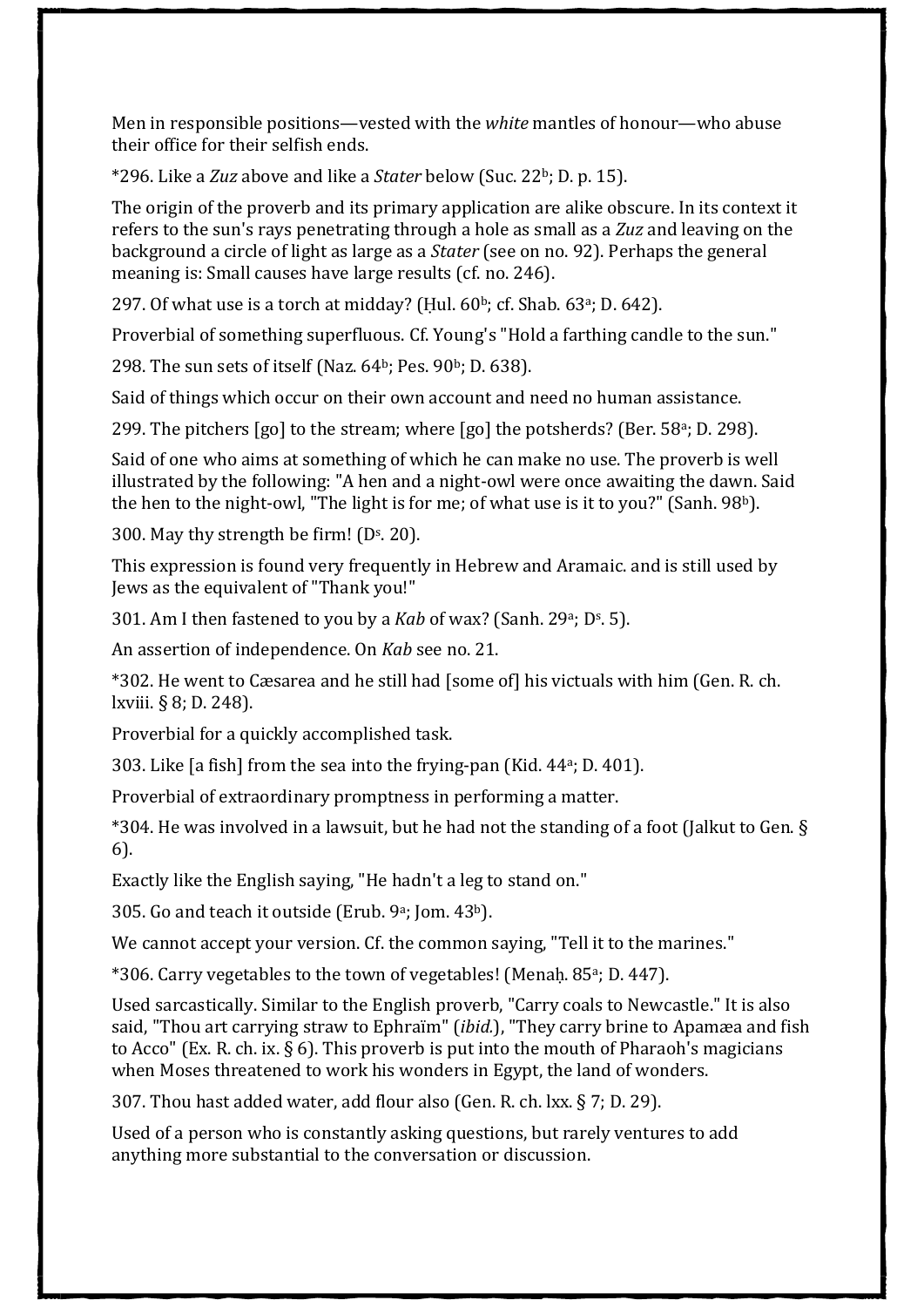Men in responsible positions—vested with the *white* mantles of honour—who abuse their office for their selfish ends.

*296. Like a *Zuz* above and like a *Stater* below (Suc. 22[b]; D. p. 15).

The origin of the proverb and its primary application are alike obscure. In its context it refers to the sun's rays penetrating through a hole as small as a *Zuz* and leaving on the background a circle of light as large as a *Stater* (see on no. 92). Perhaps the general meaning is: Small causes have large results (cf. no. 246).

297. Of what use is a torch at midday? (Ḥul. 60[b]; cf. Shab. 63[a]; D. 642).

Proverbial of something superfluous. Cf. Young's "Hold a farthing candle to the sun."

298. The sun sets of itself (Naz. 64[b]; Pes. 90[b]; D. 638).

Said of things which occur on their own account and need no human assistance.

299. The pitchers [go] to the stream; where [go] the potsherds? (Ber. 58[a]; D. 298).

Said of one who aims at something of which he can make no use. The proverb is well illustrated by the following: "A hen and a night-owl were once awaiting the dawn. Said the hen to the night-owl, "The light is for me; of what use is it to you?" (Sanh. 98[b]).

300. May thy strength be firm! (D[s]. 20).

This expression is found very frequently in Hebrew and Aramaic. and is still used by Jews as the equivalent of "Thank you!"

301. Am I then fastened to you by a *Kab* of wax? (Sanh. 29[a]; D[s]. 5).

An assertion of independence. On *Kab* see no. 21.

*302. He went to Cæsarea and he still had [some of] his victuals with him (Gen. R. ch. lxviii. § 8; D. 248).

Proverbial for a quickly accomplished task.

303. Like [a fish] from the sea into the frying-pan (Kid. 44[a]; D. 401).

Proverbial of extraordinary promptness in performing a matter.

*304. He was involved in a lawsuit, but he had not the standing of a foot (Jalkut to Gen. § 6).

Exactly like the English saying, "He hadn't a leg to stand on."

305. Go and teach it outside (Erub. 9[a]; Jom. 43[b]).

We cannot accept your version. Cf. the common saying, "Tell it to the marines."

*306. Carry vegetables to the town of vegetables! (Menaḥ. 85[a]; D. 447).

Used sarcastically. Similar to the English proverb, "Carry coals to Newcastle." It is also said, "Thou art carrying straw to Ephraïm" (*ibid.*), "They carry brine to Apamæa and fish to Acco" (Ex. R. ch. ix. § 6). This proverb is put into the mouth of Pharaoh's magicians when Moses threatened to work his wonders in Egypt, the land of wonders.

307. Thou hast added water, add flour also (Gen. R. ch. lxx. § 7; D. 29).

Used of a person who is constantly asking questions, but rarely ventures to add anything more substantial to the conversation or discussion.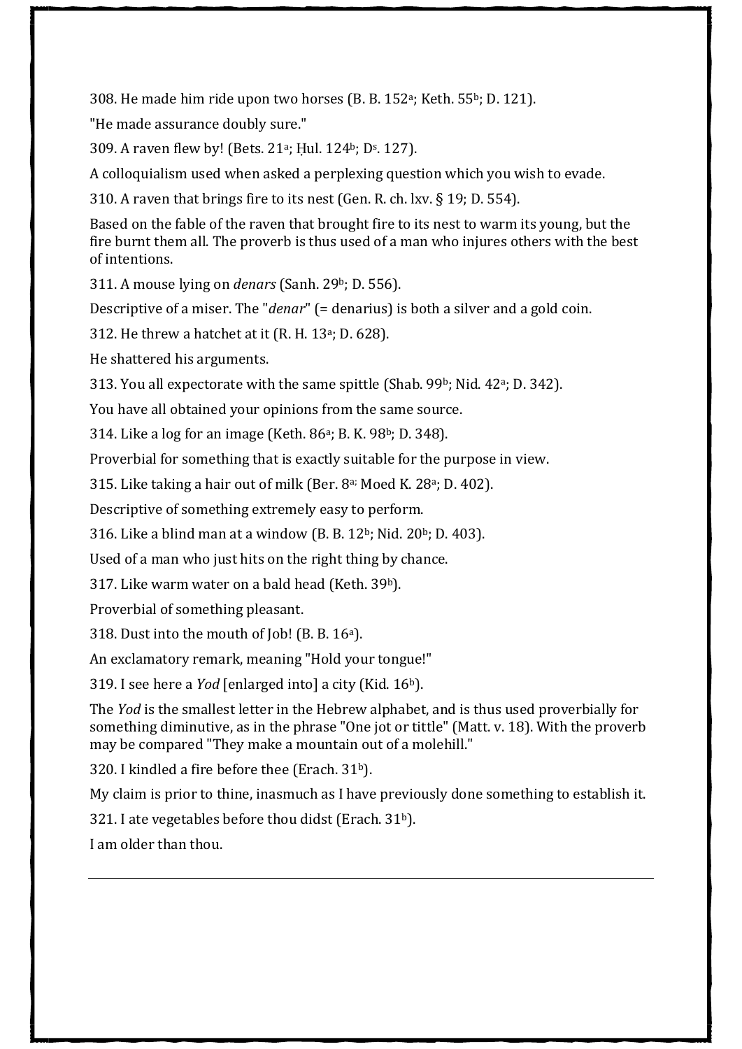308. He made him ride upon two horses (B. B. 152[a]; Keth. 55[b]; D. 121).

"He made assurance doubly sure."

309. A raven flew by! (Bets. 21[a]; Ḥul. 124[b]; D[s]. 127).

A colloquialism used when asked a perplexing question which you wish to evade.

310. A raven that brings fire to its nest (Gen. R. ch. lxv. § 19; D. 554).

Based on the fable of the raven that brought fire to its nest to warm its young, but the fire burnt them all. The proverb is thus used of a man who injures others with the best of intentions.

311. A mouse lying on *denars* (Sanh. 29[b]; D. 556).

Descriptive of a miser. The "*denar*" (= denarius) is both a silver and a gold coin.

312. He threw a hatchet at it (R. H. 13[a]; D. 628).

He shattered his arguments.

313. You all expectorate with the same spittle (Shab. 99[b]; Nid. 42[a]; D. 342).

You have all obtained your opinions from the same source.

314. Like a log for an image (Keth. 86[a]; B. K. 98[b]; D. 348).

Proverbial for something that is exactly suitable for the purpose in view.

315. Like taking a hair out of milk (Ber. 8[a]; Moed K. 28[a]; D. 402).

Descriptive of something extremely easy to perform.

316. Like a blind man at a window (B. B. 12[b]; Nid. 20[b]; D. 403).

Used of a man who just hits on the right thing by chance.

317. Like warm water on a bald head (Keth. 39[b]).

Proverbial of something pleasant.

318. Dust into the mouth of Job! (B. B. 16[a]).

An exclamatory remark, meaning "Hold your tongue!"

319. I see here a *Yod* [enlarged into] a city (Kid. 16[b]).

The *Yod* is the smallest letter in the Hebrew alphabet, and is thus used proverbially for something diminutive, as in the phrase "One jot or tittle" (Matt. v. 18). With the proverb may be compared "They make a mountain out of a molehill."

320. I kindled a fire before thee (Erach. 31[b]).

My claim is prior to thine, inasmuch as I have previously done something to establish it.

321. I ate vegetables before thou didst (Erach. 31[b]).

I am older than thou.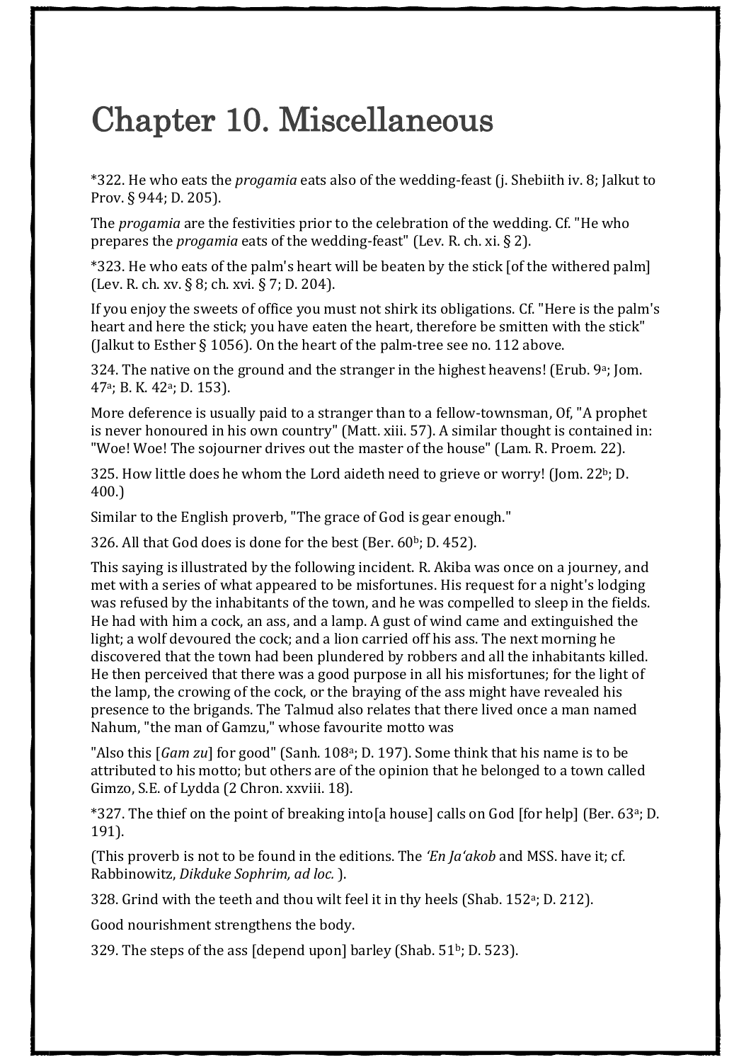# Chapter 10. Miscellaneous

*322. He who eats the *progamia* eats also of the wedding-feast (j. Shebiith iv. 8; Jalkut to Prov. § 944; D. 205).

The *progamia* are the festivities prior to the celebration of the wedding. Cf. "He who prepares the *progamia* eats of the wedding-feast" (Lev. R. ch. xi. § 2).

*323. He who eats of the palm's heart will be beaten by the stick [of the withered palm] (Lev. R. ch. xv. § 8; ch. xvi. § 7; D. 204).

If you enjoy the sweets of office you must not shirk its obligations. Cf. "Here is the palm's heart and here the stick; you have eaten the heart, therefore be smitten with the stick" (Jalkut to Esther § 1056). On the heart of the palm-tree see no. 112 above.

324. The native on the ground and the stranger in the highest heavens! (Erub. 9[a]; Jom. 47[a]; B. K. 42[a]; D. 153).

More deference is usually paid to a stranger than to a fellow-townsman, Of, "A prophet is never honoured in his own country" (Matt. xiii. 57). A similar thought is contained in: "Woe! Woe! The sojourner drives out the master of the house" (Lam. R. Proem. 22).

325. How little does he whom the Lord aideth need to grieve or worry! (Jom. 22[b]; D. 400.)

Similar to the English proverb, "The grace of God is gear enough."

326. All that God does is done for the best (Ber. 60[b]; D. 452).

This saying is illustrated by the following incident. R. Akiba was once on a journey, and met with a series of what appeared to be misfortunes. His request for a night's lodging was refused by the inhabitants of the town, and he was compelled to sleep in the fields. He had with him a cock, an ass, and a lamp. A gust of wind came and extinguished the light; a wolf devoured the cock; and a lion carried off his ass. The next morning he discovered that the town had been plundered by robbers and all the inhabitants killed. He then perceived that there was a good purpose in all his misfortunes; for the light of the lamp, the crowing of the cock, or the braying of the ass might have revealed his presence to the brigands. The Talmud also relates that there lived once a man named Nahum, "the man of Gamzu," whose favourite motto was

"Also this [*Gam zu*] for good" (Sanh. 108[a]; D. 197). Some think that his name is to be attributed to his motto; but others are of the opinion that he belonged to a town called Gimzo, S.E. of Lydda (2 Chron. xxviii. 18).

*327. The thief on the point of breaking into[a house] calls on God [for help] (Ber. 63[a]; D. 191).

(This proverb is not to be found in the editions. The *'En Ja'akob* and MSS. have it; cf. Rabbinowitz, *Dikduke Sophrim, ad loc.* ).

328. Grind with the teeth and thou wilt feel it in thy heels (Shab. 152[a]; D. 212).

Good nourishment strengthens the body.

329. The steps of the ass [depend upon] barley (Shab. 51[b]; D. 523).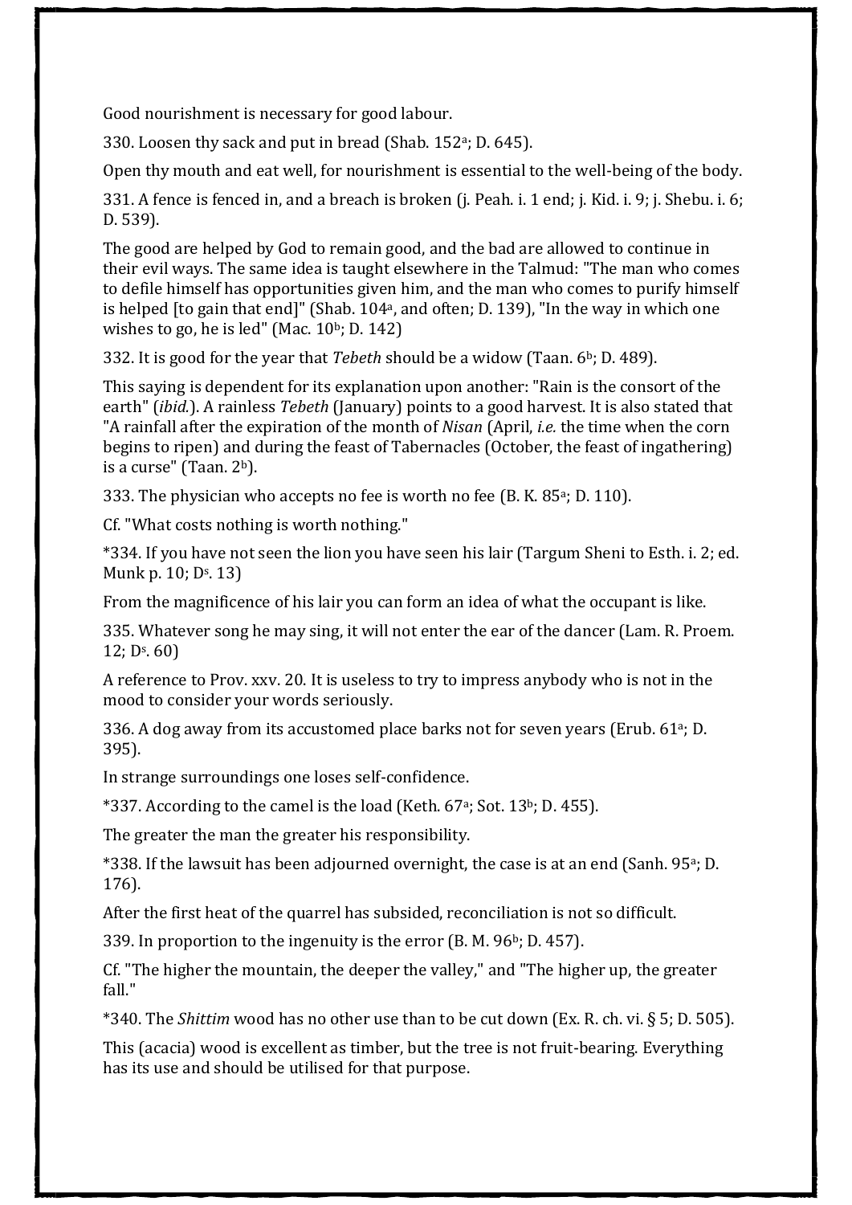Good nourishment is necessary for good labour.

330. Loosen thy sack and put in bread (Shab. 152[a]; D. 645).

Open thy mouth and eat well, for nourishment is essential to the well-being of the body.

331. A fence is fenced in, and a breach is broken (j. Peah. i. 1 end; j. Kid. i. 9; j. Shebu. i. 6; D. 539).

The good are helped by God to remain good, and the bad are allowed to continue in their evil ways. The same idea is taught elsewhere in the Talmud: "The man who comes to defile himself has opportunities given him, and the man who comes to purify himself is helped [to gain that end]" (Shab. 104[a], and often; D. 139), "In the way in which one wishes to go, he is led" (Mac. 10[b]; D. 142)

332. It is good for the year that *Tebeth* should be a widow (Taan. 6[b]; D. 489).

This saying is dependent for its explanation upon another: "Rain is the consort of the earth" (*ibid.*). A rainless *Tebeth* (January) points to a good harvest. It is also stated that "A rainfall after the expiration of the month of *Nisan* (April, *i.e.* the time when the corn begins to ripen) and during the feast of Tabernacles (October, the feast of ingathering) is a curse" (Taan. 2[b]).

333. The physician who accepts no fee is worth no fee (B. K. 85[a]; D. 110).

Cf. "What costs nothing is worth nothing."

*334. If you have not seen the lion you have seen his lair (Targum Sheni to Esth. i. 2; ed. Munk p. 10; D[s]. 13)

From the magnificence of his lair you can form an idea of what the occupant is like.

335. Whatever song he may sing, it will not enter the ear of the dancer (Lam. R. Proem. 12; D[s]. 60)

A reference to Prov. xxv. 20. It is useless to try to impress anybody who is not in the mood to consider your words seriously.

336. A dog away from its accustomed place barks not for seven years (Erub. 61[a]; D. 395).

In strange surroundings one loses self-confidence.

*337. According to the camel is the load (Keth. 67[a]; Sot. 13[b]; D. 455).

The greater the man the greater his responsibility.

*338. If the lawsuit has been adjourned overnight, the case is at an end (Sanh. 95[a]; D. 176).

After the first heat of the quarrel has subsided, reconciliation is not so difficult.

339. In proportion to the ingenuity is the error (B. M. 96[b]; D. 457).

Cf. "The higher the mountain, the deeper the valley," and "The higher up, the greater fall."

*340. The *Shittim* wood has no other use than to be cut down (Ex. R. ch. vi. § 5; D. 505).

This (acacia) wood is excellent as timber, but the tree is not fruit-bearing. Everything has its use and should be utilised for that purpose.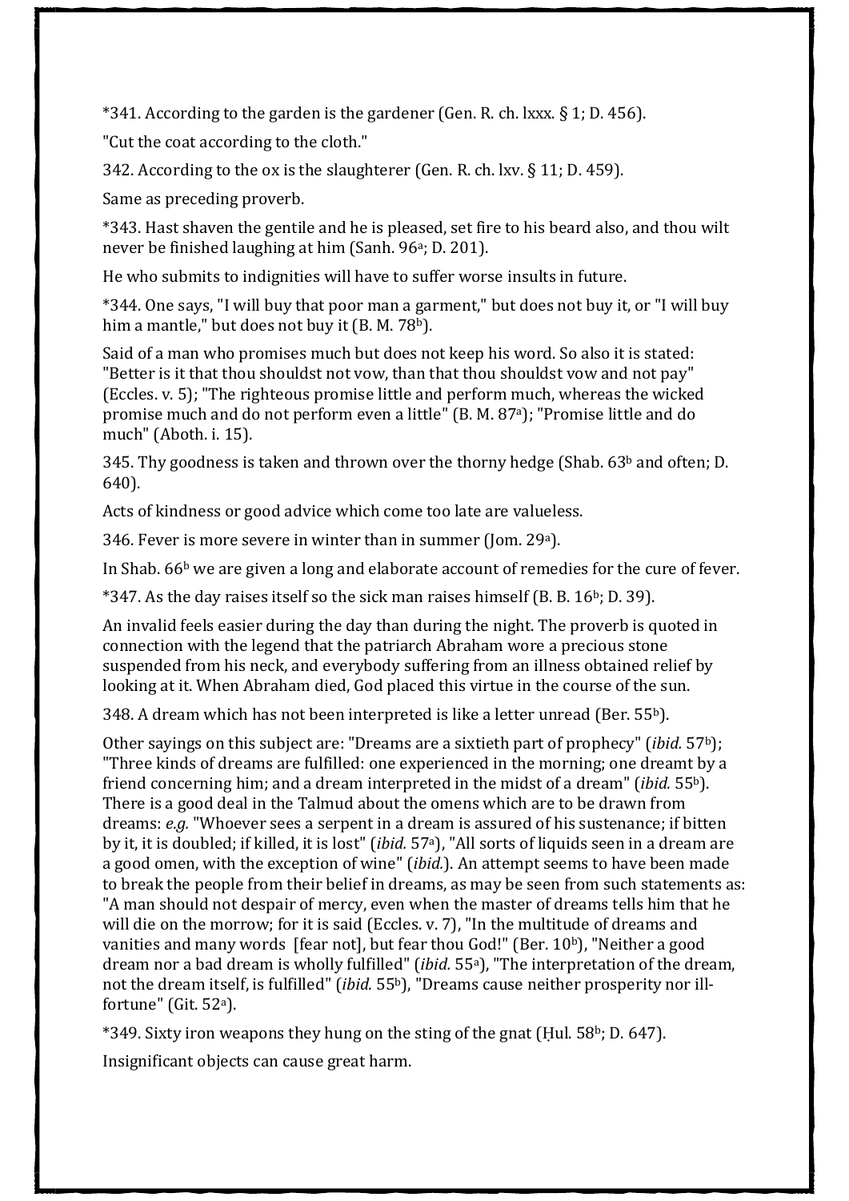*341. According to the garden is the gardener (Gen. R. ch. lxxx. § 1; D. 456).

"Cut the coat according to the cloth."

342. According to the ox is the slaughterer (Gen. R. ch. lxv. § 11; D. 459).

Same as preceding proverb.

*343. Hast shaven the gentile and he is pleased, set fire to his beard also, and thou wilt never be finished laughing at him (Sanh. 96[a]; D. 201).

He who submits to indignities will have to suffer worse insults in future.

*344. One says, "I will buy that poor man a garment," but does not buy it, or "I will buy him a mantle," but does not buy it (B. M. 78[b]).

Said of a man who promises much but does not keep his word. So also it is stated: "Better is it that thou shouldst not vow, than that thou shouldst vow and not pay" (Eccles. v. 5); "The righteous promise little and perform much, whereas the wicked promise much and do not perform even a little" (B. M. 87[a]); "Promise little and do much" (Aboth. i. 15).

345. Thy goodness is taken and thrown over the thorny hedge (Shab. 63[b] and often; D. 640).

Acts of kindness or good advice which come too late are valueless.

346. Fever is more severe in winter than in summer (Jom. 29[a]).

In Shab. 66[b] we are given a long and elaborate account of remedies for the cure of fever.

*347. As the day raises itself so the sick man raises himself (B. B. 16[b]; D. 39).

An invalid feels easier during the day than during the night. The proverb is quoted in connection with the legend that the patriarch Abraham wore a precious stone suspended from his neck, and everybody suffering from an illness obtained relief by looking at it. When Abraham died, God placed this virtue in the course of the sun.

348. A dream which has not been interpreted is like a letter unread (Ber. 55[b]).

Other sayings on this subject are: "Dreams are a sixtieth part of prophecy" (*ibid.* 57[b]); "Three kinds of dreams are fulfilled: one experienced in the morning; one dreamt by a friend concerning him; and a dream interpreted in the midst of a dream" (*ibid.* 55[b]). There is a good deal in the Talmud about the omens which are to be drawn from dreams: *e.g.* "Whoever sees a serpent in a dream is assured of his sustenance; if bitten by it, it is doubled; if killed, it is lost" (*ibid.* 57[a]), "All sorts of liquids seen in a dream are a good omen, with the exception of wine" (*ibid.*). An attempt seems to have been made to break the people from their belief in dreams, as may be seen from such statements as: "A man should not despair of mercy, even when the master of dreams tells him that he will die on the morrow; for it is said (Eccles. v. 7), "In the multitude of dreams and vanities and many words [fear not], but fear thou God!" (Ber. 10[b]), "Neither a good dream nor a bad dream is wholly fulfilled" (*ibid.* 55[a]), "The interpretation of the dream, not the dream itself, is fulfilled" (*ibid.* 55[b]), "Dreams cause neither prosperity nor ill-fortune" (Git. 52[a]).

*349. Sixty iron weapons they hung on the sting of the gnat (Ḥul. 58[b]; D. 647).

Insignificant objects can cause great harm.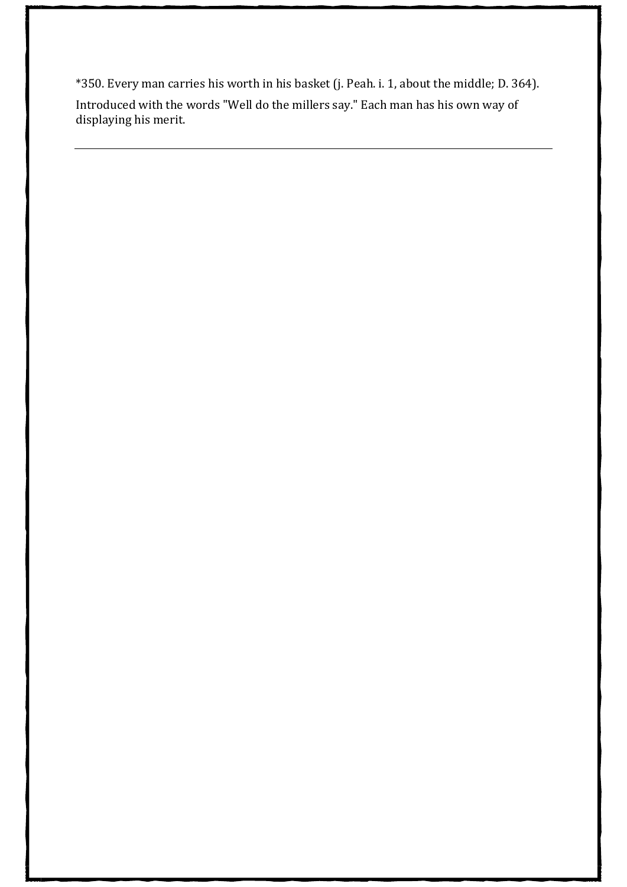*350. Every man carries his worth in his basket (j. Peah. i. 1, about the middle; D. 364).

Introduced with the words "Well do the millers say." Each man has his own way of displaying his merit.

---